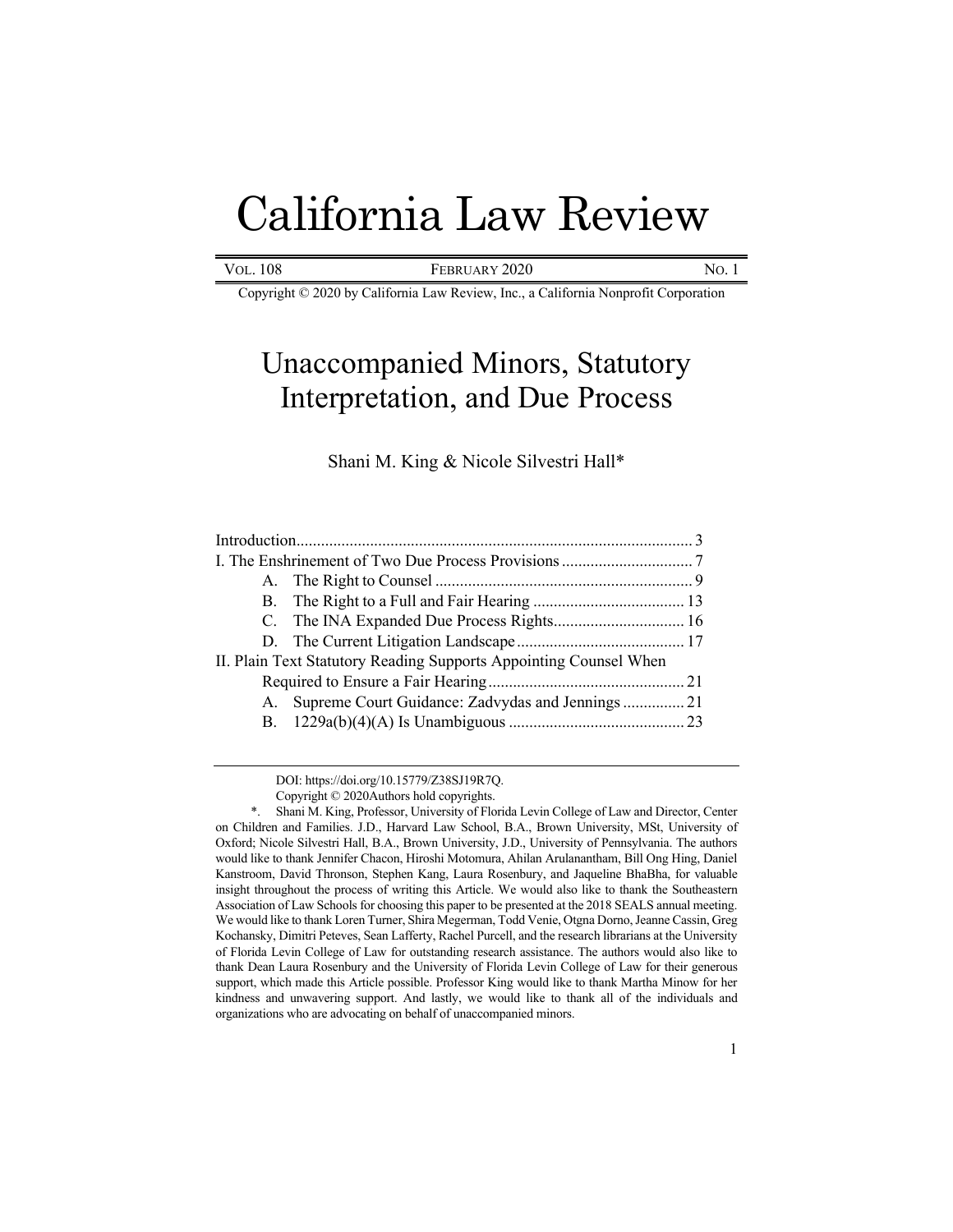# California Law Review

Vol. 108 | February 2020 | No. 1

Copyright © 2020 by California Law Review, Inc., a California Nonprofit Corporation

## Unaccompanied Minors, Statutory Interpretation, and Due Process

Shani M. King & Nicole Silvestri Hall*

Introduction ... 3

I. The Enshrinement of Two Due Process Provisions ... 7

- A. The Right to Counsel ... 9
- B. The Right to a Full and Fair Hearing ... 13
- C. The INA Expanded Due Process Rights ... 16
- D. The Current Litigation Landscape ... 17

II. Plain Text Statutory Reading Supports Appointing Counsel When Required to Ensure a Fair Hearing ... 21

- A. Supreme Court Guidance: Zadvydas and Jennings ... 21
- B. 1229a(b)(4)(A) Is Unambiguous ... 23

---

DOI: https://doi.org/10.15779/Z38SJ19R7Q.

Copyright © 2020Authors hold copyrights.

\*. Shani M. King, Professor, University of Florida Levin College of Law and Director, Center on Children and Families. J.D., Harvard Law School, B.A., Brown University, MSt, University of Oxford; Nicole Silvestri Hall, B.A., Brown University, J.D., University of Pennsylvania. The authors would like to thank Jennifer Chacon, Hiroshi Motomura, Ahilan Arulanantham, Bill Ong Hing, Daniel Kanstroom, David Thronson, Stephen Kang, Laura Rosenbury, and Jaqueline BhaBha, for valuable insight throughout the process of writing this Article. We would also like to thank the Southeastern Association of Law Schools for choosing this paper to be presented at the 2018 SEALS annual meeting. We would like to thank Loren Turner, Shira Megerman, Todd Venie, Otgna Dorno, Jeanne Cassin, Greg Kochansky, Dimitri Peteves, Sean Lafferty, Rachel Purcell, and the research librarians at the University of Florida Levin College of Law for outstanding research assistance. The authors would also like to thank Dean Laura Rosenbury and the University of Florida Levin College of Law for their generous support, which made this Article possible. Professor King would like to thank Martha Minow for her kindness and unwavering support. And lastly, we would like to thank all of the individuals and organizations who are advocating on behalf of unaccompanied minors.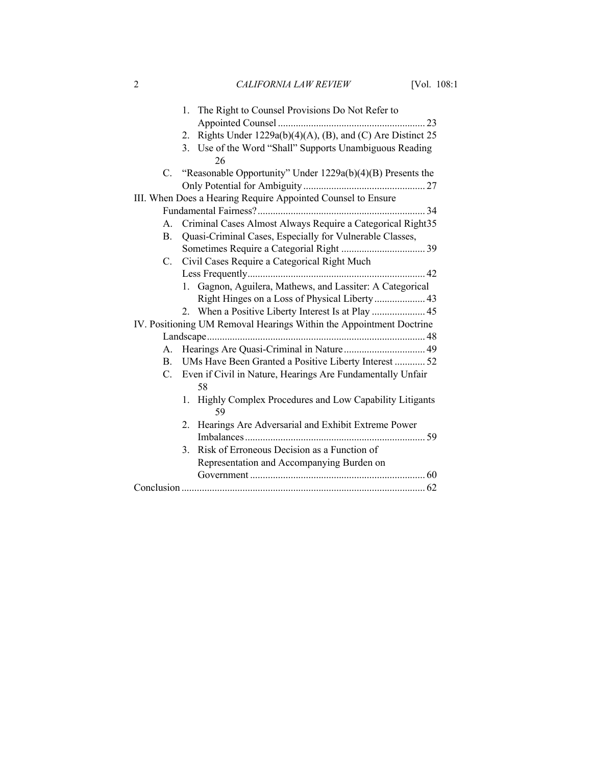1. The Right to Counsel Provisions Do Not Refer to Appointed Counsel ... 23
2. Rights Under 1229a(b)(4)(A), (B), and (C) Are Distinct 25
3. Use of the Word "Shall" Supports Unambiguous Reading 26

C. "Reasonable Opportunity" Under 1229a(b)(4)(B) Presents the Only Potential for Ambiguity ... 27

III. When Does a Hearing Require Appointed Counsel to Ensure Fundamental Fairness? ... 34

A. Criminal Cases Almost Always Require a Categorical Right 35

B. Quasi-Criminal Cases, Especially for Vulnerable Classes, Sometimes Require a Categorial Right ... 39

C. Civil Cases Require a Categorical Right Much Less Frequently ... 42

1. Gagnon, Aguilera, Mathews, and Lassiter: A Categorical Right Hinges on a Loss of Physical Liberty ... 43
2. When a Positive Liberty Interest Is at Play ... 45

IV. Positioning UM Removal Hearings Within the Appointment Doctrine Landscape ... 48

A. Hearings Are Quasi-Criminal in Nature ... 49

B. UMs Have Been Granted a Positive Liberty Interest ... 52

C. Even if Civil in Nature, Hearings Are Fundamentally Unfair 58

1. Highly Complex Procedures and Low Capability Litigants 59
2. Hearings Are Adversarial and Exhibit Extreme Power Imbalances ... 59
3. Risk of Erroneous Decision as a Function of Representation and Accompanying Burden on Government ... 60

Conclusion ... 62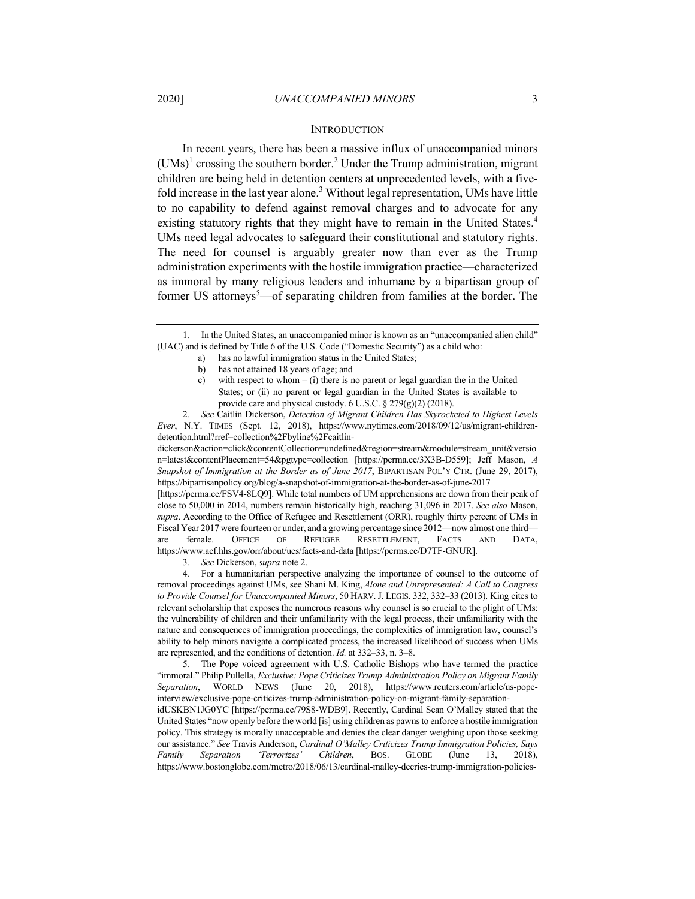## INTRODUCTION

In recent years, there has been a massive influx of unaccompanied minors (UMs)[1] crossing the southern border.[2] Under the Trump administration, migrant children are being held in detention centers at unprecedented levels, with a five-fold increase in the last year alone.[3] Without legal representation, UMs have little to no capability to defend against removal charges and to advocate for any existing statutory rights that they might have to remain in the United States.[4] UMs need legal advocates to safeguard their constitutional and statutory rights. The need for counsel is arguably greater now than ever as the Trump administration experiments with the hostile immigration practice—characterized as immoral by many religious leaders and inhumane by a bipartisan group of former US attorneys[5]—of separating children from families at the border. The

---

1. In the United States, an unaccompanied minor is known as an "unaccompanied alien child" (UAC) and is defined by Title 6 of the U.S. Code ("Domestic Security") as a child who:

   a) has no lawful immigration status in the United States;

   b) has not attained 18 years of age; and

   c) with respect to whom – (i) there is no parent or legal guardian the in the United States; or (ii) no parent or legal guardian in the United States is available to provide care and physical custody. 6 U.S.C. § 279(g)(2) (2018).

2. *See* Caitlin Dickerson, *Detection of Migrant Children Has Skyrocketed to Highest Levels Ever*, N.Y. TIMES (Sept. 12, 2018), https://www.nytimes.com/2018/09/12/us/migrant-children-detention.html?rref=collection%2Fbyline%2Fcaitlin-dickerson&action=click&contentCollection=undefined&region=stream&module=stream_unit&version=latest&contentPlacement=54&pgtype=collection [https://perma.cc/3X3B-D559]; Jeff Mason, *A Snapshot of Immigration at the Border as of June 2017*, BIPARTISAN POL'Y CTR. (June 29, 2017), https://bipartisanpolicy.org/blog/a-snapshot-of-immigration-at-the-border-as-of-june-2017 [https://perma.cc/FSV4-8LQ9]. While total numbers of UM apprehensions are down from their peak of close to 50,000 in 2014, numbers remain historically high, reaching 31,096 in 2017. *See also* Mason, *supra*. According to the Office of Refugee and Resettlement (ORR), roughly thirty percent of UMs in Fiscal Year 2017 were fourteen or under, and a growing percentage since 2012—now almost one third—are female. OFFICE OF REFUGEE RESETTLEMENT, FACTS AND DATA, https://www.acf.hhs.gov/orr/about/ucs/facts-and-data [https://perms.cc/D7TF-GNUR].

3. *See* Dickerson, *supra* note 2.

4. For a humanitarian perspective analyzing the importance of counsel to the outcome of removal proceedings against UMs, see Shani M. King, *Alone and Unrepresented: A Call to Congress to Provide Counsel for Unaccompanied Minors*, 50 HARV. J. LEGIS. 332, 332–33 (2013). King cites to relevant scholarship that exposes the numerous reasons why counsel is so crucial to the plight of UMs: the vulnerability of children and their unfamiliarity with the legal process, their unfamiliarity with the nature and consequences of immigration proceedings, the complexities of immigration law, counsel's ability to help minors navigate a complicated process, the increased likelihood of success when UMs are represented, and the conditions of detention. *Id.* at 332–33, n. 3–8.

5. The Pope voiced agreement with U.S. Catholic Bishops who have termed the practice "immoral." Philip Pullella, *Exclusive: Pope Criticizes Trump Administration Policy on Migrant Family Separation*, WORLD NEWS (June 20, 2018), https://www.reuters.com/article/us-pope-interview/exclusive-pope-criticizes-trump-administration-policy-on-migrant-family-separation-idUSKBN1JG0YC [https://perma.cc/79S8-WDB9]. Recently, Cardinal Sean O'Malley stated that the United States "now openly before the world [is] using children as pawns to enforce a hostile immigration policy. This strategy is morally unacceptable and denies the clear danger weighing upon those seeking our assistance." *See* Travis Anderson, *Cardinal O'Malley Criticizes Trump Immigration Policies, Says Family Separation 'Terrorizes' Children*, BOS. GLOBE (June 13, 2018), https://www.bostonglobe.com/metro/2018/06/13/cardinal-malley-decries-trump-immigration-policies-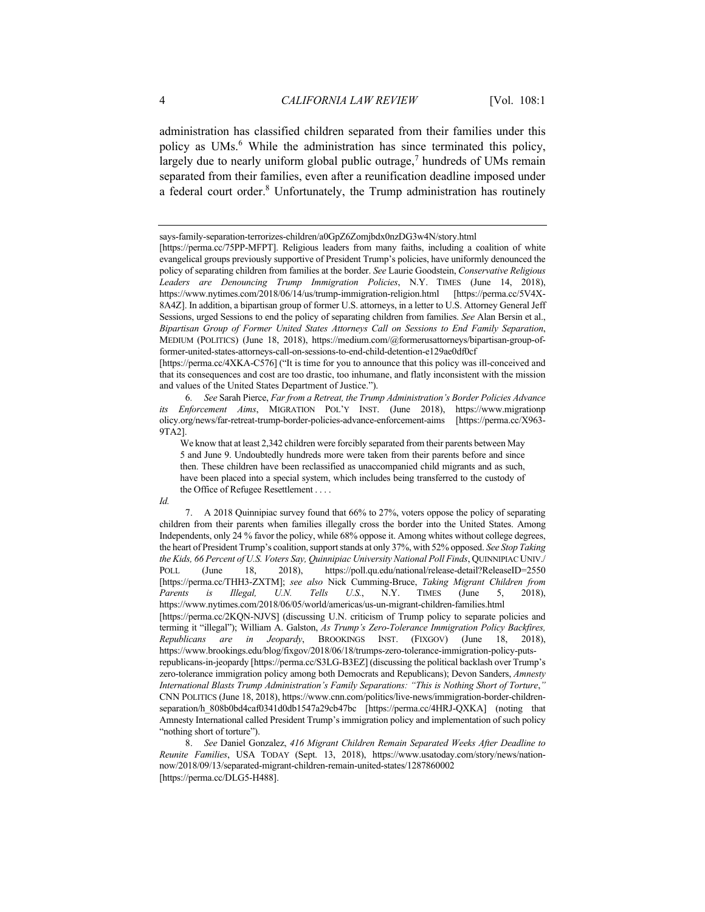administration has classified children separated from their families under this policy as UMs.[6] While the administration has since terminated this policy, largely due to nearly uniform global public outrage,[7] hundreds of UMs remain separated from their families, even after a reunification deadline imposed under a federal court order.[8] Unfortunately, the Trump administration has routinely

---

says-family-separation-terrorizes-children/a0GpZ6Zomjbdx0nzDG3w4N/story.html [https://perma.cc/75PP-MFPT]. Religious leaders from many faiths, including a coalition of white evangelical groups previously supportive of President Trump's policies, have uniformly denounced the policy of separating children from families at the border. *See* Laurie Goodstein, *Conservative Religious Leaders are Denouncing Trump Immigration Policies*, N.Y. TIMES (June 14, 2018), https://www.nytimes.com/2018/06/14/us/trump-immigration-religion.html [https://perma.cc/5V4X-8A4Z]. In addition, a bipartisan group of former U.S. attorneys, in a letter to U.S. Attorney General Jeff Sessions, urged Sessions to end the policy of separating children from families. *See* Alan Bersin et al., *Bipartisan Group of Former United States Attorneys Call on Sessions to End Family Separation*, MEDIUM (POLITICS) (June 18, 2018), https://medium.com/@formerusattorneys/bipartisan-group-of-former-united-states-attorneys-call-on-sessions-to-end-child-detention-e129ae0df0cf [https://perma.cc/4XKA-C576] ("It is time for you to announce that this policy was ill-conceived and that its consequences and cost are too drastic, too inhumane, and flatly inconsistent with the mission and values of the United States Department of Justice.").

6. *See* Sarah Pierce, *Far from a Retreat, the Trump Administration's Border Policies Advance its Enforcement Aims*, MIGRATION POL'Y INST. (June 2018), https://www.migrationpolicy.org/news/far-retreat-trump-border-policies-advance-enforcement-aims [https://perma.cc/X963-9TA2].

> We know that at least 2,342 children were forcibly separated from their parents between May 5 and June 9. Undoubtedly hundreds more were taken from their parents before and since then. These children have been reclassified as unaccompanied child migrants and as such, have been placed into a special system, which includes being transferred to the custody of the Office of Refugee Resettlement . . . .

*Id.*

7. A 2018 Quinnipiac survey found that 66% to 27%, voters oppose the policy of separating children from their parents when families illegally cross the border into the United States. Among Independents, only 24 % favor the policy, while 68% oppose it. Among whites without college degrees, the heart of President Trump's coalition, support stands at only 37%, with 52% opposed. *See Stop Taking the Kids, 66 Percent of U.S. Voters Say, Quinnipiac University National Poll Finds*, QUINNIPIAC UNIV./POLL (June 18, 2018), https://poll.qu.edu/national/release-detail?ReleaseID=2550 [https://perma.cc/THH3-ZXTM]; *see also* Nick Cumming-Bruce, *Taking Migrant Children from Parents is Illegal, U.N. Tells U.S.*, N.Y. TIMES (June 5, 2018), https://www.nytimes.com/2018/06/05/world/americas/us-un-migrant-children-families.html [https://perma.cc/2KQN-NJVS] (discussing U.N. criticism of Trump policy to separate policies and terming it "illegal"); William A. Galston, *As Trump's Zero-Tolerance Immigration Policy Backfires, Republicans are in Jeopardy*, BROOKINGS INST. (FIXGOV) (June 18, 2018), https://www.brookings.edu/blog/fixgov/2018/06/18/trumps-zero-tolerance-immigration-policy-puts-republicans-in-jeopardy [https://perma.cc/S3LG-B3EZ] (discussing the political backlash over Trump's zero-tolerance immigration policy among both Democrats and Republicans); Devon Sanders, *Amnesty International Blasts Trump Administration's Family Separations: "This is Nothing Short of Torture*,*"* CNN POLITICS (June 18, 2018), https://www.cnn.com/politics/live-news/immigration-border-children-separation/h_808b0bd4caf0341d0db1547a29cb47bc [https://perma.cc/4HRJ-QXKA] (noting that Amnesty International called President Trump's immigration policy and implementation of such policy "nothing short of torture").

8. *See* Daniel Gonzalez, *416 Migrant Children Remain Separated Weeks After Deadline to Reunite Families*, USA TODAY (Sept. 13, 2018), https://www.usatoday.com/story/news/nation-now/2018/09/13/separated-migrant-children-remain-united-states/1287860002 [https://perma.cc/DLG5-H488].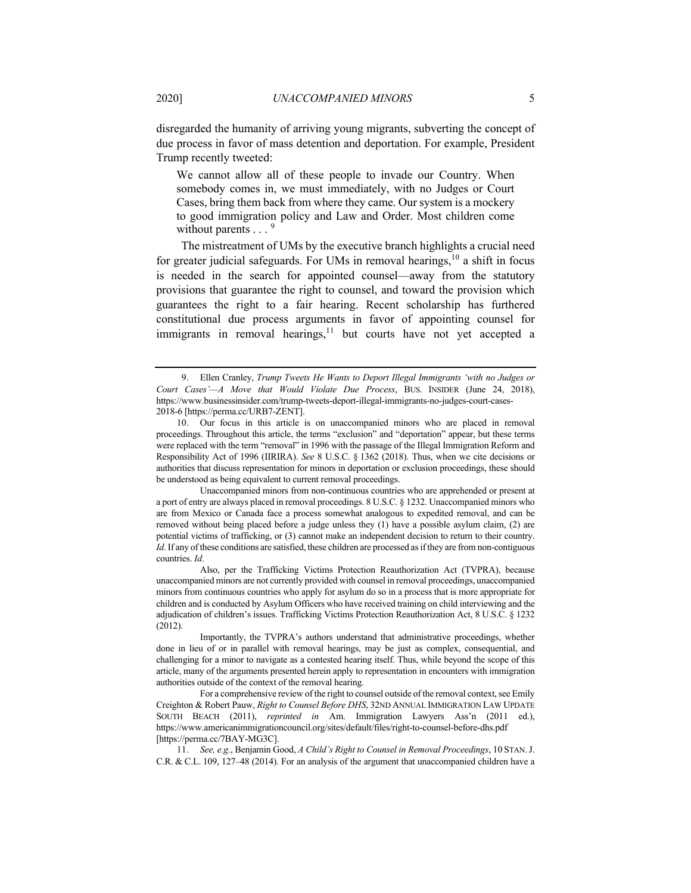disregarded the humanity of arriving young migrants, subverting the concept of due process in favor of mass detention and deportation. For example, President Trump recently tweeted:

> We cannot allow all of these people to invade our Country. When somebody comes in, we must immediately, with no Judges or Court Cases, bring them back from where they came. Our system is a mockery to good immigration policy and Law and Order. Most children come without parents . . . [9]

The mistreatment of UMs by the executive branch highlights a crucial need for greater judicial safeguards. For UMs in removal hearings,[10] a shift in focus is needed in the search for appointed counsel—away from the statutory provisions that guarantee the right to counsel, and toward the provision which guarantees the right to a fair hearing. Recent scholarship has furthered constitutional due process arguments in favor of appointing counsel for immigrants in removal hearings,[11] but courts have not yet accepted a

---

9. Ellen Cranley, *Trump Tweets He Wants to Deport Illegal Immigrants 'with no Judges or Court Cases'—A Move that Would Violate Due Process*, BUS. INSIDER (June 24, 2018), https://www.businessinsider.com/trump-tweets-deport-illegal-immigrants-no-judges-court-cases-2018-6 [https://perma.cc/URB7-ZENT].

10. Our focus in this article is on unaccompanied minors who are placed in removal proceedings. Throughout this article, the terms "exclusion" and "deportation" appear, but these terms were replaced with the term "removal" in 1996 with the passage of the Illegal Immigration Reform and Responsibility Act of 1996 (IIRIRA). *See* 8 U.S.C. § 1362 (2018). Thus, when we cite decisions or authorities that discuss representation for minors in deportation or exclusion proceedings, these should be understood as being equivalent to current removal proceedings.

Unaccompanied minors from non-continuous countries who are apprehended or present at a port of entry are always placed in removal proceedings. 8 U.S.C. § 1232. Unaccompanied minors who are from Mexico or Canada face a process somewhat analogous to expedited removal, and can be removed without being placed before a judge unless they (1) have a possible asylum claim, (2) are potential victims of trafficking, or (3) cannot make an independent decision to return to their country. *Id*. If any of these conditions are satisfied, these children are processed as if they are from non-contiguous countries. *Id*.

Also, per the Trafficking Victims Protection Reauthorization Act (TVPRA), because unaccompanied minors are not currently provided with counsel in removal proceedings, unaccompanied minors from continuous countries who apply for asylum do so in a process that is more appropriate for children and is conducted by Asylum Officers who have received training on child interviewing and the adjudication of children's issues. Trafficking Victims Protection Reauthorization Act, 8 U.S.C. § 1232 (2012).

Importantly, the TVPRA's authors understand that administrative proceedings, whether done in lieu of or in parallel with removal hearings, may be just as complex, consequential, and challenging for a minor to navigate as a contested hearing itself. Thus, while beyond the scope of this article, many of the arguments presented herein apply to representation in encounters with immigration authorities outside of the context of the removal hearing.

For a comprehensive review of the right to counsel outside of the removal context, see Emily Creighton & Robert Pauw, *Right to Counsel Before DHS*, 32ND ANNUAL IMMIGRATION LAW UPDATE SOUTH BEACH (2011), *reprinted in* Am. Immigration Lawyers Ass'n (2011 ed.), https://www.americanimmigrationcouncil.org/sites/default/files/right-to-counsel-before-dhs.pdf [https://perma.cc/7BAY-MG3C].

11. *See, e.g.*, Benjamin Good, *A Child's Right to Counsel in Removal Proceedings*, 10 STAN. J. C.R. & C.L. 109, 127–48 (2014). For an analysis of the argument that unaccompanied children have a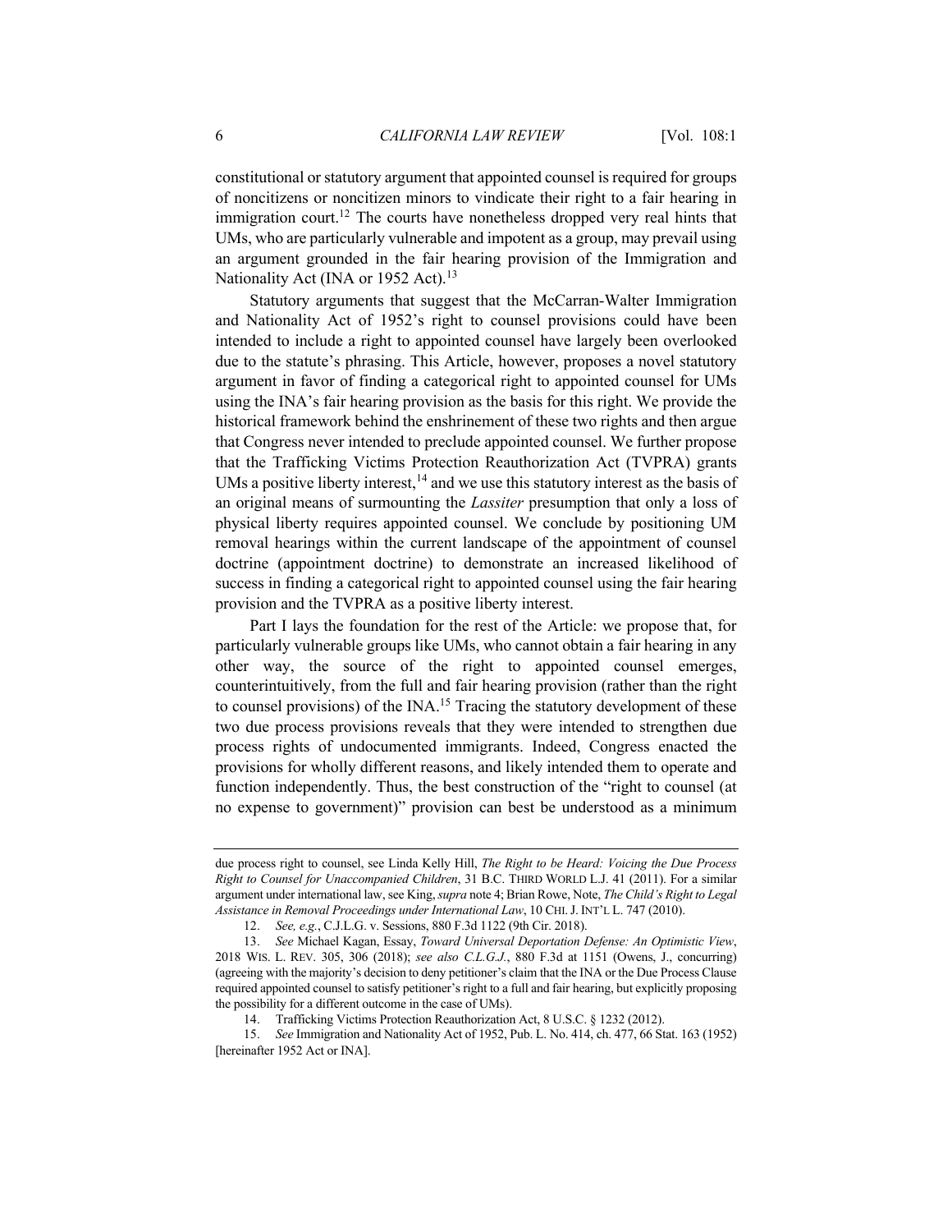constitutional or statutory argument that appointed counsel is required for groups of noncitizens or noncitizen minors to vindicate their right to a fair hearing in immigration court.[12] The courts have nonetheless dropped very real hints that UMs, who are particularly vulnerable and impotent as a group, may prevail using an argument grounded in the fair hearing provision of the Immigration and Nationality Act (INA or 1952 Act).[13]

Statutory arguments that suggest that the McCarran-Walter Immigration and Nationality Act of 1952's right to counsel provisions could have been intended to include a right to appointed counsel have largely been overlooked due to the statute's phrasing. This Article, however, proposes a novel statutory argument in favor of finding a categorical right to appointed counsel for UMs using the INA's fair hearing provision as the basis for this right. We provide the historical framework behind the enshrinement of these two rights and then argue that Congress never intended to preclude appointed counsel. We further propose that the Trafficking Victims Protection Reauthorization Act (TVPRA) grants UMs a positive liberty interest,[14] and we use this statutory interest as the basis of an original means of surmounting the *Lassiter* presumption that only a loss of physical liberty requires appointed counsel. We conclude by positioning UM removal hearings within the current landscape of the appointment of counsel doctrine (appointment doctrine) to demonstrate an increased likelihood of success in finding a categorical right to appointed counsel using the fair hearing provision and the TVPRA as a positive liberty interest.

Part I lays the foundation for the rest of the Article: we propose that, for particularly vulnerable groups like UMs, who cannot obtain a fair hearing in any other way, the source of the right to appointed counsel emerges, counterintuitively, from the full and fair hearing provision (rather than the right to counsel provisions) of the INA.[15] Tracing the statutory development of these two due process provisions reveals that they were intended to strengthen due process rights of undocumented immigrants. Indeed, Congress enacted the provisions for wholly different reasons, and likely intended them to operate and function independently. Thus, the best construction of the "right to counsel (at no expense to government)" provision can best be understood as a minimum

---

due process right to counsel, see Linda Kelly Hill, *The Right to be Heard: Voicing the Due Process Right to Counsel for Unaccompanied Children*, 31 B.C. THIRD WORLD L.J. 41 (2011). For a similar argument under international law, see King, *supra* note 4; Brian Rowe, Note, *The Child's Right to Legal Assistance in Removal Proceedings under International Law*, 10 CHI. J. INT'L L. 747 (2010).

12. *See, e.g.*, C.J.L.G. v. Sessions, 880 F.3d 1122 (9th Cir. 2018).

13. *See* Michael Kagan, Essay, *Toward Universal Deportation Defense: An Optimistic View*, 2018 WIS. L. REV. 305, 306 (2018); *see also C.L.G.J.*, 880 F.3d at 1151 (Owens, J., concurring) (agreeing with the majority's decision to deny petitioner's claim that the INA or the Due Process Clause required appointed counsel to satisfy petitioner's right to a full and fair hearing, but explicitly proposing the possibility for a different outcome in the case of UMs).

14. Trafficking Victims Protection Reauthorization Act, 8 U.S.C. § 1232 (2012).

15. *See* Immigration and Nationality Act of 1952, Pub. L. No. 414, ch. 477, 66 Stat. 163 (1952) [hereinafter 1952 Act or INA].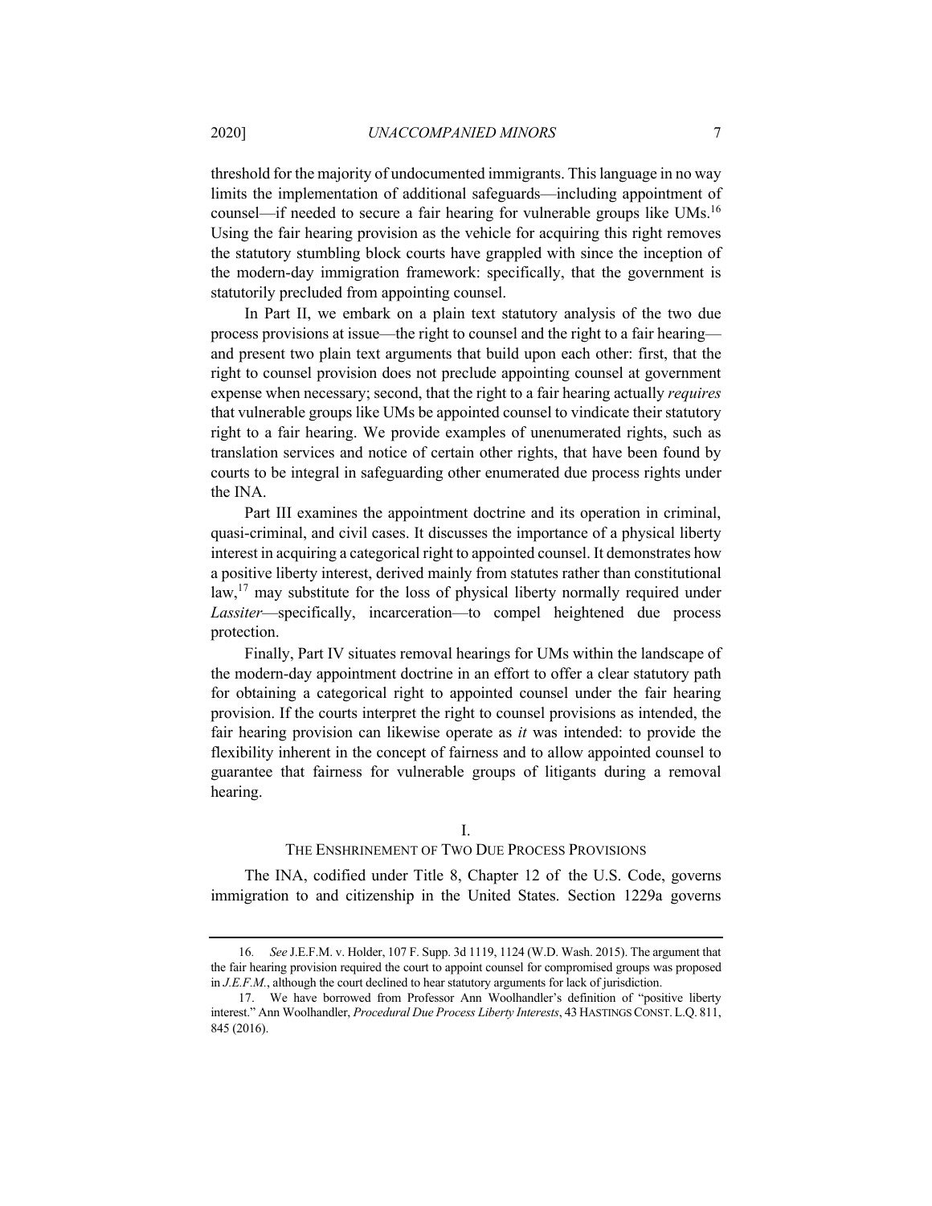threshold for the majority of undocumented immigrants. This language in no way limits the implementation of additional safeguards—including appointment of counsel—if needed to secure a fair hearing for vulnerable groups like UMs.[16] Using the fair hearing provision as the vehicle for acquiring this right removes the statutory stumbling block courts have grappled with since the inception of the modern-day immigration framework: specifically, that the government is statutorily precluded from appointing counsel.

In Part II, we embark on a plain text statutory analysis of the two due process provisions at issue—the right to counsel and the right to a fair hearing—and present two plain text arguments that build upon each other: first, that the right to counsel provision does not preclude appointing counsel at government expense when necessary; second, that the right to a fair hearing actually *requires* that vulnerable groups like UMs be appointed counsel to vindicate their statutory right to a fair hearing. We provide examples of unenumerated rights, such as translation services and notice of certain other rights, that have been found by courts to be integral in safeguarding other enumerated due process rights under the INA.

Part III examines the appointment doctrine and its operation in criminal, quasi-criminal, and civil cases. It discusses the importance of a physical liberty interest in acquiring a categorical right to appointed counsel. It demonstrates how a positive liberty interest, derived mainly from statutes rather than constitutional law,[17] may substitute for the loss of physical liberty normally required under *Lassiter*—specifically, incarceration—to compel heightened due process protection.

Finally, Part IV situates removal hearings for UMs within the landscape of the modern-day appointment doctrine in an effort to offer a clear statutory path for obtaining a categorical right to appointed counsel under the fair hearing provision. If the courts interpret the right to counsel provisions as intended, the fair hearing provision can likewise operate as *it* was intended: to provide the flexibility inherent in the concept of fairness and to allow appointed counsel to guarantee that fairness for vulnerable groups of litigants during a removal hearing.

## I.
## THE ENSHRINEMENT OF TWO DUE PROCESS PROVISIONS

The INA, codified under Title 8, Chapter 12 of the U.S. Code, governs immigration to and citizenship in the United States. Section 1229a governs

---

16. *See* J.E.F.M. v. Holder, 107 F. Supp. 3d 1119, 1124 (W.D. Wash. 2015). The argument that the fair hearing provision required the court to appoint counsel for compromised groups was proposed in *J.E.F.M.*, although the court declined to hear statutory arguments for lack of jurisdiction.

17. We have borrowed from Professor Ann Woolhandler's definition of "positive liberty interest." Ann Woolhandler, *Procedural Due Process Liberty Interests*, 43 HASTINGS CONST. L.Q. 811, 845 (2016).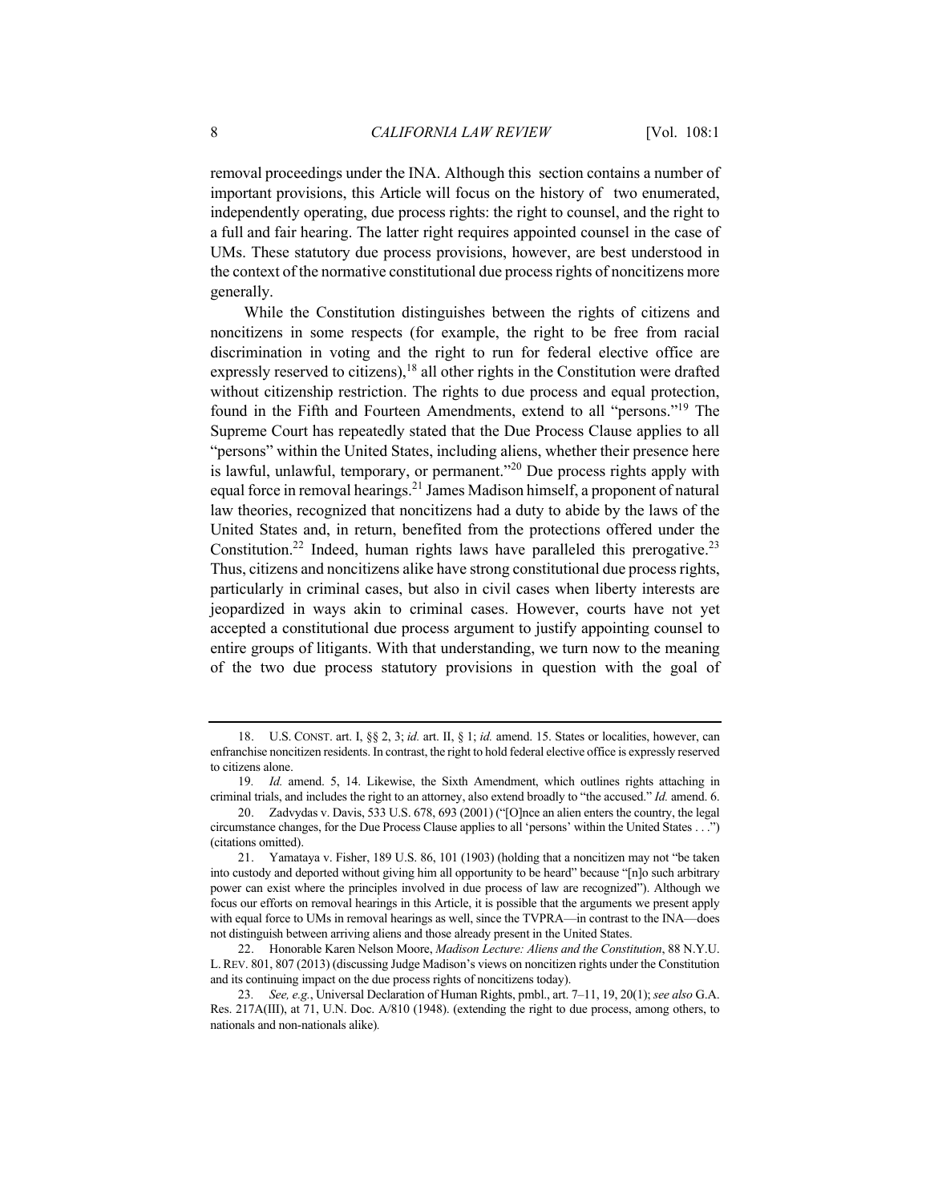removal proceedings under the INA. Although this section contains a number of important provisions, this Article will focus on the history of two enumerated, independently operating, due process rights: the right to counsel, and the right to a full and fair hearing. The latter right requires appointed counsel in the case of UMs. These statutory due process provisions, however, are best understood in the context of the normative constitutional due process rights of noncitizens more generally.

While the Constitution distinguishes between the rights of citizens and noncitizens in some respects (for example, the right to be free from racial discrimination in voting and the right to run for federal elective office are expressly reserved to citizens),[18] all other rights in the Constitution were drafted without citizenship restriction. The rights to due process and equal protection, found in the Fifth and Fourteen Amendments, extend to all "persons."[19] The Supreme Court has repeatedly stated that the Due Process Clause applies to all "persons" within the United States, including aliens, whether their presence here is lawful, unlawful, temporary, or permanent."[20] Due process rights apply with equal force in removal hearings.[21] James Madison himself, a proponent of natural law theories, recognized that noncitizens had a duty to abide by the laws of the United States and, in return, benefited from the protections offered under the Constitution.[22] Indeed, human rights laws have paralleled this prerogative.[23] Thus, citizens and noncitizens alike have strong constitutional due process rights, particularly in criminal cases, but also in civil cases when liberty interests are jeopardized in ways akin to criminal cases. However, courts have not yet accepted a constitutional due process argument to justify appointing counsel to entire groups of litigants. With that understanding, we turn now to the meaning of the two due process statutory provisions in question with the goal of

---

18. U.S. CONST. art. I, §§ 2, 3; *id.* art. II, § 1; *id.* amend. 15. States or localities, however, can enfranchise noncitizen residents. In contrast, the right to hold federal elective office is expressly reserved to citizens alone.

19. *Id.* amend. 5, 14. Likewise, the Sixth Amendment, which outlines rights attaching in criminal trials, and includes the right to an attorney, also extend broadly to "the accused." *Id.* amend. 6.

20. Zadvydas v. Davis, 533 U.S. 678, 693 (2001) ("[O]nce an alien enters the country, the legal circumstance changes, for the Due Process Clause applies to all 'persons' within the United States . . .") (citations omitted).

21. Yamataya v. Fisher, 189 U.S. 86, 101 (1903) (holding that a noncitizen may not "be taken into custody and deported without giving him all opportunity to be heard" because "[n]o such arbitrary power can exist where the principles involved in due process of law are recognized"). Although we focus our efforts on removal hearings in this Article, it is possible that the arguments we present apply with equal force to UMs in removal hearings as well, since the TVPRA—in contrast to the INA—does not distinguish between arriving aliens and those already present in the United States.

22. Honorable Karen Nelson Moore, *Madison Lecture: Aliens and the Constitution*, 88 N.Y.U. L. REV. 801, 807 (2013) (discussing Judge Madison's views on noncitizen rights under the Constitution and its continuing impact on the due process rights of noncitizens today).

23. *See, e.g.*, Universal Declaration of Human Rights, pmbl., art. 7–11, 19, 20(1); *see also* G.A. Res. 217A(III), at 71, U.N. Doc. A/810 (1948). (extending the right to due process, among others, to nationals and non-nationals alike).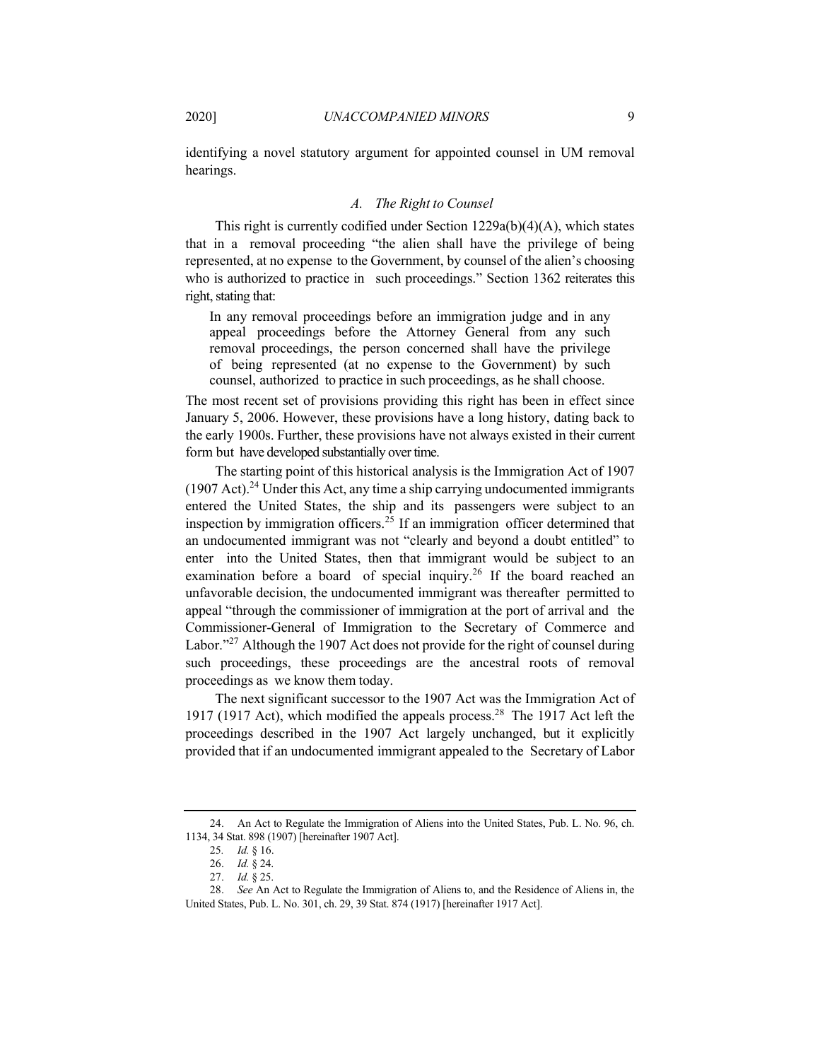identifying a novel statutory argument for appointed counsel in UM removal hearings.

### *A. The Right to Counsel*

This right is currently codified under Section 1229a(b)(4)(A), which states that in a removal proceeding "the alien shall have the privilege of being represented, at no expense to the Government, by counsel of the alien's choosing who is authorized to practice in such proceedings." Section 1362 reiterates this right, stating that:

> In any removal proceedings before an immigration judge and in any appeal proceedings before the Attorney General from any such removal proceedings, the person concerned shall have the privilege of being represented (at no expense to the Government) by such counsel, authorized to practice in such proceedings, as he shall choose.

The most recent set of provisions providing this right has been in effect since January 5, 2006. However, these provisions have a long history, dating back to the early 1900s. Further, these provisions have not always existed in their current form but have developed substantially over time.

The starting point of this historical analysis is the Immigration Act of 1907 (1907 Act).[24] Under this Act, any time a ship carrying undocumented immigrants entered the United States, the ship and its passengers were subject to an inspection by immigration officers.[25] If an immigration officer determined that an undocumented immigrant was not "clearly and beyond a doubt entitled" to enter into the United States, then that immigrant would be subject to an examination before a board of special inquiry.[26] If the board reached an unfavorable decision, the undocumented immigrant was thereafter permitted to appeal "through the commissioner of immigration at the port of arrival and the Commissioner-General of Immigration to the Secretary of Commerce and Labor."[27] Although the 1907 Act does not provide for the right of counsel during such proceedings, these proceedings are the ancestral roots of removal proceedings as we know them today.

The next significant successor to the 1907 Act was the Immigration Act of 1917 (1917 Act), which modified the appeals process.[28] The 1917 Act left the proceedings described in the 1907 Act largely unchanged, but it explicitly provided that if an undocumented immigrant appealed to the Secretary of Labor

---

24. An Act to Regulate the Immigration of Aliens into the United States, Pub. L. No. 96, ch. 1134, 34 Stat. 898 (1907) [hereinafter 1907 Act].

25. *Id.* § 16.

26. *Id.* § 24.

27. *Id.* § 25.

28. *See* An Act to Regulate the Immigration of Aliens to, and the Residence of Aliens in, the United States, Pub. L. No. 301, ch. 29, 39 Stat. 874 (1917) [hereinafter 1917 Act].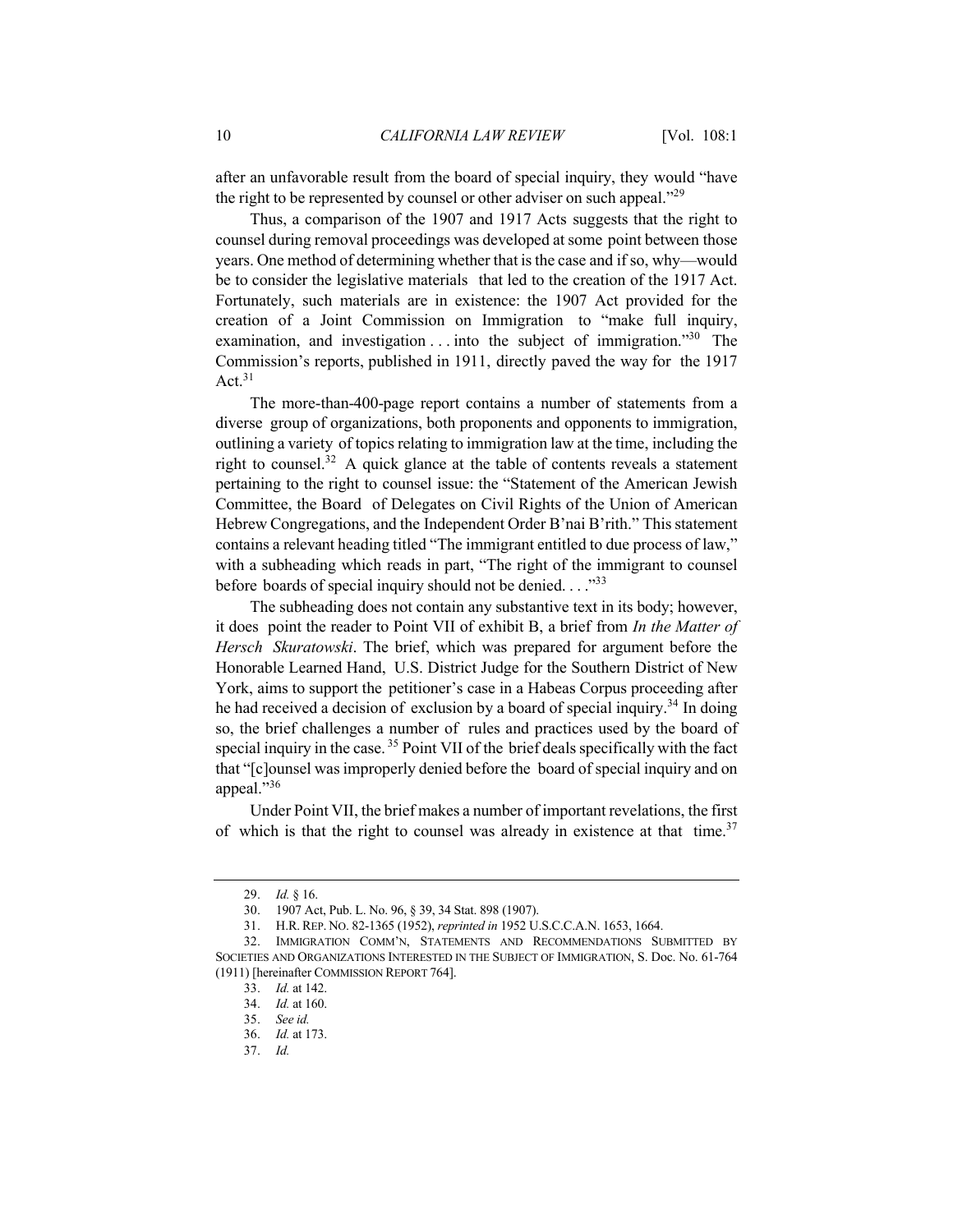after an unfavorable result from the board of special inquiry, they would "have the right to be represented by counsel or other adviser on such appeal."[29]

Thus, a comparison of the 1907 and 1917 Acts suggests that the right to counsel during removal proceedings was developed at some point between those years. One method of determining whether that is the case and if so, why—would be to consider the legislative materials that led to the creation of the 1917 Act. Fortunately, such materials are in existence: the 1907 Act provided for the creation of a Joint Commission on Immigration to "make full inquiry, examination, and investigation . . . into the subject of immigration."[30] The Commission's reports, published in 1911, directly paved the way for the 1917 Act.[31]

The more-than-400-page report contains a number of statements from a diverse group of organizations, both proponents and opponents to immigration, outlining a variety of topics relating to immigration law at the time, including the right to counsel.[32] A quick glance at the table of contents reveals a statement pertaining to the right to counsel issue: the "Statement of the American Jewish Committee, the Board of Delegates on Civil Rights of the Union of American Hebrew Congregations, and the Independent Order B'nai B'rith." This statement contains a relevant heading titled "The immigrant entitled to due process of law," with a subheading which reads in part, "The right of the immigrant to counsel before boards of special inquiry should not be denied. . . ."[33]

The subheading does not contain any substantive text in its body; however, it does point the reader to Point VII of exhibit B, a brief from *In the Matter of Hersch Skuratowski*. The brief, which was prepared for argument before the Honorable Learned Hand, U.S. District Judge for the Southern District of New York, aims to support the petitioner's case in a Habeas Corpus proceeding after he had received a decision of exclusion by a board of special inquiry.[34] In doing so, the brief challenges a number of rules and practices used by the board of special inquiry in the case.[35] Point VII of the brief deals specifically with the fact that "[c]ounsel was improperly denied before the board of special inquiry and on appeal."[36]

Under Point VII, the brief makes a number of important revelations, the first of which is that the right to counsel was already in existence at that time.[37]

---

29. *Id.* § 16.

30. 1907 Act, Pub. L. No. 96, § 39, 34 Stat. 898 (1907).

31. H.R. REP. NO. 82-1365 (1952), *reprinted in* 1952 U.S.C.C.A.N. 1653, 1664.

32. IMMIGRATION COMM'N, STATEMENTS AND RECOMMENDATIONS SUBMITTED BY SOCIETIES AND ORGANIZATIONS INTERESTED IN THE SUBJECT OF IMMIGRATION, S. Doc. No. 61-764 (1911) [hereinafter COMMISSION REPORT 764].

33. *Id.* at 142.

34. *Id.* at 160.

35. *See id.*

36. *Id.* at 173.

37. *Id.*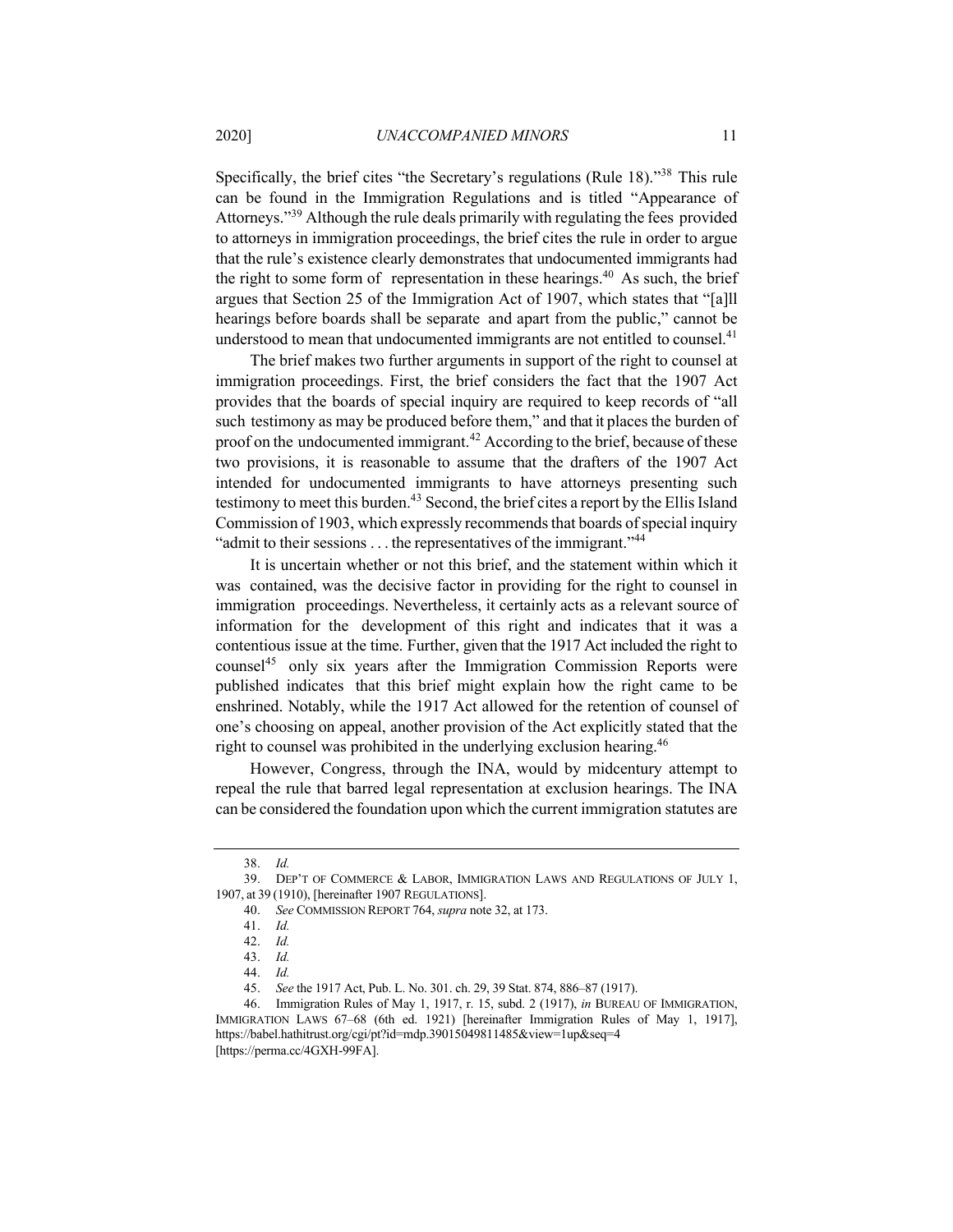Specifically, the brief cites "the Secretary's regulations (Rule 18)."[38] This rule can be found in the Immigration Regulations and is titled "Appearance of Attorneys."[39] Although the rule deals primarily with regulating the fees provided to attorneys in immigration proceedings, the brief cites the rule in order to argue that the rule's existence clearly demonstrates that undocumented immigrants had the right to some form of representation in these hearings.[40] As such, the brief argues that Section 25 of the Immigration Act of 1907, which states that "[a]ll hearings before boards shall be separate and apart from the public," cannot be understood to mean that undocumented immigrants are not entitled to counsel.[41]

The brief makes two further arguments in support of the right to counsel at immigration proceedings. First, the brief considers the fact that the 1907 Act provides that the boards of special inquiry are required to keep records of "all such testimony as may be produced before them," and that it places the burden of proof on the undocumented immigrant.[42] According to the brief, because of these two provisions, it is reasonable to assume that the drafters of the 1907 Act intended for undocumented immigrants to have attorneys presenting such testimony to meet this burden.[43] Second, the brief cites a report by the Ellis Island Commission of 1903, which expressly recommends that boards of special inquiry "admit to their sessions . . . the representatives of the immigrant."[44]

It is uncertain whether or not this brief, and the statement within which it was contained, was the decisive factor in providing for the right to counsel in immigration proceedings. Nevertheless, it certainly acts as a relevant source of information for the development of this right and indicates that it was a contentious issue at the time. Further, given that the 1917 Act included the right to counsel[45] only six years after the Immigration Commission Reports were published indicates that this brief might explain how the right came to be enshrined. Notably, while the 1917 Act allowed for the retention of counsel of one's choosing on appeal, another provision of the Act explicitly stated that the right to counsel was prohibited in the underlying exclusion hearing.[46]

However, Congress, through the INA, would by midcentury attempt to repeal the rule that barred legal representation at exclusion hearings. The INA can be considered the foundation upon which the current immigration statutes are

---

38. *Id.*

39. DEP'T OF COMMERCE & LABOR, IMMIGRATION LAWS AND REGULATIONS OF JULY 1, 1907, at 39 (1910), [hereinafter 1907 REGULATIONS].

40. *See* COMMISSION REPORT 764, *supra* note 32, at 173.

41. *Id.*

42. *Id.*

43. *Id.*

44. *Id.*

45. *See* the 1917 Act, Pub. L. No. 301. ch. 29, 39 Stat. 874, 886–87 (1917).

46. Immigration Rules of May 1, 1917, r. 15, subd. 2 (1917), *in* BUREAU OF IMMIGRATION, IMMIGRATION LAWS 67–68 (6th ed. 1921) [hereinafter Immigration Rules of May 1, 1917], https://babel.hathitrust.org/cgi/pt?id=mdp.39015049811485&view=1up&seq=4 [https://perma.cc/4GXH-99FA].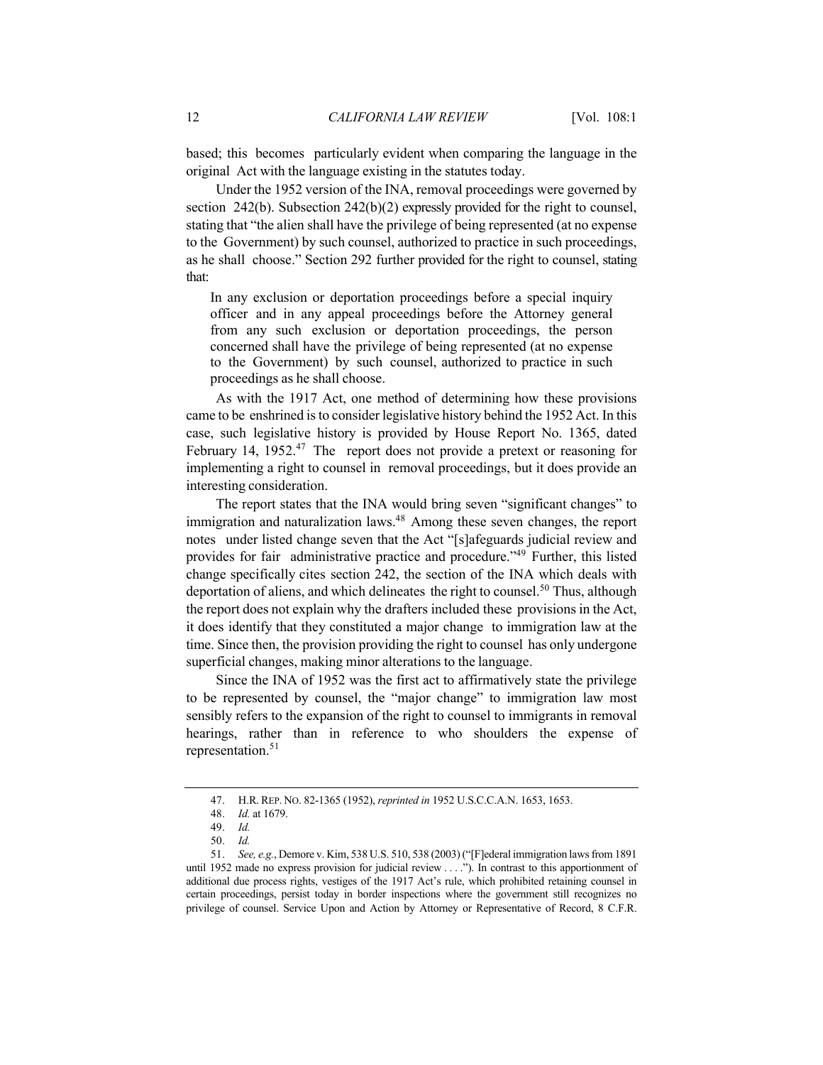based; this becomes particularly evident when comparing the language in the original Act with the language existing in the statutes today.

Under the 1952 version of the INA, removal proceedings were governed by section 242(b). Subsection 242(b)(2) expressly provided for the right to counsel, stating that "the alien shall have the privilege of being represented (at no expense to the Government) by such counsel, authorized to practice in such proceedings, as he shall choose." Section 292 further provided for the right to counsel, stating that:

> In any exclusion or deportation proceedings before a special inquiry officer and in any appeal proceedings before the Attorney general from any such exclusion or deportation proceedings, the person concerned shall have the privilege of being represented (at no expense to the Government) by such counsel, authorized to practice in such proceedings as he shall choose.

As with the 1917 Act, one method of determining how these provisions came to be enshrined is to consider legislative history behind the 1952 Act. In this case, such legislative history is provided by House Report No. 1365, dated February 14, 1952.[47] The report does not provide a pretext or reasoning for implementing a right to counsel in removal proceedings, but it does provide an interesting consideration.

The report states that the INA would bring seven "significant changes" to immigration and naturalization laws.[48] Among these seven changes, the report notes under listed change seven that the Act "[s]afeguards judicial review and provides for fair administrative practice and procedure."[49] Further, this listed change specifically cites section 242, the section of the INA which deals with deportation of aliens, and which delineates the right to counsel.[50] Thus, although the report does not explain why the drafters included these provisions in the Act, it does identify that they constituted a major change to immigration law at the time. Since then, the provision providing the right to counsel has only undergone superficial changes, making minor alterations to the language.

Since the INA of 1952 was the first act to affirmatively state the privilege to be represented by counsel, the "major change" to immigration law most sensibly refers to the expansion of the right to counsel to immigrants in removal hearings, rather than in reference to who shoulders the expense of representation.[51]

---

47. H.R. REP. NO. 82-1365 (1952), *reprinted in* 1952 U.S.C.C.A.N. 1653, 1653.

48. *Id.* at 1679.

49. *Id.*

50. *Id.*

51. *See, e.g.*, Demore v. Kim, 538 U.S. 510, 538 (2003) ("[F]ederal immigration laws from 1891 until 1952 made no express provision for judicial review . . . ."). In contrast to this apportionment of additional due process rights, vestiges of the 1917 Act's rule, which prohibited retaining counsel in certain proceedings, persist today in border inspections where the government still recognizes no privilege of counsel. Service Upon and Action by Attorney or Representative of Record, 8 C.F.R.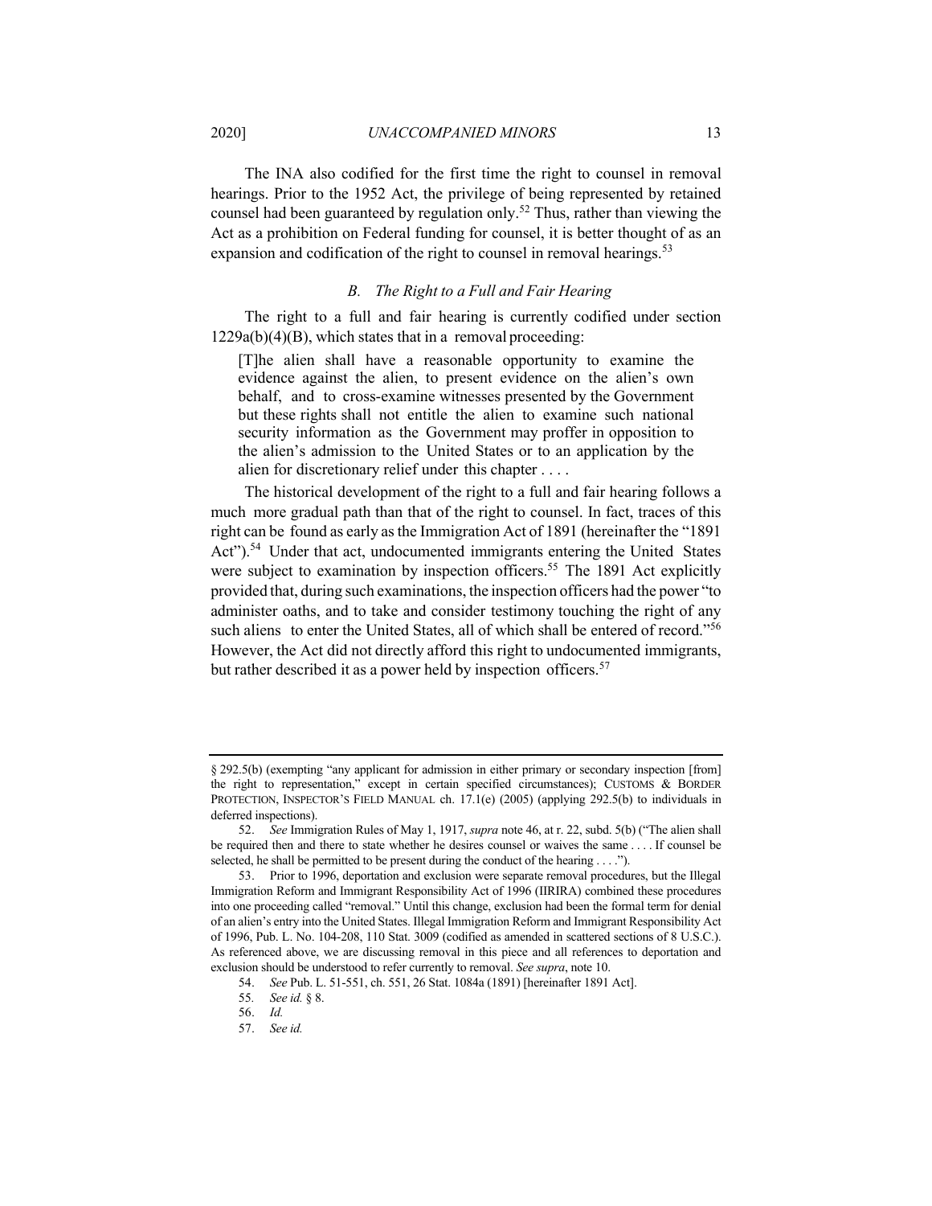The INA also codified for the first time the right to counsel in removal hearings. Prior to the 1952 Act, the privilege of being represented by retained counsel had been guaranteed by regulation only.[52] Thus, rather than viewing the Act as a prohibition on Federal funding for counsel, it is better thought of as an expansion and codification of the right to counsel in removal hearings.[53]

### *B. The Right to a Full and Fair Hearing*

The right to a full and fair hearing is currently codified under section 1229a(b)(4)(B), which states that in a removal proceeding:

> [T]he alien shall have a reasonable opportunity to examine the evidence against the alien, to present evidence on the alien's own behalf, and to cross-examine witnesses presented by the Government but these rights shall not entitle the alien to examine such national security information as the Government may proffer in opposition to the alien's admission to the United States or to an application by the alien for discretionary relief under this chapter . . . .

The historical development of the right to a full and fair hearing follows a much more gradual path than that of the right to counsel. In fact, traces of this right can be found as early as the Immigration Act of 1891 (hereinafter the "1891 Act").[54] Under that act, undocumented immigrants entering the United States were subject to examination by inspection officers.[55] The 1891 Act explicitly provided that, during such examinations, the inspection officers had the power "to administer oaths, and to take and consider testimony touching the right of any such aliens to enter the United States, all of which shall be entered of record."[56] However, the Act did not directly afford this right to undocumented immigrants, but rather described it as a power held by inspection officers.[57]

---

§ 292.5(b) (exempting "any applicant for admission in either primary or secondary inspection [from] the right to representation," except in certain specified circumstances); CUSTOMS & BORDER PROTECTION, INSPECTOR'S FIELD MANUAL ch. 17.1(e) (2005) (applying 292.5(b) to individuals in deferred inspections).

52. *See* Immigration Rules of May 1, 1917, *supra* note 46, at r. 22, subd. 5(b) ("The alien shall be required then and there to state whether he desires counsel or waives the same . . . . If counsel be selected, he shall be permitted to be present during the conduct of the hearing . . . .").

53. Prior to 1996, deportation and exclusion were separate removal procedures, but the Illegal Immigration Reform and Immigrant Responsibility Act of 1996 (IIRIRA) combined these procedures into one proceeding called "removal." Until this change, exclusion had been the formal term for denial of an alien's entry into the United States. Illegal Immigration Reform and Immigrant Responsibility Act of 1996, Pub. L. No. 104-208, 110 Stat. 3009 (codified as amended in scattered sections of 8 U.S.C.). As referenced above, we are discussing removal in this piece and all references to deportation and exclusion should be understood to refer currently to removal. *See supra*, note 10.

54. *See* Pub. L. 51-551, ch. 551, 26 Stat. 1084a (1891) [hereinafter 1891 Act].

55. *See id.* § 8.

56. *Id.*

57. *See id.*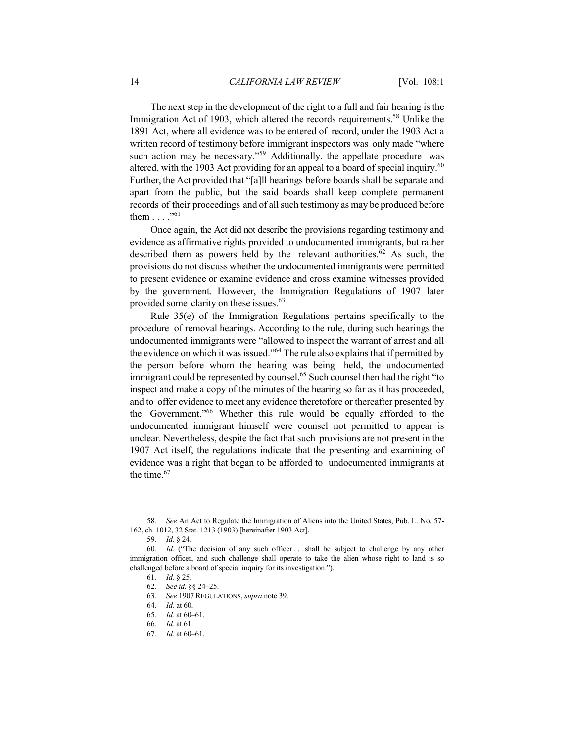The next step in the development of the right to a full and fair hearing is the Immigration Act of 1903, which altered the records requirements.[58] Unlike the 1891 Act, where all evidence was to be entered of record, under the 1903 Act a written record of testimony before immigrant inspectors was only made "where such action may be necessary."[59] Additionally, the appellate procedure was altered, with the 1903 Act providing for an appeal to a board of special inquiry.[60] Further, the Act provided that "[a]ll hearings before boards shall be separate and apart from the public, but the said boards shall keep complete permanent records of their proceedings and of all such testimony as may be produced before them . . . ."[61]

Once again, the Act did not describe the provisions regarding testimony and evidence as affirmative rights provided to undocumented immigrants, but rather described them as powers held by the relevant authorities.[62] As such, the provisions do not discuss whether the undocumented immigrants were permitted to present evidence or examine evidence and cross examine witnesses provided by the government. However, the Immigration Regulations of 1907 later provided some clarity on these issues.[63]

Rule 35(e) of the Immigration Regulations pertains specifically to the procedure of removal hearings. According to the rule, during such hearings the undocumented immigrants were "allowed to inspect the warrant of arrest and all the evidence on which it was issued."[64] The rule also explains that if permitted by the person before whom the hearing was being held, the undocumented immigrant could be represented by counsel.[65] Such counsel then had the right "to inspect and make a copy of the minutes of the hearing so far as it has proceeded, and to offer evidence to meet any evidence theretofore or thereafter presented by the Government."[66] Whether this rule would be equally afforded to the undocumented immigrant himself were counsel not permitted to appear is unclear. Nevertheless, despite the fact that such provisions are not present in the 1907 Act itself, the regulations indicate that the presenting and examining of evidence was a right that began to be afforded to undocumented immigrants at the time.[67]

---

58. *See* An Act to Regulate the Immigration of Aliens into the United States, Pub. L. No. 57-162, ch. 1012, 32 Stat. 1213 (1903) [hereinafter 1903 Act].

59. *Id.* § 24.

60. *Id.* ("The decision of any such officer . . . shall be subject to challenge by any other immigration officer, and such challenge shall operate to take the alien whose right to land is so challenged before a board of special inquiry for its investigation.").

61. *Id.* § 25.

62. *See id.* §§ 24–25.

63. *See* 1907 REGULATIONS, *supra* note 39.

64. *Id.* at 60.

65. *Id.* at 60–61.

66. *Id.* at 61.

67. *Id.* at 60–61.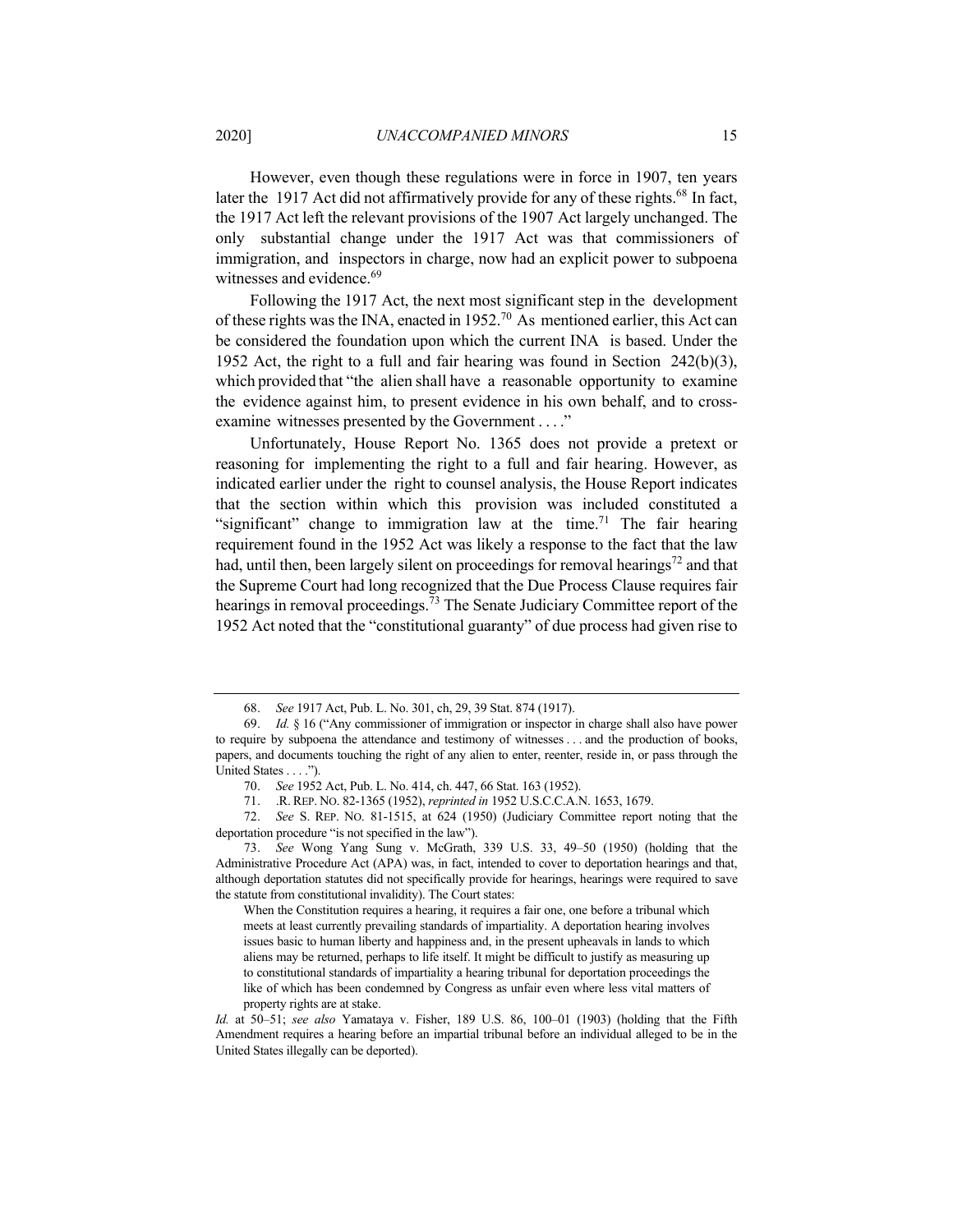However, even though these regulations were in force in 1907, ten years later the 1917 Act did not affirmatively provide for any of these rights.[68] In fact, the 1917 Act left the relevant provisions of the 1907 Act largely unchanged. The only substantial change under the 1917 Act was that commissioners of immigration, and inspectors in charge, now had an explicit power to subpoena witnesses and evidence.[69]

Following the 1917 Act, the next most significant step in the development of these rights was the INA, enacted in 1952.[70] As mentioned earlier, this Act can be considered the foundation upon which the current INA is based. Under the 1952 Act, the right to a full and fair hearing was found in Section 242(b)(3), which provided that "the alien shall have a reasonable opportunity to examine the evidence against him, to present evidence in his own behalf, and to cross-examine witnesses presented by the Government . . . ."

Unfortunately, House Report No. 1365 does not provide a pretext or reasoning for implementing the right to a full and fair hearing. However, as indicated earlier under the right to counsel analysis, the House Report indicates that the section within which this provision was included constituted a "significant" change to immigration law at the time.[71] The fair hearing requirement found in the 1952 Act was likely a response to the fact that the law had, until then, been largely silent on proceedings for removal hearings[72] and that the Supreme Court had long recognized that the Due Process Clause requires fair hearings in removal proceedings.[73] The Senate Judiciary Committee report of the 1952 Act noted that the "constitutional guaranty" of due process had given rise to

---

68. *See* 1917 Act, Pub. L. No. 301, ch, 29, 39 Stat. 874 (1917).

69. *Id.* § 16 ("Any commissioner of immigration or inspector in charge shall also have power to require by subpoena the attendance and testimony of witnesses . . . and the production of books, papers, and documents touching the right of any alien to enter, reenter, reside in, or pass through the United States . . . .").

70. *See* 1952 Act, Pub. L. No. 414, ch. 447, 66 Stat. 163 (1952).

71. .R. REP. NO. 82-1365 (1952), *reprinted in* 1952 U.S.C.C.A.N. 1653, 1679.

72. *See* S. REP. NO. 81-1515, at 624 (1950) (Judiciary Committee report noting that the deportation procedure "is not specified in the law").

73. *See* Wong Yang Sung v. McGrath, 339 U.S. 33, 49–50 (1950) (holding that the Administrative Procedure Act (APA) was, in fact, intended to cover to deportation hearings and that, although deportation statutes did not specifically provide for hearings, hearings were required to save the statute from constitutional invalidity). The Court states:

> When the Constitution requires a hearing, it requires a fair one, one before a tribunal which meets at least currently prevailing standards of impartiality. A deportation hearing involves issues basic to human liberty and happiness and, in the present upheavals in lands to which aliens may be returned, perhaps to life itself. It might be difficult to justify as measuring up to constitutional standards of impartiality a hearing tribunal for deportation proceedings the like of which has been condemned by Congress as unfair even where less vital matters of property rights are at stake.

*Id.* at 50–51; *see also* Yamataya v. Fisher, 189 U.S. 86, 100–01 (1903) (holding that the Fifth Amendment requires a hearing before an impartial tribunal before an individual alleged to be in the United States illegally can be deported).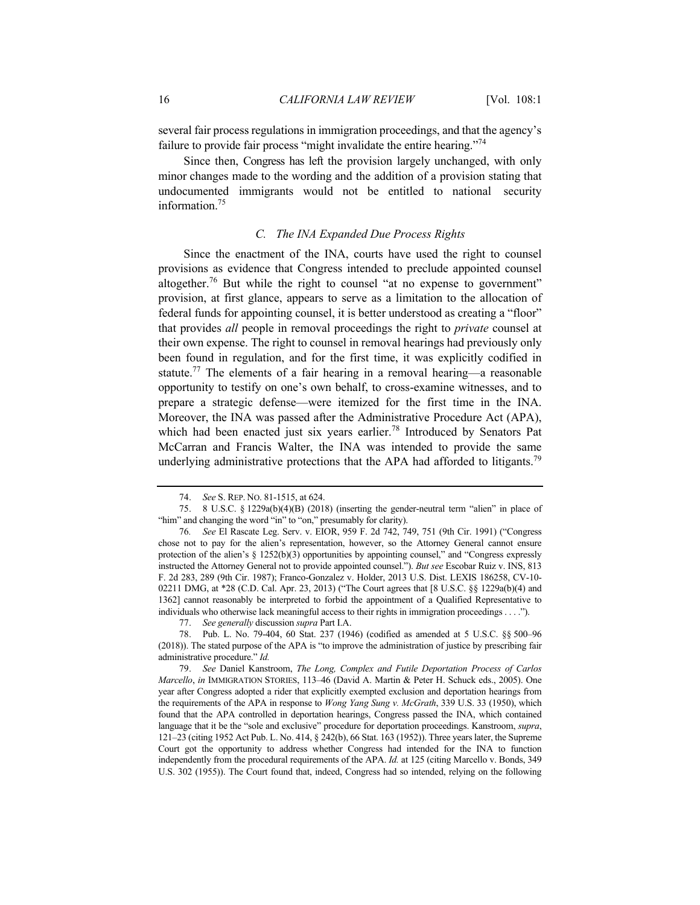several fair process regulations in immigration proceedings, and that the agency's failure to provide fair process "might invalidate the entire hearing."[74]

Since then, Congress has left the provision largely unchanged, with only minor changes made to the wording and the addition of a provision stating that undocumented immigrants would not be entitled to national security information.[75]

### *C. The INA Expanded Due Process Rights*

Since the enactment of the INA, courts have used the right to counsel provisions as evidence that Congress intended to preclude appointed counsel altogether.[76] But while the right to counsel "at no expense to government" provision, at first glance, appears to serve as a limitation to the allocation of federal funds for appointing counsel, it is better understood as creating a "floor" that provides *all* people in removal proceedings the right to *private* counsel at their own expense. The right to counsel in removal hearings had previously only been found in regulation, and for the first time, it was explicitly codified in statute.[77] The elements of a fair hearing in a removal hearing—a reasonable opportunity to testify on one's own behalf, to cross-examine witnesses, and to prepare a strategic defense—were itemized for the first time in the INA. Moreover, the INA was passed after the Administrative Procedure Act (APA), which had been enacted just six years earlier.[78] Introduced by Senators Pat McCarran and Francis Walter, the INA was intended to provide the same underlying administrative protections that the APA had afforded to litigants.[79]

---

74. *See* S. REP. NO. 81-1515, at 624.

75. 8 U.S.C. § 1229a(b)(4)(B) (2018) (inserting the gender-neutral term "alien" in place of "him" and changing the word "in" to "on," presumably for clarity).

76. *See* El Rascate Leg. Serv. v. EIOR, 959 F. 2d 742, 749, 751 (9th Cir. 1991) ("Congress chose not to pay for the alien's representation, however, so the Attorney General cannot ensure protection of the alien's § 1252(b)(3) opportunities by appointing counsel," and "Congress expressly instructed the Attorney General not to provide appointed counsel."). *But see* Escobar Ruiz v. INS, 813 F. 2d 283, 289 (9th Cir. 1987); Franco-Gonzalez v. Holder, 2013 U.S. Dist. LEXIS 186258, CV-10-02211 DMG, at *28 (C.D. Cal. Apr. 23, 2013) ("The Court agrees that [8 U.S.C. §§ 1229a(b)(4) and 1362] cannot reasonably be interpreted to forbid the appointment of a Qualified Representative to individuals who otherwise lack meaningful access to their rights in immigration proceedings . . . .").

77. *See generally* discussion *supra* Part I.A.

78. Pub. L. No. 79-404, 60 Stat. 237 (1946) (codified as amended at 5 U.S.C. §§ 500–96 (2018)). The stated purpose of the APA is "to improve the administration of justice by prescribing fair administrative procedure." *Id.*

79. *See* Daniel Kanstroom, *The Long, Complex and Futile Deportation Process of Carlos Marcello*, *in* IMMIGRATION STORIES, 113–46 (David A. Martin & Peter H. Schuck eds., 2005). One year after Congress adopted a rider that explicitly exempted exclusion and deportation hearings from the requirements of the APA in response to *Wong Yang Sung v. McGrath*, 339 U.S. 33 (1950), which found that the APA controlled in deportation hearings, Congress passed the INA, which contained language that it be the "sole and exclusive" procedure for deportation proceedings. Kanstroom, *supra*, 121–23 (citing 1952 Act Pub. L. No. 414, § 242(b), 66 Stat. 163 (1952)). Three years later, the Supreme Court got the opportunity to address whether Congress had intended for the INA to function independently from the procedural requirements of the APA. *Id.* at 125 (citing Marcello v. Bonds, 349 U.S. 302 (1955)). The Court found that, indeed, Congress had so intended, relying on the following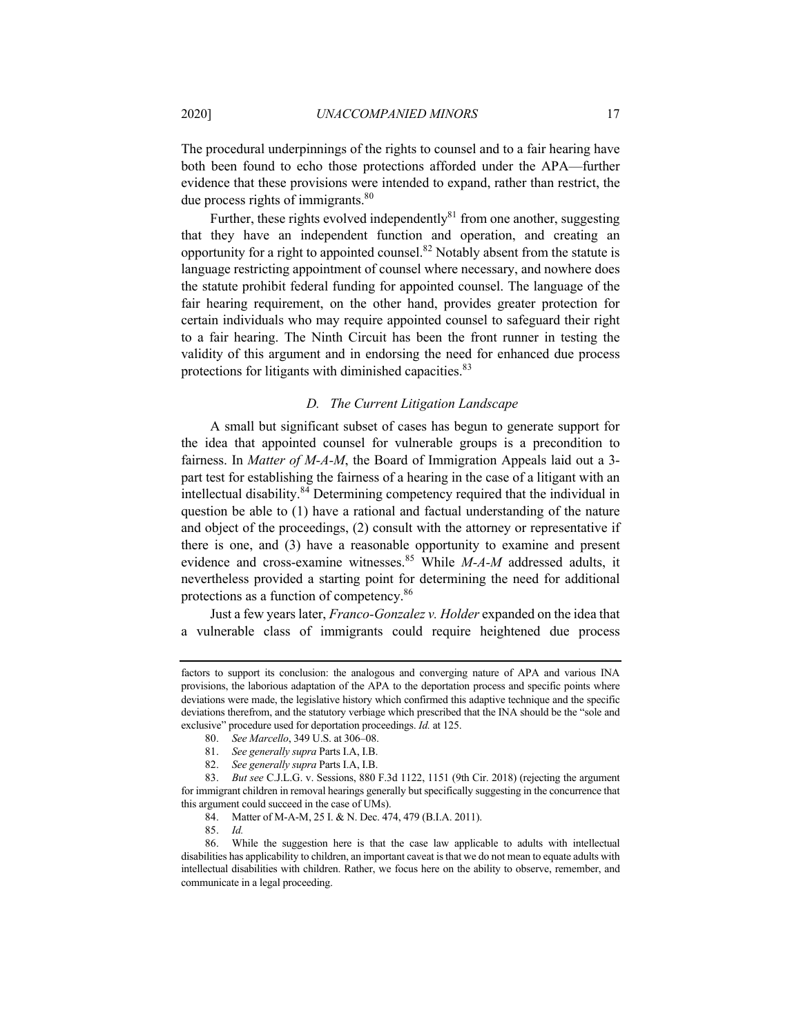The procedural underpinnings of the rights to counsel and to a fair hearing have both been found to echo those protections afforded under the APA—further evidence that these provisions were intended to expand, rather than restrict, the due process rights of immigrants.[80]

Further, these rights evolved independently[81] from one another, suggesting that they have an independent function and operation, and creating an opportunity for a right to appointed counsel.[82] Notably absent from the statute is language restricting appointment of counsel where necessary, and nowhere does the statute prohibit federal funding for appointed counsel. The language of the fair hearing requirement, on the other hand, provides greater protection for certain individuals who may require appointed counsel to safeguard their right to a fair hearing. The Ninth Circuit has been the front runner in testing the validity of this argument and in endorsing the need for enhanced due process protections for litigants with diminished capacities.[83]

### *D. The Current Litigation Landscape*

A small but significant subset of cases has begun to generate support for the idea that appointed counsel for vulnerable groups is a precondition to fairness. In *Matter of M-A-M*, the Board of Immigration Appeals laid out a 3-part test for establishing the fairness of a hearing in the case of a litigant with an intellectual disability.[84] Determining competency required that the individual in question be able to (1) have a rational and factual understanding of the nature and object of the proceedings, (2) consult with the attorney or representative if there is one, and (3) have a reasonable opportunity to examine and present evidence and cross-examine witnesses.[85] While *M-A-M* addressed adults, it nevertheless provided a starting point for determining the need for additional protections as a function of competency.[86]

Just a few years later, *Franco-Gonzalez v. Holder* expanded on the idea that a vulnerable class of immigrants could require heightened due process

---

factors to support its conclusion: the analogous and converging nature of APA and various INA provisions, the laborious adaptation of the APA to the deportation process and specific points where deviations were made, the legislative history which confirmed this adaptive technique and the specific deviations therefrom, and the statutory verbiage which prescribed that the INA should be the "sole and exclusive" procedure used for deportation proceedings. *Id.* at 125.

80. *See Marcello*, 349 U.S. at 306–08.

81. *See generally supra* Parts I.A, I.B.

82. *See generally supra* Parts I.A, I.B.

83. *But see* C.J.L.G. v. Sessions, 880 F.3d 1122, 1151 (9th Cir. 2018) (rejecting the argument for immigrant children in removal hearings generally but specifically suggesting in the concurrence that this argument could succeed in the case of UMs).

84. Matter of M-A-M, 25 I. & N. Dec. 474, 479 (B.I.A. 2011).

85. *Id.*

86. While the suggestion here is that the case law applicable to adults with intellectual disabilities has applicability to children, an important caveat is that we do not mean to equate adults with intellectual disabilities with children. Rather, we focus here on the ability to observe, remember, and communicate in a legal proceeding.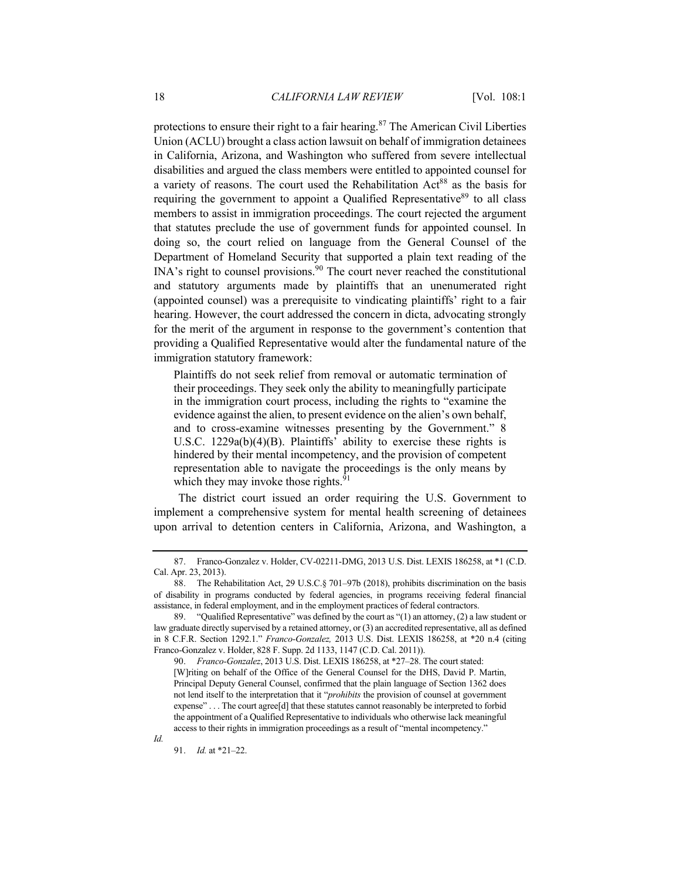protections to ensure their right to a fair hearing.[87] The American Civil Liberties Union (ACLU) brought a class action lawsuit on behalf of immigration detainees in California, Arizona, and Washington who suffered from severe intellectual disabilities and argued the class members were entitled to appointed counsel for a variety of reasons. The court used the Rehabilitation Act[88] as the basis for requiring the government to appoint a Qualified Representative[89] to all class members to assist in immigration proceedings. The court rejected the argument that statutes preclude the use of government funds for appointed counsel. In doing so, the court relied on language from the General Counsel of the Department of Homeland Security that supported a plain text reading of the INA's right to counsel provisions.[90] The court never reached the constitutional and statutory arguments made by plaintiffs that an unenumerated right (appointed counsel) was a prerequisite to vindicating plaintiffs' right to a fair hearing. However, the court addressed the concern in dicta, advocating strongly for the merit of the argument in response to the government's contention that providing a Qualified Representative would alter the fundamental nature of the immigration statutory framework:

> Plaintiffs do not seek relief from removal or automatic termination of their proceedings. They seek only the ability to meaningfully participate in the immigration court process, including the rights to "examine the evidence against the alien, to present evidence on the alien's own behalf, and to cross-examine witnesses presenting by the Government." 8 U.S.C. 1229a(b)(4)(B). Plaintiffs' ability to exercise these rights is hindered by their mental incompetency, and the provision of competent representation able to navigate the proceedings is the only means by which they may invoke those rights.[91]

The district court issued an order requiring the U.S. Government to implement a comprehensive system for mental health screening of detainees upon arrival to detention centers in California, Arizona, and Washington, a

---

87. Franco-Gonzalez v. Holder, CV-02211-DMG, 2013 U.S. Dist. LEXIS 186258, at *1 (C.D. Cal. Apr. 23, 2013).

88. The Rehabilitation Act, 29 U.S.C.§ 701–97b (2018), prohibits discrimination on the basis of disability in programs conducted by federal agencies, in programs receiving federal financial assistance, in federal employment, and in the employment practices of federal contractors.

89. "Qualified Representative" was defined by the court as "(1) an attorney, (2) a law student or law graduate directly supervised by a retained attorney, or (3) an accredited representative, all as defined in 8 C.F.R. Section 1292.1." *Franco-Gonzalez,* 2013 U.S. Dist. LEXIS 186258, at *20 n.4 (citing Franco-Gonzalez v. Holder, 828 F. Supp. 2d 1133, 1147 (C.D. Cal. 2011)).

90. *Franco-Gonzalez*, 2013 U.S. Dist. LEXIS 186258, at *27–28. The court stated:

> [W]riting on behalf of the Office of the General Counsel for the DHS, David P. Martin, Principal Deputy General Counsel, confirmed that the plain language of Section 1362 does not lend itself to the interpretation that it "*prohibits* the provision of counsel at government expense" . . . The court agree[d] that these statutes cannot reasonably be interpreted to forbid the appointment of a Qualified Representative to individuals who otherwise lack meaningful access to their rights in immigration proceedings as a result of "mental incompetency."

*Id.*

91. *Id.* at *21–22.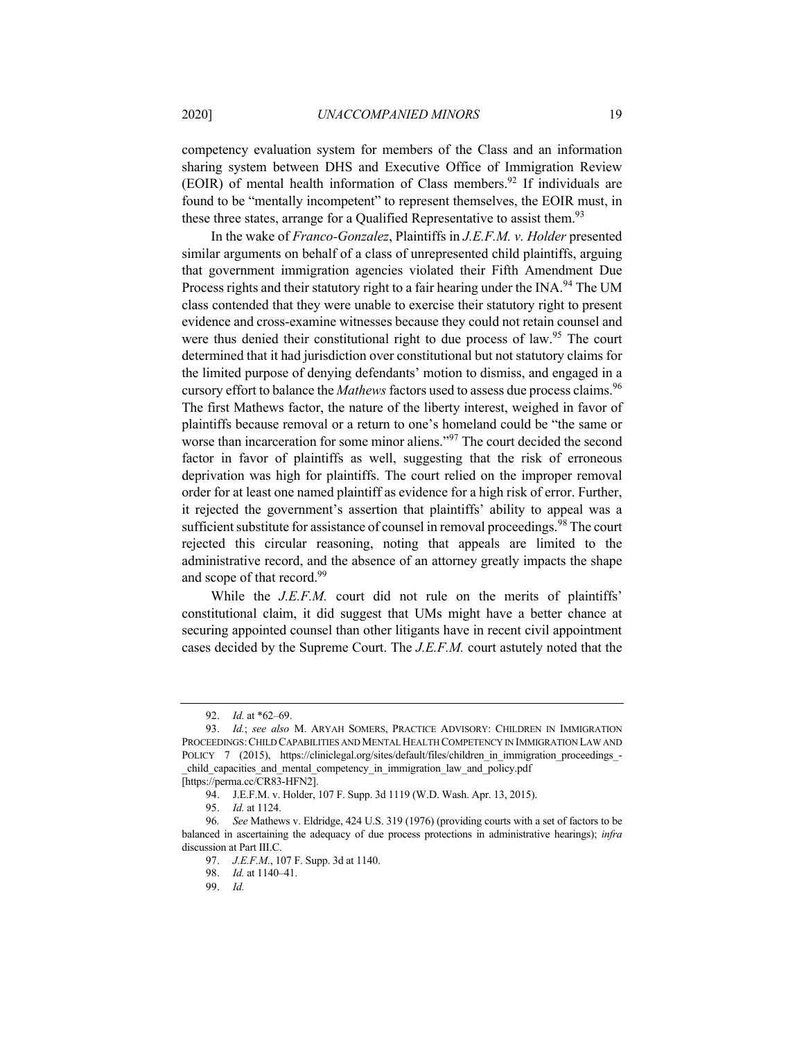competency evaluation system for members of the Class and an information sharing system between DHS and Executive Office of Immigration Review (EOIR) of mental health information of Class members.[92] If individuals are found to be "mentally incompetent" to represent themselves, the EOIR must, in these three states, arrange for a Qualified Representative to assist them.[93]

In the wake of *Franco-Gonzalez*, Plaintiffs in *J.E.F.M. v. Holder* presented similar arguments on behalf of a class of unrepresented child plaintiffs, arguing that government immigration agencies violated their Fifth Amendment Due Process rights and their statutory right to a fair hearing under the INA.[94] The UM class contended that they were unable to exercise their statutory right to present evidence and cross-examine witnesses because they could not retain counsel and were thus denied their constitutional right to due process of law.[95] The court determined that it had jurisdiction over constitutional but not statutory claims for the limited purpose of denying defendants' motion to dismiss, and engaged in a cursory effort to balance the *Mathews* factors used to assess due process claims.[96] The first Mathews factor, the nature of the liberty interest, weighed in favor of plaintiffs because removal or a return to one's homeland could be "the same or worse than incarceration for some minor aliens."[97] The court decided the second factor in favor of plaintiffs as well, suggesting that the risk of erroneous deprivation was high for plaintiffs. The court relied on the improper removal order for at least one named plaintiff as evidence for a high risk of error. Further, it rejected the government's assertion that plaintiffs' ability to appeal was a sufficient substitute for assistance of counsel in removal proceedings.[98] The court rejected this circular reasoning, noting that appeals are limited to the administrative record, and the absence of an attorney greatly impacts the shape and scope of that record.[99]

While the *J.E.F.M.* court did not rule on the merits of plaintiffs' constitutional claim, it did suggest that UMs might have a better chance at securing appointed counsel than other litigants have in recent civil appointment cases decided by the Supreme Court. The *J.E.F.M.* court astutely noted that the

---

92. *Id.* at *62–69.

93. *Id.*; *see also* M. ARYAH SOMERS, PRACTICE ADVISORY: CHILDREN IN IMMIGRATION PROCEEDINGS: CHILD CAPABILITIES AND MENTAL HEALTH COMPETENCY IN IMMIGRATION LAW AND POLICY 7 (2015), https://cliniclegal.org/sites/default/files/children_in_immigration_proceedings_-_child_capacities_and_mental_competency_in_immigration_law_and_policy.pdf [https://perma.cc/CR83-HFN2].

94. J.E.F.M. v. Holder, 107 F. Supp. 3d 1119 (W.D. Wash. Apr. 13, 2015).

95. *Id.* at 1124.

96. *See* Mathews v. Eldridge, 424 U.S. 319 (1976) (providing courts with a set of factors to be balanced in ascertaining the adequacy of due process protections in administrative hearings); *infra* discussion at Part III.C.

97. *J.E.F.M.*, 107 F. Supp. 3d at 1140.

98. *Id.* at 1140–41.

99. *Id.*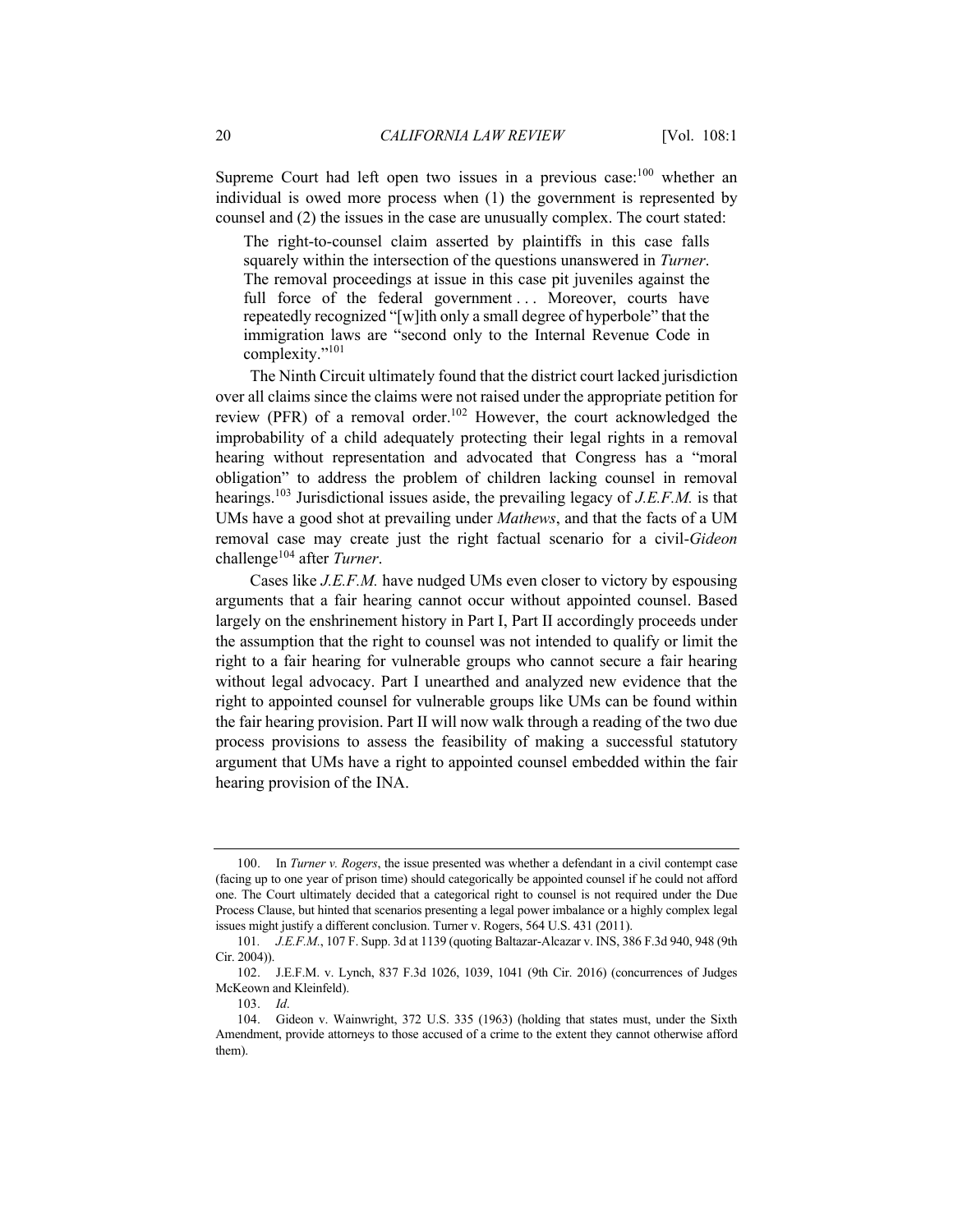Supreme Court had left open two issues in a previous case:[100] whether an individual is owed more process when (1) the government is represented by counsel and (2) the issues in the case are unusually complex. The court stated:

> The right-to-counsel claim asserted by plaintiffs in this case falls squarely within the intersection of the questions unanswered in *Turner*. The removal proceedings at issue in this case pit juveniles against the full force of the federal government . . . Moreover, courts have repeatedly recognized "[w]ith only a small degree of hyperbole" that the immigration laws are "second only to the Internal Revenue Code in complexity."[101]

The Ninth Circuit ultimately found that the district court lacked jurisdiction over all claims since the claims were not raised under the appropriate petition for review (PFR) of a removal order.[102] However, the court acknowledged the improbability of a child adequately protecting their legal rights in a removal hearing without representation and advocated that Congress has a "moral obligation" to address the problem of children lacking counsel in removal hearings.[103] Jurisdictional issues aside, the prevailing legacy of *J.E.F.M.* is that UMs have a good shot at prevailing under *Mathews*, and that the facts of a UM removal case may create just the right factual scenario for a civil-*Gideon* challenge[104] after *Turner*.

Cases like *J.E.F.M.* have nudged UMs even closer to victory by espousing arguments that a fair hearing cannot occur without appointed counsel. Based largely on the enshrinement history in Part I, Part II accordingly proceeds under the assumption that the right to counsel was not intended to qualify or limit the right to a fair hearing for vulnerable groups who cannot secure a fair hearing without legal advocacy. Part I unearthed and analyzed new evidence that the right to appointed counsel for vulnerable groups like UMs can be found within the fair hearing provision. Part II will now walk through a reading of the two due process provisions to assess the feasibility of making a successful statutory argument that UMs have a right to appointed counsel embedded within the fair hearing provision of the INA.

---

100. In *Turner v. Rogers*, the issue presented was whether a defendant in a civil contempt case (facing up to one year of prison time) should categorically be appointed counsel if he could not afford one. The Court ultimately decided that a categorical right to counsel is not required under the Due Process Clause, but hinted that scenarios presenting a legal power imbalance or a highly complex legal issues might justify a different conclusion. Turner v. Rogers, 564 U.S. 431 (2011).

101. *J.E.F.M.*, 107 F. Supp. 3d at 1139 (quoting Baltazar-Alcazar v. INS, 386 F.3d 940, 948 (9th Cir. 2004)).

102. J.E.F.M. v. Lynch, 837 F.3d 1026, 1039, 1041 (9th Cir. 2016) (concurrences of Judges McKeown and Kleinfeld).

103. *Id*.

104. Gideon v. Wainwright, 372 U.S. 335 (1963) (holding that states must, under the Sixth Amendment, provide attorneys to those accused of a crime to the extent they cannot otherwise afford them).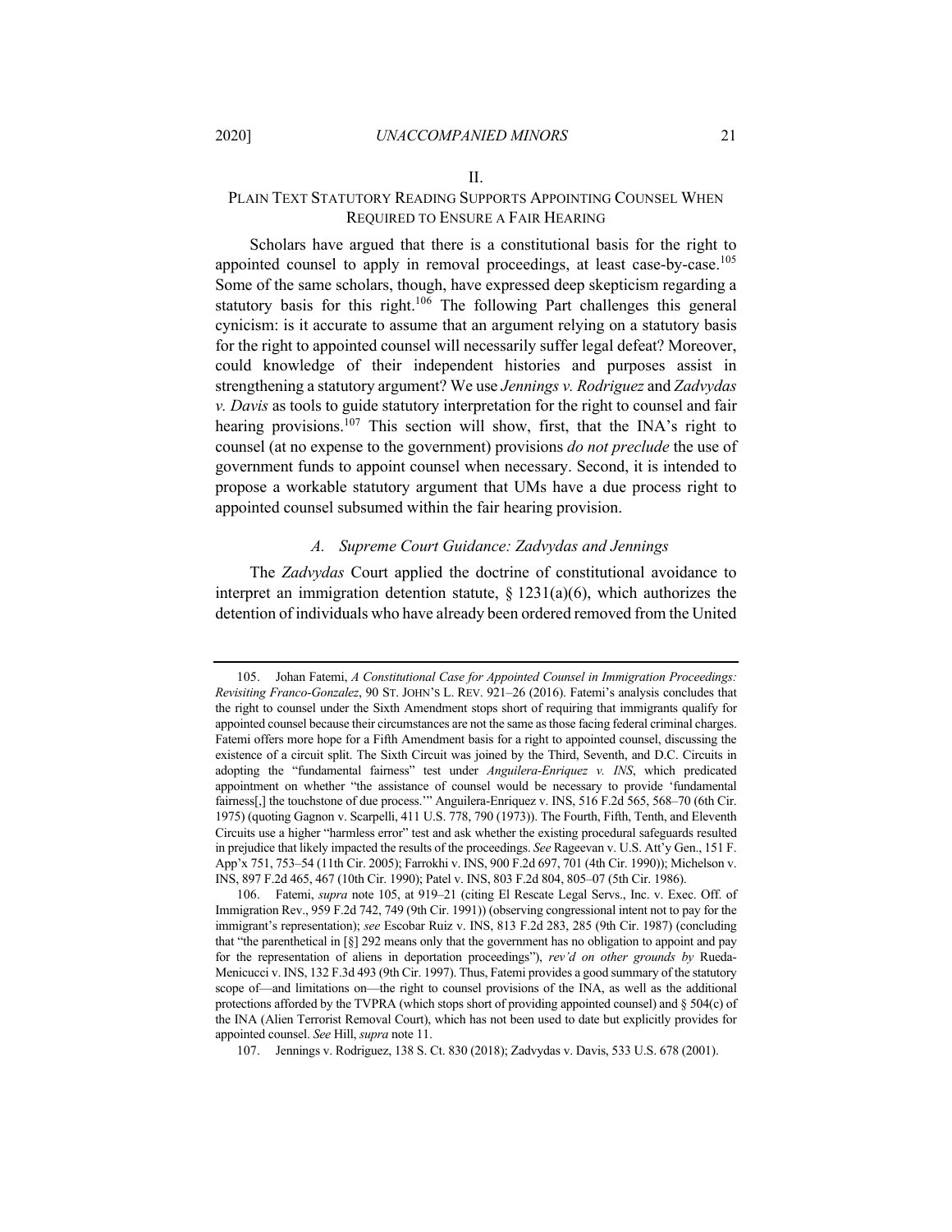## II.
## PLAIN TEXT STATUTORY READING SUPPORTS APPOINTING COUNSEL WHEN REQUIRED TO ENSURE A FAIR HEARING

Scholars have argued that there is a constitutional basis for the right to appointed counsel to apply in removal proceedings, at least case-by-case.[105] Some of the same scholars, though, have expressed deep skepticism regarding a statutory basis for this right.[106] The following Part challenges this general cynicism: is it accurate to assume that an argument relying on a statutory basis for the right to appointed counsel will necessarily suffer legal defeat? Moreover, could knowledge of their independent histories and purposes assist in strengthening a statutory argument? We use *Jennings v. Rodriguez* and *Zadvydas v. Davis* as tools to guide statutory interpretation for the right to counsel and fair hearing provisions.[107] This section will show, first, that the INA's right to counsel (at no expense to the government) provisions *do not preclude* the use of government funds to appoint counsel when necessary. Second, it is intended to propose a workable statutory argument that UMs have a due process right to appointed counsel subsumed within the fair hearing provision.

### *A. Supreme Court Guidance: Zadvydas and Jennings*

The *Zadvydas* Court applied the doctrine of constitutional avoidance to interpret an immigration detention statute, § 1231(a)(6), which authorizes the detention of individuals who have already been ordered removed from the United

---

105. Johan Fatemi, *A Constitutional Case for Appointed Counsel in Immigration Proceedings: Revisiting Franco-Gonzalez*, 90 ST. JOHN'S L. REV. 921–26 (2016). Fatemi's analysis concludes that the right to counsel under the Sixth Amendment stops short of requiring that immigrants qualify for appointed counsel because their circumstances are not the same as those facing federal criminal charges. Fatemi offers more hope for a Fifth Amendment basis for a right to appointed counsel, discussing the existence of a circuit split. The Sixth Circuit was joined by the Third, Seventh, and D.C. Circuits in adopting the "fundamental fairness" test under *Anguilera-Enriquez v. INS*, which predicated appointment on whether "the assistance of counsel would be necessary to provide 'fundamental fairness[,] the touchstone of due process.'" Anguilera-Enriquez v. INS, 516 F.2d 565, 568–70 (6th Cir. 1975) (quoting Gagnon v. Scarpelli, 411 U.S. 778, 790 (1973)). The Fourth, Fifth, Tenth, and Eleventh Circuits use a higher "harmless error" test and ask whether the existing procedural safeguards resulted in prejudice that likely impacted the results of the proceedings. *See* Rageevan v. U.S. Att'y Gen., 151 F. App'x 751, 753–54 (11th Cir. 2005); Farrokhi v. INS, 900 F.2d 697, 701 (4th Cir. 1990)); Michelson v. INS, 897 F.2d 465, 467 (10th Cir. 1990); Patel v. INS, 803 F.2d 804, 805–07 (5th Cir. 1986).

106. Fatemi, *supra* note 105, at 919–21 (citing El Rescate Legal Servs., Inc. v. Exec. Off. of Immigration Rev., 959 F.2d 742, 749 (9th Cir. 1991)) (observing congressional intent not to pay for the immigrant's representation); *see* Escobar Ruiz v. INS, 813 F.2d 283, 285 (9th Cir. 1987) (concluding that "the parenthetical in [§] 292 means only that the government has no obligation to appoint and pay for the representation of aliens in deportation proceedings"), *rev'd on other grounds by* Rueda-Menicucci v. INS, 132 F.3d 493 (9th Cir. 1997). Thus, Fatemi provides a good summary of the statutory scope of—and limitations on—the right to counsel provisions of the INA, as well as the additional protections afforded by the TVPRA (which stops short of providing appointed counsel) and § 504(c) of the INA (Alien Terrorist Removal Court), which has not been used to date but explicitly provides for appointed counsel. *See* Hill, *supra* note 11.

107. Jennings v. Rodriguez, 138 S. Ct. 830 (2018); Zadvydas v. Davis, 533 U.S. 678 (2001).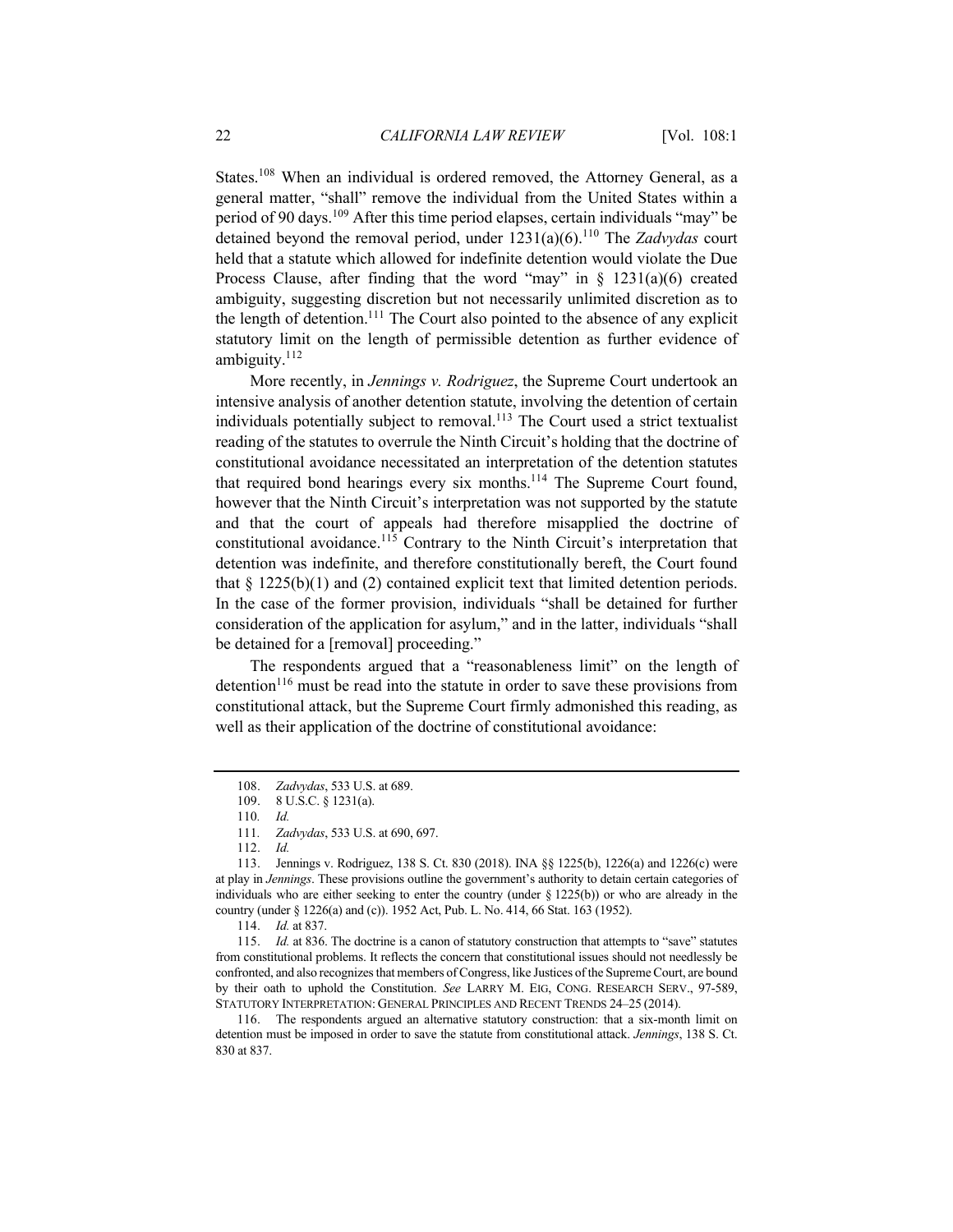States.[108] When an individual is ordered removed, the Attorney General, as a general matter, "shall" remove the individual from the United States within a period of 90 days.[109] After this time period elapses, certain individuals "may" be detained beyond the removal period, under 1231(a)(6).[110] The *Zadvydas* court held that a statute which allowed for indefinite detention would violate the Due Process Clause, after finding that the word "may" in § 1231(a)(6) created ambiguity, suggesting discretion but not necessarily unlimited discretion as to the length of detention.[111] The Court also pointed to the absence of any explicit statutory limit on the length of permissible detention as further evidence of ambiguity.[112]

More recently, in *Jennings v. Rodriguez*, the Supreme Court undertook an intensive analysis of another detention statute, involving the detention of certain individuals potentially subject to removal.[113] The Court used a strict textualist reading of the statutes to overrule the Ninth Circuit's holding that the doctrine of constitutional avoidance necessitated an interpretation of the detention statutes that required bond hearings every six months.[114] The Supreme Court found, however that the Ninth Circuit's interpretation was not supported by the statute and that the court of appeals had therefore misapplied the doctrine of constitutional avoidance.[115] Contrary to the Ninth Circuit's interpretation that detention was indefinite, and therefore constitutionally bereft, the Court found that § 1225(b)(1) and (2) contained explicit text that limited detention periods. In the case of the former provision, individuals "shall be detained for further consideration of the application for asylum," and in the latter, individuals "shall be detained for a [removal] proceeding."

The respondents argued that a "reasonableness limit" on the length of detention[116] must be read into the statute in order to save these provisions from constitutional attack, but the Supreme Court firmly admonished this reading, as well as their application of the doctrine of constitutional avoidance:

---

108. *Zadvydas*, 533 U.S. at 689.

109. 8 U.S.C. § 1231(a).

110. *Id.*

111. *Zadvydas*, 533 U.S. at 690, 697.

112. *Id.*

113. Jennings v. Rodriguez, 138 S. Ct. 830 (2018). INA §§ 1225(b), 1226(a) and 1226(c) were at play in *Jennings*. These provisions outline the government's authority to detain certain categories of individuals who are either seeking to enter the country (under § 1225(b)) or who are already in the country (under § 1226(a) and (c)). 1952 Act, Pub. L. No. 414, 66 Stat. 163 (1952).

114. *Id.* at 837.

115. *Id.* at 836. The doctrine is a canon of statutory construction that attempts to "save" statutes from constitutional problems. It reflects the concern that constitutional issues should not needlessly be confronted, and also recognizes that members of Congress, like Justices of the Supreme Court, are bound by their oath to uphold the Constitution. *See* LARRY M. EIG, CONG. RESEARCH SERV., 97-589, STATUTORY INTERPRETATION: GENERAL PRINCIPLES AND RECENT TRENDS 24–25 (2014).

116. The respondents argued an alternative statutory construction: that a six-month limit on detention must be imposed in order to save the statute from constitutional attack. *Jennings*, 138 S. Ct. 830 at 837.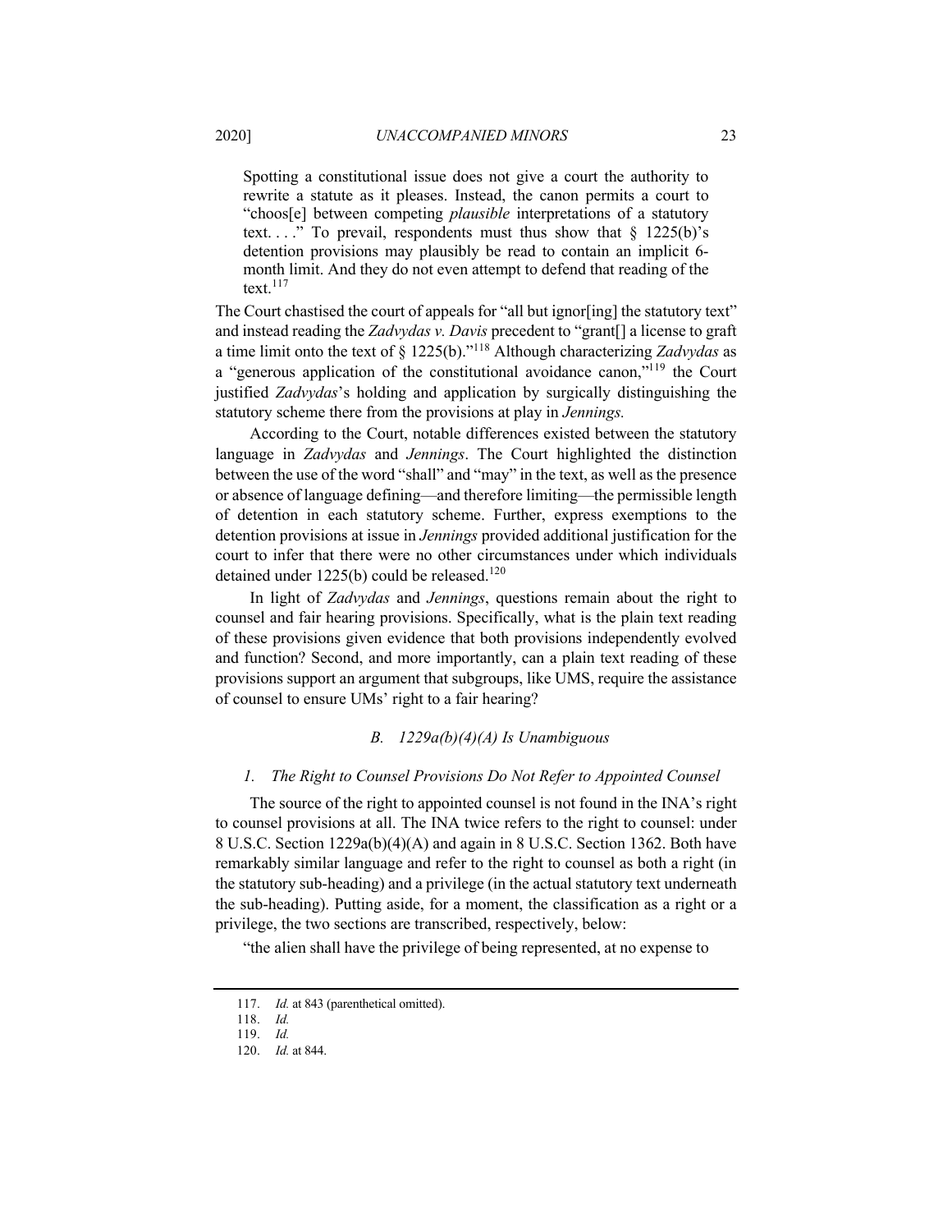> Spotting a constitutional issue does not give a court the authority to rewrite a statute as it pleases. Instead, the canon permits a court to "choos[e] between competing *plausible* interpretations of a statutory text. . . ." To prevail, respondents must thus show that § 1225(b)'s detention provisions may plausibly be read to contain an implicit 6-month limit. And they do not even attempt to defend that reading of the text.[117]

The Court chastised the court of appeals for "all but ignor[ing] the statutory text" and instead reading the *Zadvydas v. Davis* precedent to "grant[] a license to graft a time limit onto the text of § 1225(b)."[118] Although characterizing *Zadvydas* as a "generous application of the constitutional avoidance canon,"[119] the Court justified *Zadvydas*'s holding and application by surgically distinguishing the statutory scheme there from the provisions at play in *Jennings.*

According to the Court, notable differences existed between the statutory language in *Zadvydas* and *Jennings*. The Court highlighted the distinction between the use of the word "shall" and "may" in the text, as well as the presence or absence of language defining—and therefore limiting—the permissible length of detention in each statutory scheme. Further, express exemptions to the detention provisions at issue in *Jennings* provided additional justification for the court to infer that there were no other circumstances under which individuals detained under 1225(b) could be released.[120]

In light of *Zadvydas* and *Jennings*, questions remain about the right to counsel and fair hearing provisions. Specifically, what is the plain text reading of these provisions given evidence that both provisions independently evolved and function? Second, and more importantly, can a plain text reading of these provisions support an argument that subgroups, like UMS, require the assistance of counsel to ensure UMs' right to a fair hearing?

### *B. 1229a(b)(4)(A) Is Unambiguous*

#### *1. The Right to Counsel Provisions Do Not Refer to Appointed Counsel*

The source of the right to appointed counsel is not found in the INA's right to counsel provisions at all. The INA twice refers to the right to counsel: under 8 U.S.C. Section 1229a(b)(4)(A) and again in 8 U.S.C. Section 1362. Both have remarkably similar language and refer to the right to counsel as both a right (in the statutory sub-heading) and a privilege (in the actual statutory text underneath the sub-heading). Putting aside, for a moment, the classification as a right or a privilege, the two sections are transcribed, respectively, below:

"the alien shall have the privilege of being represented, at no expense to

---

117. *Id.* at 843 (parenthetical omitted).

118. *Id.*

119. *Id.*

120. *Id.* at 844.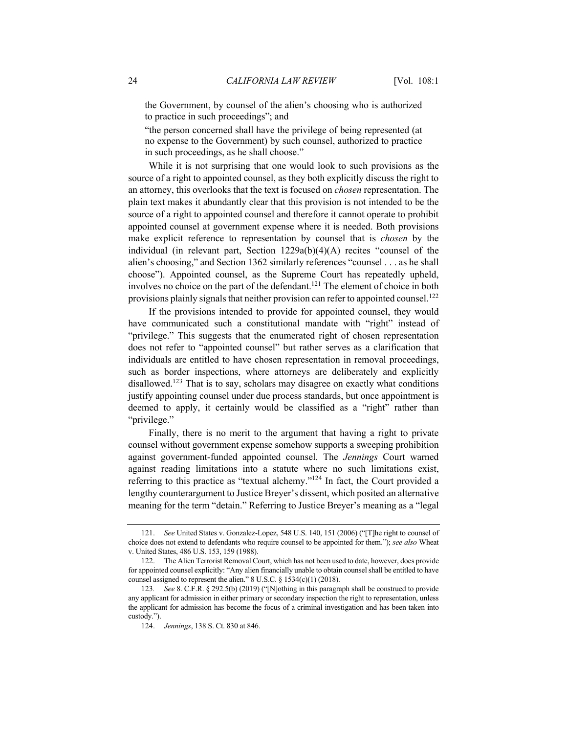the Government, by counsel of the alien's choosing who is authorized to practice in such proceedings"; and

"the person concerned shall have the privilege of being represented (at no expense to the Government) by such counsel, authorized to practice in such proceedings, as he shall choose."

While it is not surprising that one would look to such provisions as the source of a right to appointed counsel, as they both explicitly discuss the right to an attorney, this overlooks that the text is focused on *chosen* representation. The plain text makes it abundantly clear that this provision is not intended to be the source of a right to appointed counsel and therefore it cannot operate to prohibit appointed counsel at government expense where it is needed. Both provisions make explicit reference to representation by counsel that is *chosen* by the individual (in relevant part, Section 1229a(b)(4)(A) recites "counsel of the alien's choosing," and Section 1362 similarly references "counsel . . . as he shall choose"). Appointed counsel, as the Supreme Court has repeatedly upheld, involves no choice on the part of the defendant.[121] The element of choice in both provisions plainly signals that neither provision can refer to appointed counsel.[122]

If the provisions intended to provide for appointed counsel, they would have communicated such a constitutional mandate with "right" instead of "privilege." This suggests that the enumerated right of chosen representation does not refer to "appointed counsel" but rather serves as a clarification that individuals are entitled to have chosen representation in removal proceedings, such as border inspections, where attorneys are deliberately and explicitly disallowed.[123] That is to say, scholars may disagree on exactly what conditions justify appointing counsel under due process standards, but once appointment is deemed to apply, it certainly would be classified as a "right" rather than "privilege."

Finally, there is no merit to the argument that having a right to private counsel without government expense somehow supports a sweeping prohibition against government-funded appointed counsel. The *Jennings* Court warned against reading limitations into a statute where no such limitations exist, referring to this practice as "textual alchemy."[124] In fact, the Court provided a lengthy counterargument to Justice Breyer's dissent, which posited an alternative meaning for the term "detain." Referring to Justice Breyer's meaning as a "legal

---

121. *See* United States v. Gonzalez-Lopez, 548 U.S. 140, 151 (2006) ("[T]he right to counsel of choice does not extend to defendants who require counsel to be appointed for them."); *see also* Wheat v. United States, 486 U.S. 153, 159 (1988).

122. The Alien Terrorist Removal Court, which has not been used to date, however, does provide for appointed counsel explicitly: "Any alien financially unable to obtain counsel shall be entitled to have counsel assigned to represent the alien." 8 U.S.C. § 1534(c)(1) (2018).

123. *See* 8. C.F.R. § 292.5(b) (2019) ("[N]othing in this paragraph shall be construed to provide any applicant for admission in either primary or secondary inspection the right to representation, unless the applicant for admission has become the focus of a criminal investigation and has been taken into custody.").

124. *Jennings*, 138 S. Ct. 830 at 846.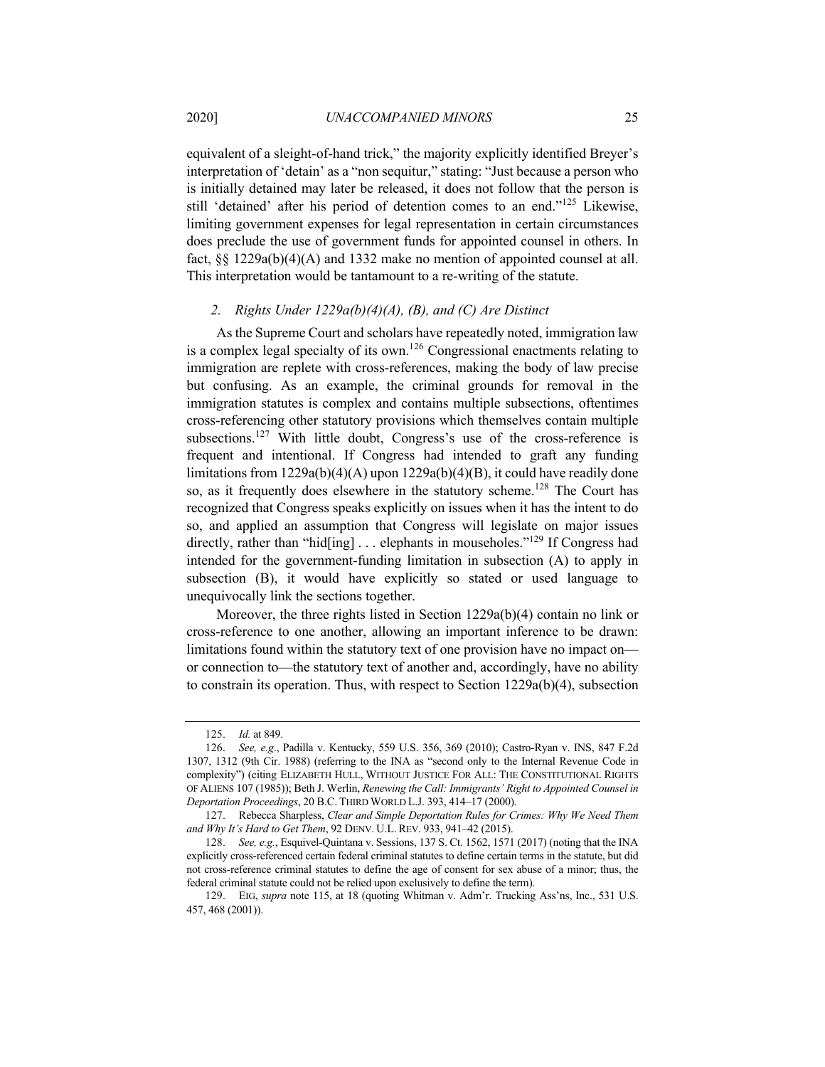equivalent of a sleight-of-hand trick," the majority explicitly identified Breyer's interpretation of 'detain' as a "non sequitur," stating: "Just because a person who is initially detained may later be released, it does not follow that the person is still 'detained' after his period of detention comes to an end."[125] Likewise, limiting government expenses for legal representation in certain circumstances does preclude the use of government funds for appointed counsel in others. In fact, §§ 1229a(b)(4)(A) and 1332 make no mention of appointed counsel at all. This interpretation would be tantamount to a re-writing of the statute.

### *2. Rights Under 1229a(b)(4)(A), (B), and (C) Are Distinct*

As the Supreme Court and scholars have repeatedly noted, immigration law is a complex legal specialty of its own.[126] Congressional enactments relating to immigration are replete with cross-references, making the body of law precise but confusing. As an example, the criminal grounds for removal in the immigration statutes is complex and contains multiple subsections, oftentimes cross-referencing other statutory provisions which themselves contain multiple subsections.[127] With little doubt, Congress's use of the cross-reference is frequent and intentional. If Congress had intended to graft any funding limitations from 1229a(b)(4)(A) upon 1229a(b)(4)(B), it could have readily done so, as it frequently does elsewhere in the statutory scheme.[128] The Court has recognized that Congress speaks explicitly on issues when it has the intent to do so, and applied an assumption that Congress will legislate on major issues directly, rather than "hid[ing] . . . elephants in mouseholes."[129] If Congress had intended for the government-funding limitation in subsection (A) to apply in subsection (B), it would have explicitly so stated or used language to unequivocally link the sections together.

Moreover, the three rights listed in Section 1229a(b)(4) contain no link or cross-reference to one another, allowing an important inference to be drawn: limitations found within the statutory text of one provision have no impact on—or connection to—the statutory text of another and, accordingly, have no ability to constrain its operation. Thus, with respect to Section 1229a(b)(4), subsection

---

125. *Id.* at 849.

126. *See, e.g*., Padilla v. Kentucky, 559 U.S. 356, 369 (2010); Castro-Ryan v. INS, 847 F.2d 1307, 1312 (9th Cir. 1988) (referring to the INA as "second only to the Internal Revenue Code in complexity") (citing ELIZABETH HULL, WITHOUT JUSTICE FOR ALL: THE CONSTITUTIONAL RIGHTS OF ALIENS 107 (1985)); Beth J. Werlin, *Renewing the Call: Immigrants' Right to Appointed Counsel in Deportation Proceedings*, 20 B.C. THIRD WORLD L.J. 393, 414–17 (2000).

127. Rebecca Sharpless, *Clear and Simple Deportation Rules for Crimes: Why We Need Them and Why It's Hard to Get Them*, 92 DENV. U.L. REV. 933, 941–42 (2015).

128. *See, e.g.*, Esquivel-Quintana v. Sessions, 137 S. Ct. 1562, 1571 (2017) (noting that the INA explicitly cross-referenced certain federal criminal statutes to define certain terms in the statute, but did not cross-reference criminal statutes to define the age of consent for sex abuse of a minor; thus, the federal criminal statute could not be relied upon exclusively to define the term).

129. EIG, *supra* note 115, at 18 (quoting Whitman v. Adm'r. Trucking Ass'ns, Inc., 531 U.S. 457, 468 (2001)).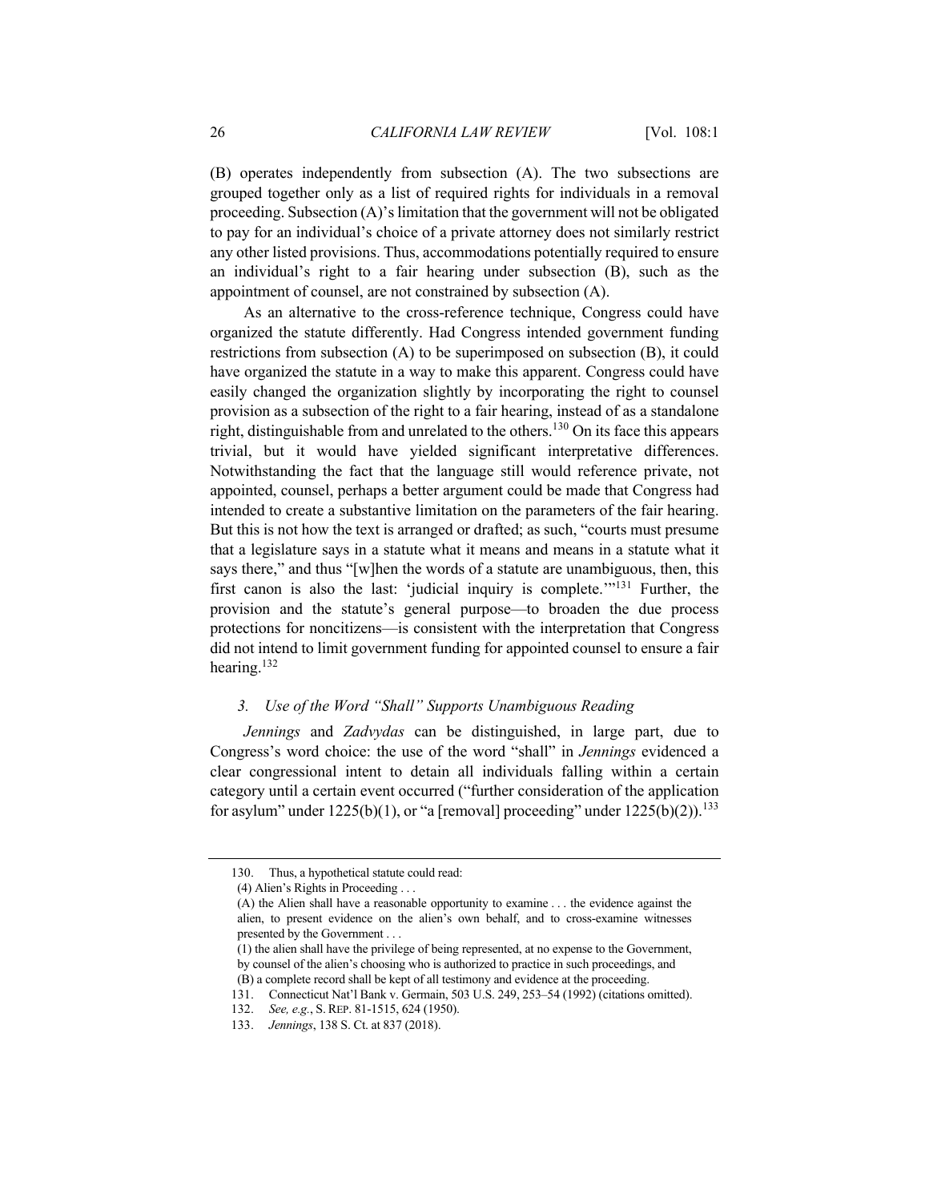(B) operates independently from subsection (A). The two subsections are grouped together only as a list of required rights for individuals in a removal proceeding. Subsection (A)'s limitation that the government will not be obligated to pay for an individual's choice of a private attorney does not similarly restrict any other listed provisions. Thus, accommodations potentially required to ensure an individual's right to a fair hearing under subsection (B), such as the appointment of counsel, are not constrained by subsection (A).

As an alternative to the cross-reference technique, Congress could have organized the statute differently. Had Congress intended government funding restrictions from subsection (A) to be superimposed on subsection (B), it could have organized the statute in a way to make this apparent. Congress could have easily changed the organization slightly by incorporating the right to counsel provision as a subsection of the right to a fair hearing, instead of as a standalone right, distinguishable from and unrelated to the others.[130] On its face this appears trivial, but it would have yielded significant interpretative differences. Notwithstanding the fact that the language still would reference private, not appointed, counsel, perhaps a better argument could be made that Congress had intended to create a substantive limitation on the parameters of the fair hearing. But this is not how the text is arranged or drafted; as such, "courts must presume that a legislature says in a statute what it means and means in a statute what it says there," and thus "[w]hen the words of a statute are unambiguous, then, this first canon is also the last: 'judicial inquiry is complete.'"[131] Further, the provision and the statute's general purpose—to broaden the due process protections for noncitizens—is consistent with the interpretation that Congress did not intend to limit government funding for appointed counsel to ensure a fair hearing.[132]

### *3. Use of the Word "Shall" Supports Unambiguous Reading*

*Jennings* and *Zadvydas* can be distinguished, in large part, due to Congress's word choice: the use of the word "shall" in *Jennings* evidenced a clear congressional intent to detain all individuals falling within a certain category until a certain event occurred ("further consideration of the application for asylum" under 1225(b)(1), or "a [removal] proceeding" under 1225(b)(2)).[133]

---

130. Thus, a hypothetical statute could read:

(4) Alien's Rights in Proceeding . . .

(A) the Alien shall have a reasonable opportunity to examine . . . the evidence against the alien, to present evidence on the alien's own behalf, and to cross-examine witnesses presented by the Government . . .

(1) the alien shall have the privilege of being represented, at no expense to the Government, by counsel of the alien's choosing who is authorized to practice in such proceedings, and

(B) a complete record shall be kept of all testimony and evidence at the proceeding.

131. Connecticut Nat'l Bank v. Germain, 503 U.S. 249, 253–54 (1992) (citations omitted).

132. *See, e.g.*, S. REP. 81-1515, 624 (1950).

133. *Jennings*, 138 S. Ct. at 837 (2018).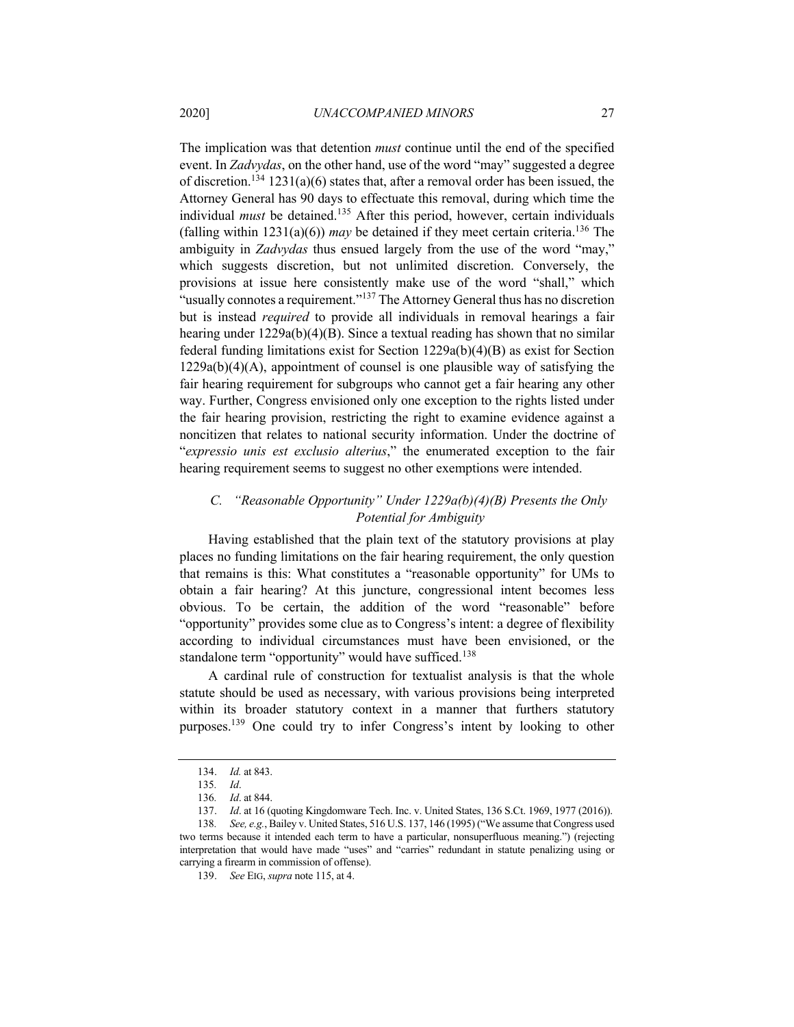The implication was that detention *must* continue until the end of the specified event. In *Zadvydas*, on the other hand, use of the word "may" suggested a degree of discretion.[134] 1231(a)(6) states that, after a removal order has been issued, the Attorney General has 90 days to effectuate this removal, during which time the individual *must* be detained.[135] After this period, however, certain individuals (falling within 1231(a)(6)) *may* be detained if they meet certain criteria.[136] The ambiguity in *Zadvydas* thus ensued largely from the use of the word "may," which suggests discretion, but not unlimited discretion. Conversely, the provisions at issue here consistently make use of the word "shall," which "usually connotes a requirement."[137] The Attorney General thus has no discretion but is instead *required* to provide all individuals in removal hearings a fair hearing under 1229a(b)(4)(B). Since a textual reading has shown that no similar federal funding limitations exist for Section 1229a(b)(4)(B) as exist for Section 1229a(b)(4)(A), appointment of counsel is one plausible way of satisfying the fair hearing requirement for subgroups who cannot get a fair hearing any other way. Further, Congress envisioned only one exception to the rights listed under the fair hearing provision, restricting the right to examine evidence against a noncitizen that relates to national security information. Under the doctrine of "*expressio unis est exclusio alterius*," the enumerated exception to the fair hearing requirement seems to suggest no other exemptions were intended.

### *C. "Reasonable Opportunity" Under 1229a(b)(4)(B) Presents the Only Potential for Ambiguity*

Having established that the plain text of the statutory provisions at play places no funding limitations on the fair hearing requirement, the only question that remains is this: What constitutes a "reasonable opportunity" for UMs to obtain a fair hearing? At this juncture, congressional intent becomes less obvious. To be certain, the addition of the word "reasonable" before "opportunity" provides some clue as to Congress's intent: a degree of flexibility according to individual circumstances must have been envisioned, or the standalone term "opportunity" would have sufficed.[138]

A cardinal rule of construction for textualist analysis is that the whole statute should be used as necessary, with various provisions being interpreted within its broader statutory context in a manner that furthers statutory purposes.[139] One could try to infer Congress's intent by looking to other

---

134. *Id.* at 843.

135. *Id*.

136. *Id*. at 844.

137. *Id*. at 16 (quoting Kingdomware Tech. Inc. v. United States, 136 S.Ct. 1969, 1977 (2016)).

138. *See, e.g.*, Bailey v. United States, 516 U.S. 137, 146 (1995) ("We assume that Congress used two terms because it intended each term to have a particular, nonsuperfluous meaning.") (rejecting interpretation that would have made "uses" and "carries" redundant in statute penalizing using or carrying a firearm in commission of offense).

139. *See* EIG, *supra* note 115, at 4.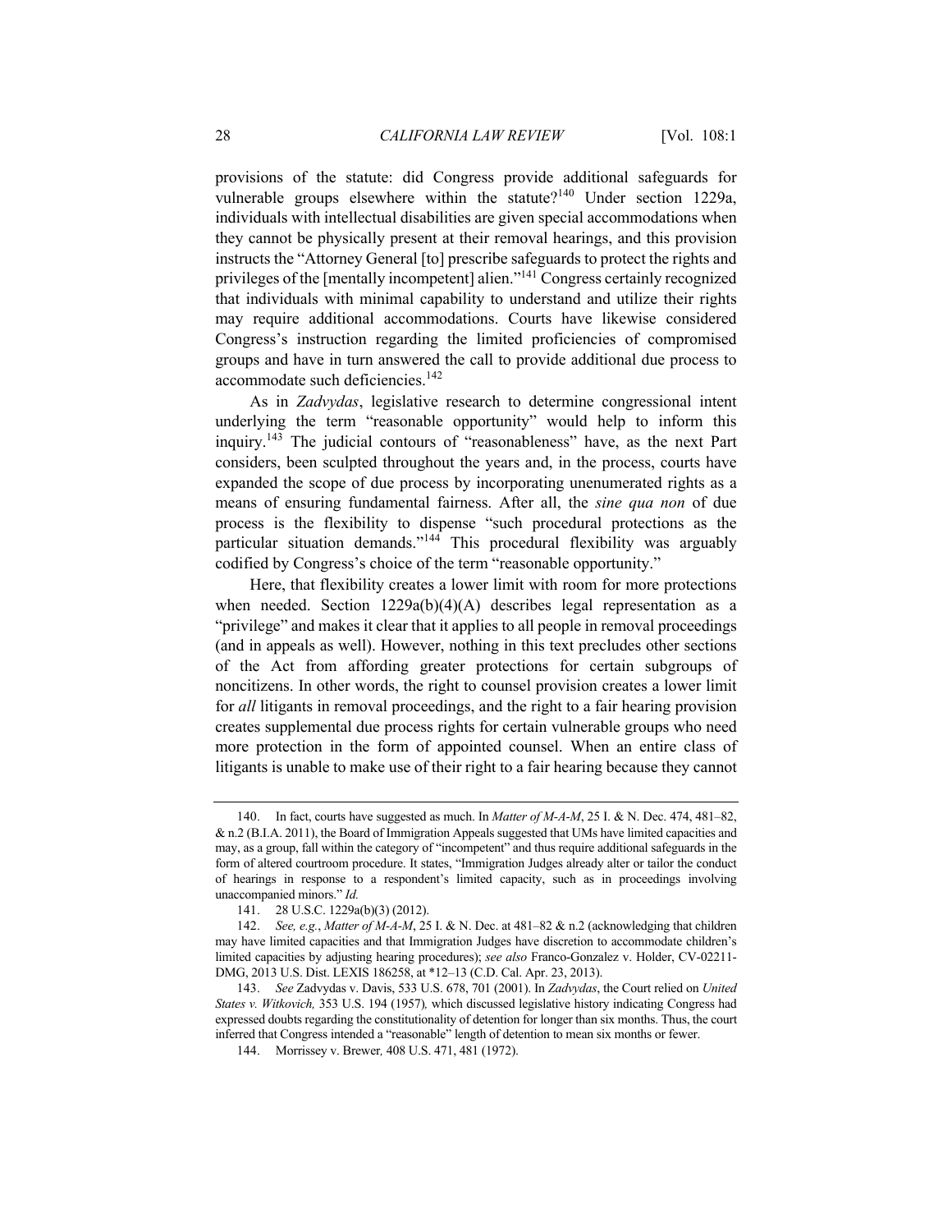provisions of the statute: did Congress provide additional safeguards for vulnerable groups elsewhere within the statute?[140] Under section 1229a, individuals with intellectual disabilities are given special accommodations when they cannot be physically present at their removal hearings, and this provision instructs the "Attorney General [to] prescribe safeguards to protect the rights and privileges of the [mentally incompetent] alien."[141] Congress certainly recognized that individuals with minimal capability to understand and utilize their rights may require additional accommodations. Courts have likewise considered Congress's instruction regarding the limited proficiencies of compromised groups and have in turn answered the call to provide additional due process to accommodate such deficiencies.[142]

As in *Zadvydas*, legislative research to determine congressional intent underlying the term "reasonable opportunity" would help to inform this inquiry.[143] The judicial contours of "reasonableness" have, as the next Part considers, been sculpted throughout the years and, in the process, courts have expanded the scope of due process by incorporating unenumerated rights as a means of ensuring fundamental fairness. After all, the *sine qua non* of due process is the flexibility to dispense "such procedural protections as the particular situation demands."[144] This procedural flexibility was arguably codified by Congress's choice of the term "reasonable opportunity."

Here, that flexibility creates a lower limit with room for more protections when needed. Section 1229a(b)(4)(A) describes legal representation as a "privilege" and makes it clear that it applies to all people in removal proceedings (and in appeals as well). However, nothing in this text precludes other sections of the Act from affording greater protections for certain subgroups of noncitizens. In other words, the right to counsel provision creates a lower limit for *all* litigants in removal proceedings, and the right to a fair hearing provision creates supplemental due process rights for certain vulnerable groups who need more protection in the form of appointed counsel. When an entire class of litigants is unable to make use of their right to a fair hearing because they cannot

---

140. In fact, courts have suggested as much. In *Matter of M-A-M*, 25 I. & N. Dec. 474, 481–82, & n.2 (B.I.A. 2011), the Board of Immigration Appeals suggested that UMs have limited capacities and may, as a group, fall within the category of "incompetent" and thus require additional safeguards in the form of altered courtroom procedure. It states, "Immigration Judges already alter or tailor the conduct of hearings in response to a respondent's limited capacity, such as in proceedings involving unaccompanied minors." *Id.*

141. 28 U.S.C. 1229a(b)(3) (2012).

142. *See, e.g.*, *Matter of M-A-M*, 25 I. & N. Dec. at 481–82 & n.2 (acknowledging that children may have limited capacities and that Immigration Judges have discretion to accommodate children's limited capacities by adjusting hearing procedures); *see also* Franco-Gonzalez v. Holder, CV-02211-DMG, 2013 U.S. Dist. LEXIS 186258, at *12–13 (C.D. Cal. Apr. 23, 2013).

143. *See* Zadvydas v. Davis, 533 U.S. 678, 701 (2001). In *Zadvydas*, the Court relied on *United States v. Witkovich,* 353 U.S. 194 (1957)*,* which discussed legislative history indicating Congress had expressed doubts regarding the constitutionality of detention for longer than six months. Thus, the court inferred that Congress intended a "reasonable" length of detention to mean six months or fewer.

144. Morrissey v. Brewer*,* 408 U.S. 471, 481 (1972).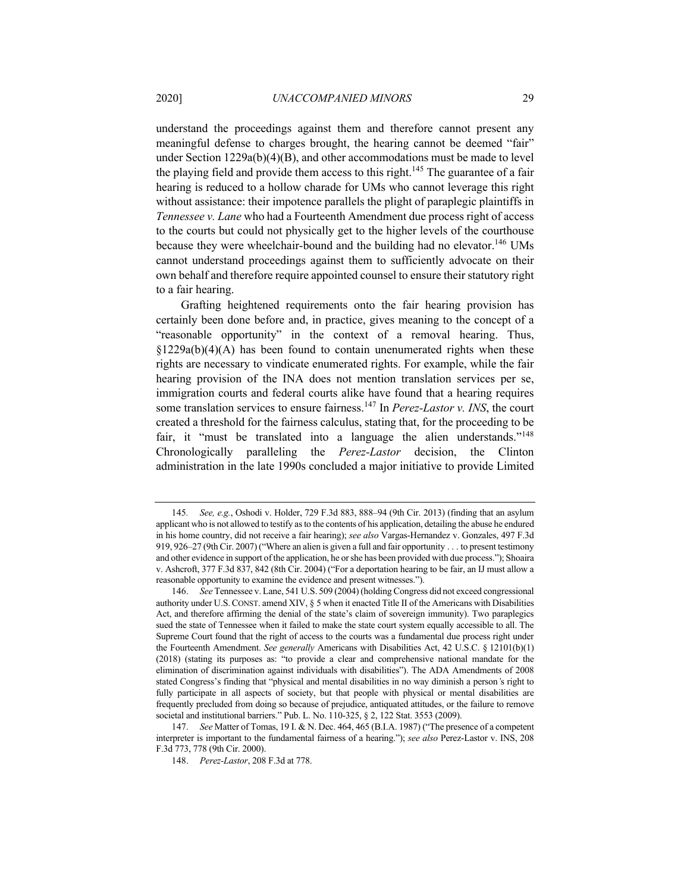understand the proceedings against them and therefore cannot present any meaningful defense to charges brought, the hearing cannot be deemed "fair" under Section 1229a(b)(4)(B), and other accommodations must be made to level the playing field and provide them access to this right.[145] The guarantee of a fair hearing is reduced to a hollow charade for UMs who cannot leverage this right without assistance: their impotence parallels the plight of paraplegic plaintiffs in *Tennessee v. Lane* who had a Fourteenth Amendment due process right of access to the courts but could not physically get to the higher levels of the courthouse because they were wheelchair-bound and the building had no elevator.[146] UMs cannot understand proceedings against them to sufficiently advocate on their own behalf and therefore require appointed counsel to ensure their statutory right to a fair hearing.

Grafting heightened requirements onto the fair hearing provision has certainly been done before and, in practice, gives meaning to the concept of a "reasonable opportunity" in the context of a removal hearing. Thus, §1229a(b)(4)(A) has been found to contain unenumerated rights when these rights are necessary to vindicate enumerated rights. For example, while the fair hearing provision of the INA does not mention translation services per se, immigration courts and federal courts alike have found that a hearing requires some translation services to ensure fairness.[147] In *Perez-Lastor v. INS*, the court created a threshold for the fairness calculus, stating that, for the proceeding to be fair, it "must be translated into a language the alien understands."[148] Chronologically paralleling the *Perez-Lastor* decision, the Clinton administration in the late 1990s concluded a major initiative to provide Limited

---

145. *See, e.g.*, Oshodi v. Holder, 729 F.3d 883, 888–94 (9th Cir. 2013) (finding that an asylum applicant who is not allowed to testify as to the contents of his application, detailing the abuse he endured in his home country, did not receive a fair hearing); *see also* Vargas-Hernandez v. Gonzales, 497 F.3d 919, 926–27 (9th Cir. 2007) ("Where an alien is given a full and fair opportunity . . . to present testimony and other evidence in support of the application, he or she has been provided with due process."); Shoaira v. Ashcroft, 377 F.3d 837, 842 (8th Cir. 2004) ("For a deportation hearing to be fair, an IJ must allow a reasonable opportunity to examine the evidence and present witnesses.").

146. *See* Tennessee v. Lane, 541 U.S. 509 (2004) (holding Congress did not exceed congressional authority under U.S. CONST. amend XIV, § 5 when it enacted Title II of the Americans with Disabilities Act, and therefore affirming the denial of the state's claim of sovereign immunity). Two paraplegics sued the state of Tennessee when it failed to make the state court system equally accessible to all. The Supreme Court found that the right of access to the courts was a fundamental due process right under the Fourteenth Amendment. *See generally* Americans with Disabilities Act, 42 U.S.C. § 12101(b)(1) (2018) (stating its purposes as: "to provide a clear and comprehensive national mandate for the elimination of discrimination against individuals with disabilities"). The ADA Amendments of 2008 stated Congress's finding that "physical and mental disabilities in no way diminish a person's right to fully participate in all aspects of society, but that people with physical or mental disabilities are frequently precluded from doing so because of prejudice, antiquated attitudes, or the failure to remove societal and institutional barriers." Pub. L. No. 110-325, § 2, 122 Stat. 3553 (2009).

147. *See* Matter of Tomas, 19 I. & N. Dec. 464, 465 (B.I.A. 1987) ("The presence of a competent interpreter is important to the fundamental fairness of a hearing."); *see also* Perez-Lastor v. INS, 208 F.3d 773, 778 (9th Cir. 2000).

148. *Perez-Lastor*, 208 F.3d at 778.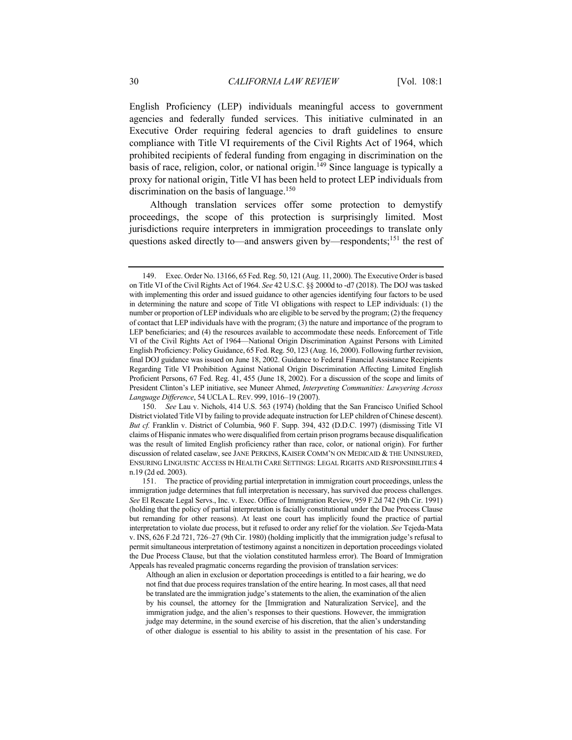English Proficiency (LEP) individuals meaningful access to government agencies and federally funded services. This initiative culminated in an Executive Order requiring federal agencies to draft guidelines to ensure compliance with Title VI requirements of the Civil Rights Act of 1964, which prohibited recipients of federal funding from engaging in discrimination on the basis of race, religion, color, or national origin.[149] Since language is typically a proxy for national origin, Title VI has been held to protect LEP individuals from discrimination on the basis of language.[150]

Although translation services offer some protection to demystify proceedings, the scope of this protection is surprisingly limited. Most jurisdictions require interpreters in immigration proceedings to translate only questions asked directly to—and answers given by—respondents;[151] the rest of

---

149. Exec. Order No. 13166, 65 Fed. Reg. 50, 121 (Aug. 11, 2000). The Executive Order is based on Title VI of the Civil Rights Act of 1964. *See* 42 U.S.C. §§ 2000d to -d7 (2018). The DOJ was tasked with implementing this order and issued guidance to other agencies identifying four factors to be used in determining the nature and scope of Title VI obligations with respect to LEP individuals: (1) the number or proportion of LEP individuals who are eligible to be served by the program; (2) the frequency of contact that LEP individuals have with the program; (3) the nature and importance of the program to LEP beneficiaries; and (4) the resources available to accommodate these needs. Enforcement of Title VI of the Civil Rights Act of 1964—National Origin Discrimination Against Persons with Limited English Proficiency: Policy Guidance, 65 Fed. Reg. 50, 123 (Aug. 16, 2000). Following further revision, final DOJ guidance was issued on June 18, 2002. Guidance to Federal Financial Assistance Recipients Regarding Title VI Prohibition Against National Origin Discrimination Affecting Limited English Proficient Persons, 67 Fed. Reg. 41, 455 (June 18, 2002). For a discussion of the scope and limits of President Clinton's LEP initiative, see Muneer Ahmed, *Interpreting Communities: Lawyering Across Language Difference*, 54 UCLA L. REV. 999, 1016–19 (2007).

150. *See* Lau v. Nichols, 414 U.S. 563 (1974) (holding that the San Francisco Unified School District violated Title VI by failing to provide adequate instruction for LEP children of Chinese descent). *But cf.* Franklin v. District of Columbia, 960 F. Supp. 394, 432 (D.D.C. 1997) (dismissing Title VI claims of Hispanic inmates who were disqualified from certain prison programs because disqualification was the result of limited English proficiency rather than race, color, or national origin). For further discussion of related caselaw, see JANE PERKINS, KAISER COMM'N ON MEDICAID & THE UNINSURED, ENSURING LINGUISTIC ACCESS IN HEALTH CARE SETTINGS: LEGAL RIGHTS AND RESPONSIBILITIES 4 n.19 (2d ed. 2003).

151. The practice of providing partial interpretation in immigration court proceedings, unless the immigration judge determines that full interpretation is necessary, has survived due process challenges. *See* El Rescate Legal Servs., Inc. v. Exec. Office of Immigration Review, 959 F.2d 742 (9th Cir. 1991) (holding that the policy of partial interpretation is facially constitutional under the Due Process Clause but remanding for other reasons). At least one court has implicitly found the practice of partial interpretation to violate due process, but it refused to order any relief for the violation. *See* Tejeda-Mata v. INS, 626 F.2d 721, 726–27 (9th Cir. 1980) (holding implicitly that the immigration judge's refusal to permit simultaneous interpretation of testimony against a noncitizen in deportation proceedings violated the Due Process Clause, but that the violation constituted harmless error). The Board of Immigration Appeals has revealed pragmatic concerns regarding the provision of translation services:

> Although an alien in exclusion or deportation proceedings is entitled to a fair hearing, we do not find that due process requires translation of the entire hearing. In most cases, all that need be translated are the immigration judge's statements to the alien, the examination of the alien by his counsel, the attorney for the [Immigration and Naturalization Service], and the immigration judge, and the alien's responses to their questions. However, the immigration judge may determine, in the sound exercise of his discretion, that the alien's understanding of other dialogue is essential to his ability to assist in the presentation of his case. For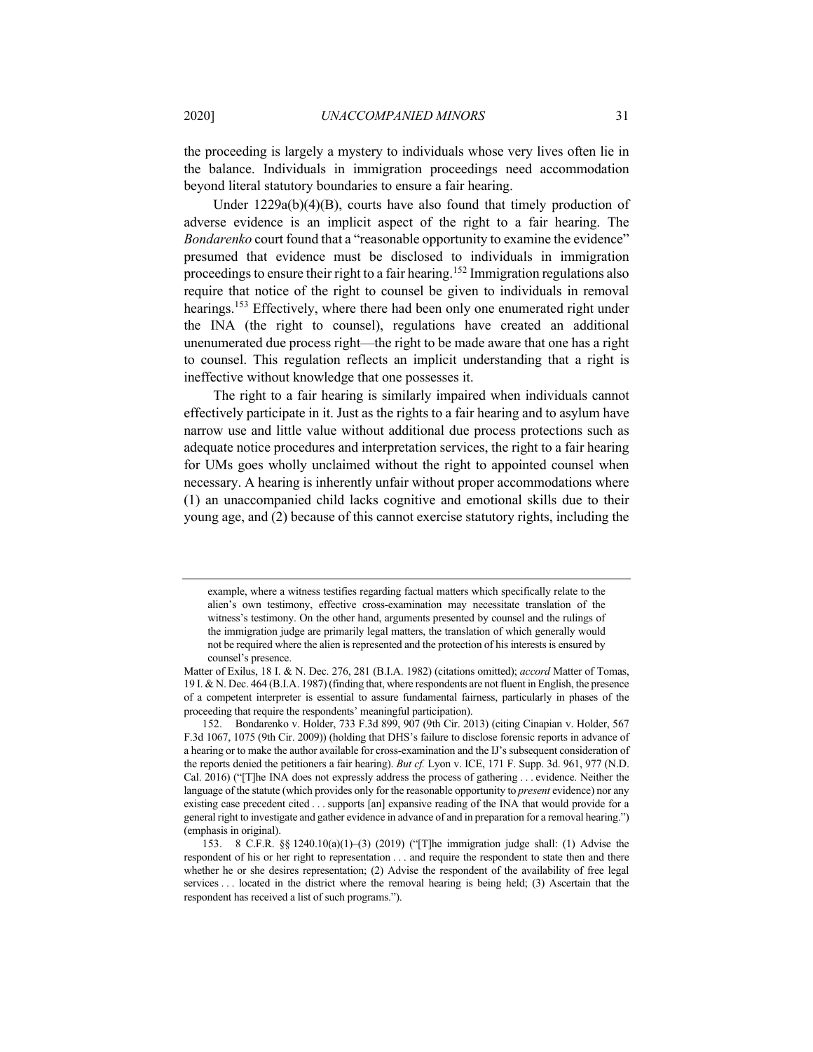the proceeding is largely a mystery to individuals whose very lives often lie in the balance. Individuals in immigration proceedings need accommodation beyond literal statutory boundaries to ensure a fair hearing.

Under 1229a(b)(4)(B), courts have also found that timely production of adverse evidence is an implicit aspect of the right to a fair hearing. The *Bondarenko* court found that a "reasonable opportunity to examine the evidence" presumed that evidence must be disclosed to individuals in immigration proceedings to ensure their right to a fair hearing.[152] Immigration regulations also require that notice of the right to counsel be given to individuals in removal hearings.[153] Effectively, where there had been only one enumerated right under the INA (the right to counsel), regulations have created an additional unenumerated due process right—the right to be made aware that one has a right to counsel. This regulation reflects an implicit understanding that a right is ineffective without knowledge that one possesses it.

The right to a fair hearing is similarly impaired when individuals cannot effectively participate in it. Just as the rights to a fair hearing and to asylum have narrow use and little value without additional due process protections such as adequate notice procedures and interpretation services, the right to a fair hearing for UMs goes wholly unclaimed without the right to appointed counsel when necessary. A hearing is inherently unfair without proper accommodations where (1) an unaccompanied child lacks cognitive and emotional skills due to their young age, and (2) because of this cannot exercise statutory rights, including the

---

> example, where a witness testifies regarding factual matters which specifically relate to the alien's own testimony, effective cross-examination may necessitate translation of the witness's testimony. On the other hand, arguments presented by counsel and the rulings of the immigration judge are primarily legal matters, the translation of which generally would not be required where the alien is represented and the protection of his interests is ensured by counsel's presence.

Matter of Exilus, 18 I. & N. Dec. 276, 281 (B.I.A. 1982) (citations omitted); *accord* Matter of Tomas, 19 I. & N. Dec. 464 (B.I.A. 1987) (finding that, where respondents are not fluent in English, the presence of a competent interpreter is essential to assure fundamental fairness, particularly in phases of the proceeding that require the respondents' meaningful participation).

152. Bondarenko v. Holder, 733 F.3d 899, 907 (9th Cir. 2013) (citing Cinapian v. Holder, 567 F.3d 1067, 1075 (9th Cir. 2009)) (holding that DHS's failure to disclose forensic reports in advance of a hearing or to make the author available for cross-examination and the IJ's subsequent consideration of the reports denied the petitioners a fair hearing). *But cf.* Lyon v. ICE, 171 F. Supp. 3d. 961, 977 (N.D. Cal. 2016) ("[T]he INA does not expressly address the process of gathering . . . evidence. Neither the language of the statute (which provides only for the reasonable opportunity to *present* evidence) nor any existing case precedent cited . . . supports [an] expansive reading of the INA that would provide for a general right to investigate and gather evidence in advance of and in preparation for a removal hearing.") (emphasis in original).

153. 8 C.F.R. §§ 1240.10(a)(1)–(3) (2019) ("[T]he immigration judge shall: (1) Advise the respondent of his or her right to representation . . . and require the respondent to state then and there whether he or she desires representation; (2) Advise the respondent of the availability of free legal services . . . located in the district where the removal hearing is being held; (3) Ascertain that the respondent has received a list of such programs.").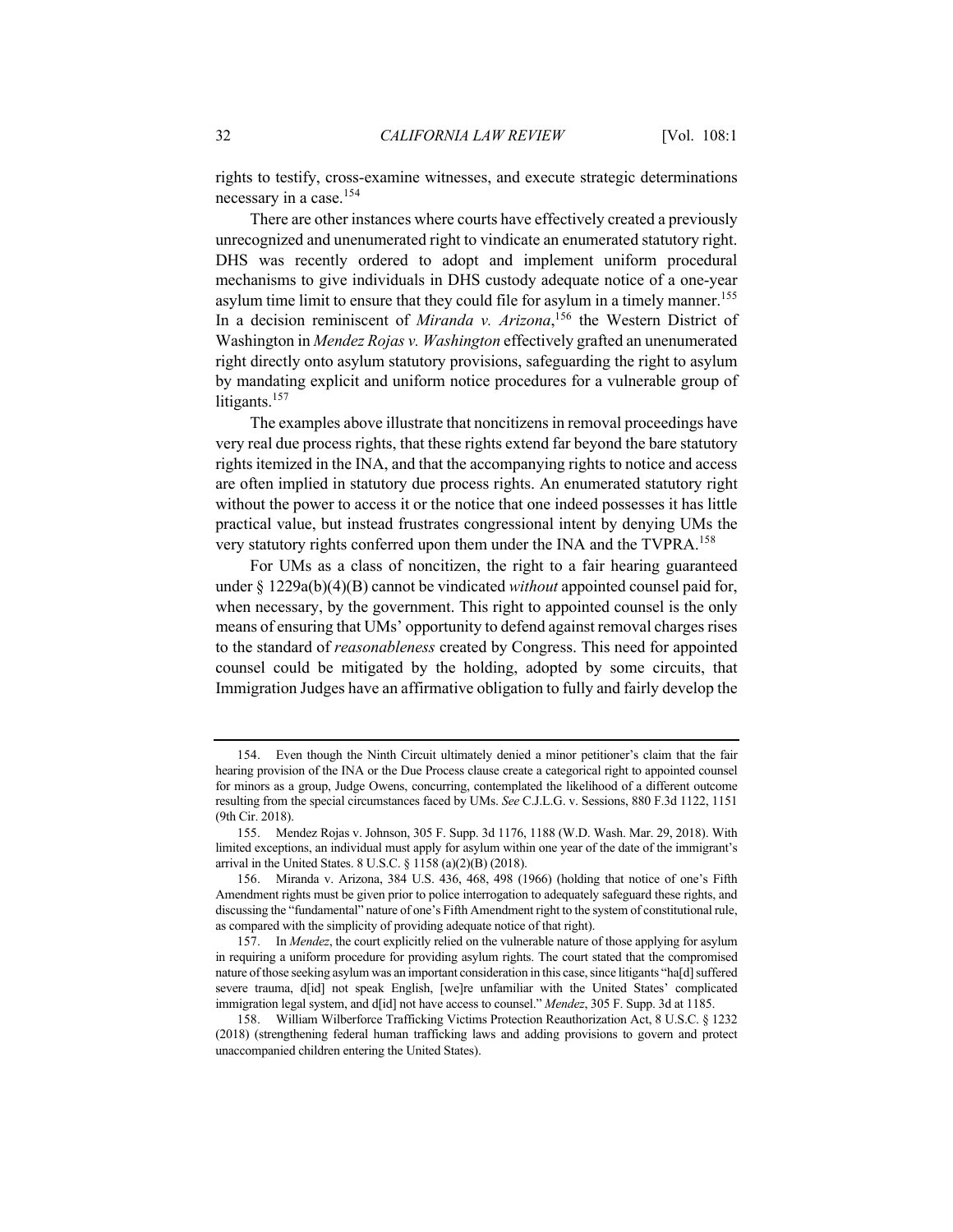rights to testify, cross-examine witnesses, and execute strategic determinations necessary in a case.[154]

There are other instances where courts have effectively created a previously unrecognized and unenumerated right to vindicate an enumerated statutory right. DHS was recently ordered to adopt and implement uniform procedural mechanisms to give individuals in DHS custody adequate notice of a one-year asylum time limit to ensure that they could file for asylum in a timely manner.[155] In a decision reminiscent of *Miranda v. Arizona*,[156] the Western District of Washington in *Mendez Rojas v. Washington* effectively grafted an unenumerated right directly onto asylum statutory provisions, safeguarding the right to asylum by mandating explicit and uniform notice procedures for a vulnerable group of litigants.[157]

The examples above illustrate that noncitizens in removal proceedings have very real due process rights, that these rights extend far beyond the bare statutory rights itemized in the INA, and that the accompanying rights to notice and access are often implied in statutory due process rights. An enumerated statutory right without the power to access it or the notice that one indeed possesses it has little practical value, but instead frustrates congressional intent by denying UMs the very statutory rights conferred upon them under the INA and the TVPRA.[158]

For UMs as a class of noncitizen, the right to a fair hearing guaranteed under § 1229a(b)(4)(B) cannot be vindicated *without* appointed counsel paid for, when necessary, by the government. This right to appointed counsel is the only means of ensuring that UMs' opportunity to defend against removal charges rises to the standard of *reasonableness* created by Congress. This need for appointed counsel could be mitigated by the holding, adopted by some circuits, that Immigration Judges have an affirmative obligation to fully and fairly develop the

---

154. Even though the Ninth Circuit ultimately denied a minor petitioner's claim that the fair hearing provision of the INA or the Due Process clause create a categorical right to appointed counsel for minors as a group, Judge Owens, concurring, contemplated the likelihood of a different outcome resulting from the special circumstances faced by UMs. *See* C.J.L.G. v. Sessions, 880 F.3d 1122, 1151 (9th Cir. 2018).

155. Mendez Rojas v. Johnson, 305 F. Supp. 3d 1176, 1188 (W.D. Wash. Mar. 29, 2018). With limited exceptions, an individual must apply for asylum within one year of the date of the immigrant's arrival in the United States. 8 U.S.C. § 1158 (a)(2)(B) (2018).

156. Miranda v. Arizona, 384 U.S. 436, 468, 498 (1966) (holding that notice of one's Fifth Amendment rights must be given prior to police interrogation to adequately safeguard these rights, and discussing the "fundamental" nature of one's Fifth Amendment right to the system of constitutional rule, as compared with the simplicity of providing adequate notice of that right).

157. In *Mendez*, the court explicitly relied on the vulnerable nature of those applying for asylum in requiring a uniform procedure for providing asylum rights. The court stated that the compromised nature of those seeking asylum was an important consideration in this case, since litigants "ha[d] suffered severe trauma, d[id] not speak English, [we]re unfamiliar with the United States' complicated immigration legal system, and d[id] not have access to counsel." *Mendez*, 305 F. Supp. 3d at 1185.

158. William Wilberforce Trafficking Victims Protection Reauthorization Act, 8 U.S.C. § 1232 (2018) (strengthening federal human trafficking laws and adding provisions to govern and protect unaccompanied children entering the United States).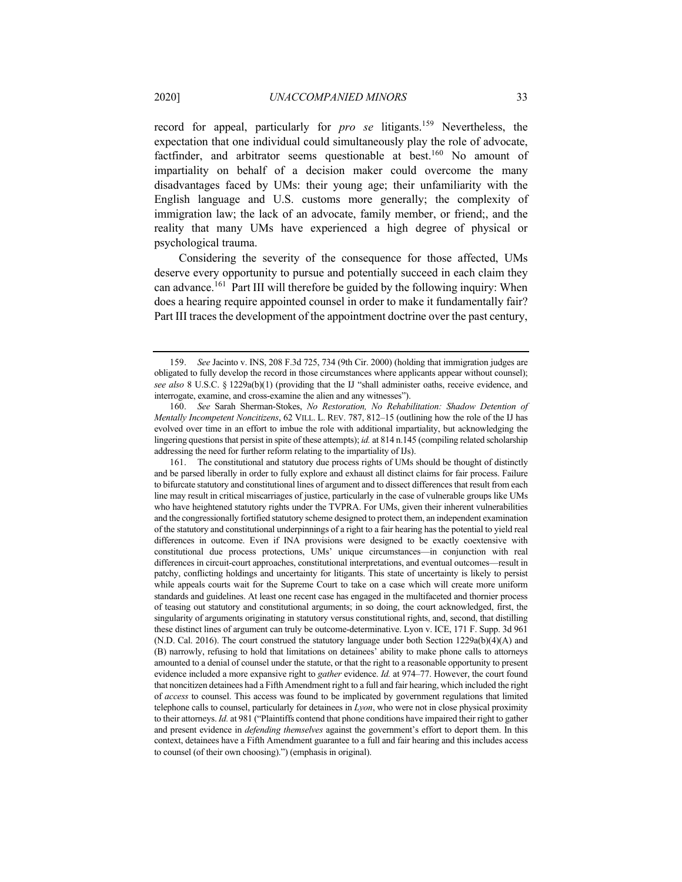record for appeal, particularly for *pro se* litigants.[159] Nevertheless, the expectation that one individual could simultaneously play the role of advocate, factfinder, and arbitrator seems questionable at best.[160] No amount of impartiality on behalf of a decision maker could overcome the many disadvantages faced by UMs: their young age; their unfamiliarity with the English language and U.S. customs more generally; the complexity of immigration law; the lack of an advocate, family member, or friend;, and the reality that many UMs have experienced a high degree of physical or psychological trauma.

Considering the severity of the consequence for those affected, UMs deserve every opportunity to pursue and potentially succeed in each claim they can advance.[161] Part III will therefore be guided by the following inquiry: When does a hearing require appointed counsel in order to make it fundamentally fair? Part III traces the development of the appointment doctrine over the past century,

---

159. *See* Jacinto v. INS, 208 F.3d 725, 734 (9th Cir. 2000) (holding that immigration judges are obligated to fully develop the record in those circumstances where applicants appear without counsel); *see also* 8 U.S.C. § 1229a(b)(1) (providing that the IJ "shall administer oaths, receive evidence, and interrogate, examine, and cross-examine the alien and any witnesses").

160. *See* Sarah Sherman-Stokes, *No Restoration, No Rehabilitation: Shadow Detention of Mentally Incompetent Noncitizens*, 62 VILL. L. REV. 787, 812–15 (outlining how the role of the IJ has evolved over time in an effort to imbue the role with additional impartiality, but acknowledging the lingering questions that persist in spite of these attempts); *id.* at 814 n.145 (compiling related scholarship addressing the need for further reform relating to the impartiality of IJs).

161. The constitutional and statutory due process rights of UMs should be thought of distinctly and be parsed liberally in order to fully explore and exhaust all distinct claims for fair process. Failure to bifurcate statutory and constitutional lines of argument and to dissect differences that result from each line may result in critical miscarriages of justice, particularly in the case of vulnerable groups like UMs who have heightened statutory rights under the TVPRA. For UMs, given their inherent vulnerabilities and the congressionally fortified statutory scheme designed to protect them, an independent examination of the statutory and constitutional underpinnings of a right to a fair hearing has the potential to yield real differences in outcome. Even if INA provisions were designed to be exactly coextensive with constitutional due process protections, UMs' unique circumstances—in conjunction with real differences in circuit-court approaches, constitutional interpretations, and eventual outcomes—result in patchy, conflicting holdings and uncertainty for litigants. This state of uncertainty is likely to persist while appeals courts wait for the Supreme Court to take on a case which will create more uniform standards and guidelines. At least one recent case has engaged in the multifaceted and thornier process of teasing out statutory and constitutional arguments; in so doing, the court acknowledged, first, the singularity of arguments originating in statutory versus constitutional rights, and, second, that distilling these distinct lines of argument can truly be outcome-determinative. Lyon v. ICE, 171 F. Supp. 3d 961 (N.D. Cal. 2016). The court construed the statutory language under both Section 1229a(b)(4)(A) and (B) narrowly, refusing to hold that limitations on detainees' ability to make phone calls to attorneys amounted to a denial of counsel under the statute, or that the right to a reasonable opportunity to present evidence included a more expansive right to *gather* evidence. *Id.* at 974–77. However, the court found that noncitizen detainees had a Fifth Amendment right to a full and fair hearing, which included the right of *access* to counsel. This access was found to be implicated by government regulations that limited telephone calls to counsel, particularly for detainees in *Lyon*, who were not in close physical proximity to their attorneys. *Id.* at 981 ("Plaintiffs contend that phone conditions have impaired their right to gather and present evidence in *defending themselves* against the government's effort to deport them. In this context, detainees have a Fifth Amendment guarantee to a full and fair hearing and this includes access to counsel (of their own choosing).") (emphasis in original).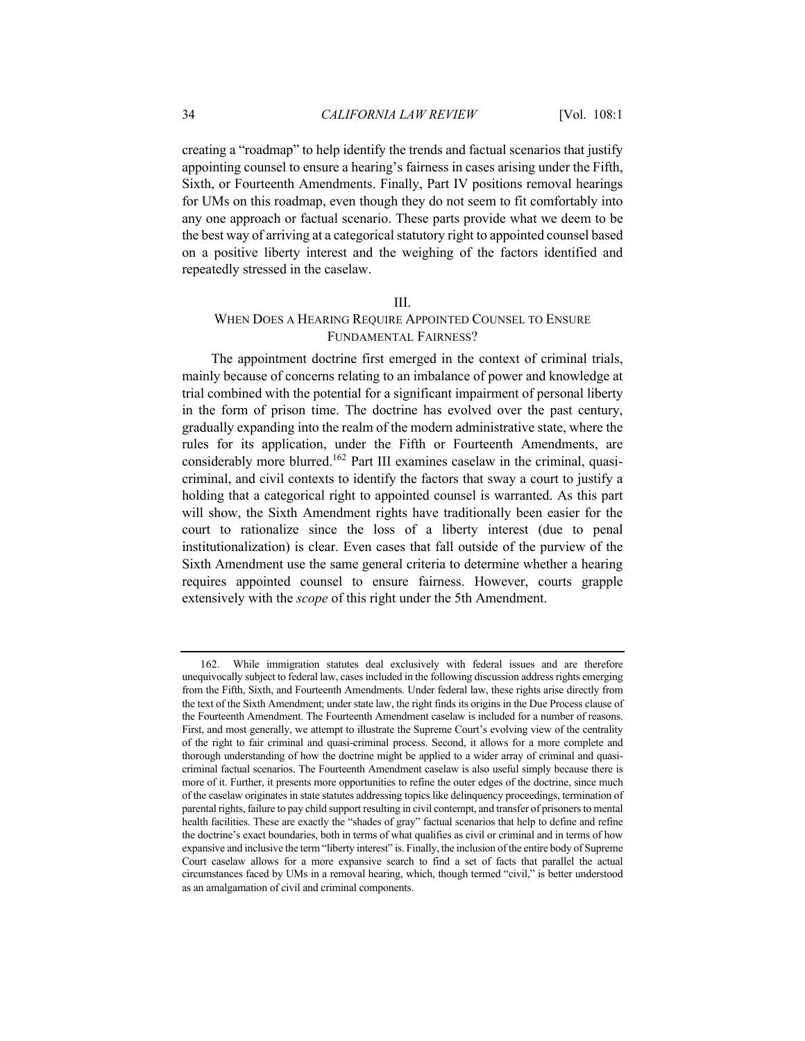creating a "roadmap" to help identify the trends and factual scenarios that justify appointing counsel to ensure a hearing's fairness in cases arising under the Fifth, Sixth, or Fourteenth Amendments. Finally, Part IV positions removal hearings for UMs on this roadmap, even though they do not seem to fit comfortably into any one approach or factual scenario. These parts provide what we deem to be the best way of arriving at a categorical statutory right to appointed counsel based on a positive liberty interest and the weighing of the factors identified and repeatedly stressed in the caselaw.

## III.
## WHEN DOES A HEARING REQUIRE APPOINTED COUNSEL TO ENSURE FUNDAMENTAL FAIRNESS?

The appointment doctrine first emerged in the context of criminal trials, mainly because of concerns relating to an imbalance of power and knowledge at trial combined with the potential for a significant impairment of personal liberty in the form of prison time. The doctrine has evolved over the past century, gradually expanding into the realm of the modern administrative state, where the rules for its application, under the Fifth or Fourteenth Amendments, are considerably more blurred.[162] Part III examines caselaw in the criminal, quasi-criminal, and civil contexts to identify the factors that sway a court to justify a holding that a categorical right to appointed counsel is warranted. As this part will show, the Sixth Amendment rights have traditionally been easier for the court to rationalize since the loss of a liberty interest (due to penal institutionalization) is clear. Even cases that fall outside of the purview of the Sixth Amendment use the same general criteria to determine whether a hearing requires appointed counsel to ensure fairness. However, courts grapple extensively with the *scope* of this right under the 5th Amendment.

---

162. While immigration statutes deal exclusively with federal issues and are therefore unequivocally subject to federal law, cases included in the following discussion address rights emerging from the Fifth, Sixth, and Fourteenth Amendments. Under federal law, these rights arise directly from the text of the Sixth Amendment; under state law, the right finds its origins in the Due Process clause of the Fourteenth Amendment. The Fourteenth Amendment caselaw is included for a number of reasons. First, and most generally, we attempt to illustrate the Supreme Court's evolving view of the centrality of the right to fair criminal and quasi-criminal process. Second, it allows for a more complete and thorough understanding of how the doctrine might be applied to a wider array of criminal and quasi-criminal factual scenarios. The Fourteenth Amendment caselaw is also useful simply because there is more of it. Further, it presents more opportunities to refine the outer edges of the doctrine, since much of the caselaw originates in state statutes addressing topics like delinquency proceedings, termination of parental rights, failure to pay child support resulting in civil contempt, and transfer of prisoners to mental health facilities. These are exactly the "shades of gray" factual scenarios that help to define and refine the doctrine's exact boundaries, both in terms of what qualifies as civil or criminal and in terms of how expansive and inclusive the term "liberty interest" is. Finally, the inclusion of the entire body of Supreme Court caselaw allows for a more expansive search to find a set of facts that parallel the actual circumstances faced by UMs in a removal hearing, which, though termed "civil," is better understood as an amalgamation of civil and criminal components.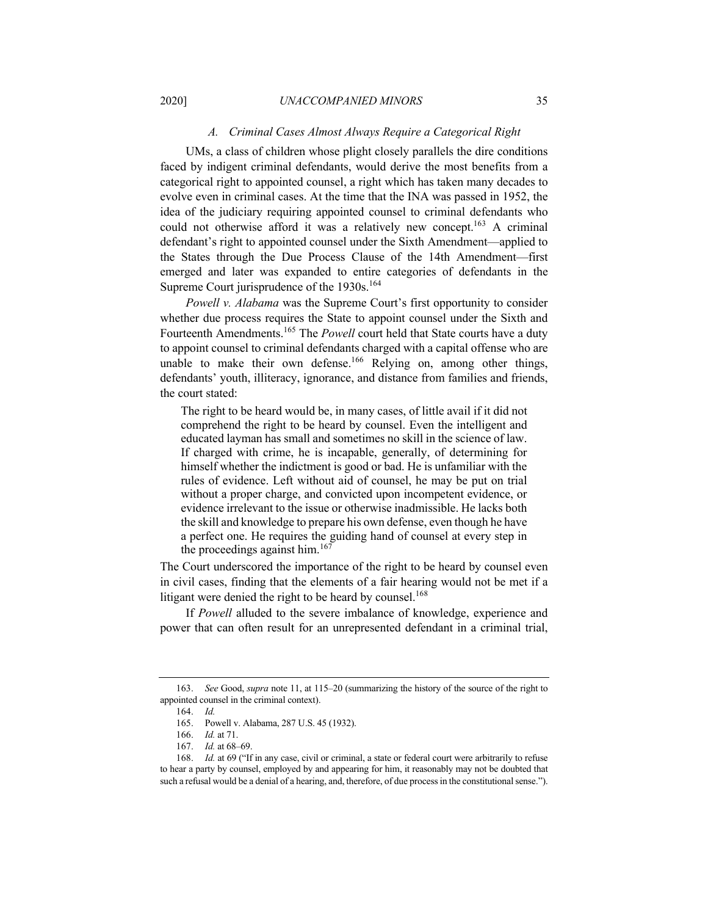### *A. Criminal Cases Almost Always Require a Categorical Right*

UMs, a class of children whose plight closely parallels the dire conditions faced by indigent criminal defendants, would derive the most benefits from a categorical right to appointed counsel, a right which has taken many decades to evolve even in criminal cases. At the time that the INA was passed in 1952, the idea of the judiciary requiring appointed counsel to criminal defendants who could not otherwise afford it was a relatively new concept.[163] A criminal defendant's right to appointed counsel under the Sixth Amendment—applied to the States through the Due Process Clause of the 14th Amendment—first emerged and later was expanded to entire categories of defendants in the Supreme Court jurisprudence of the 1930s.[164]

*Powell v. Alabama* was the Supreme Court's first opportunity to consider whether due process requires the State to appoint counsel under the Sixth and Fourteenth Amendments.[165] The *Powell* court held that State courts have a duty to appoint counsel to criminal defendants charged with a capital offense who are unable to make their own defense.[166] Relying on, among other things, defendants' youth, illiteracy, ignorance, and distance from families and friends, the court stated:

> The right to be heard would be, in many cases, of little avail if it did not comprehend the right to be heard by counsel. Even the intelligent and educated layman has small and sometimes no skill in the science of law. If charged with crime, he is incapable, generally, of determining for himself whether the indictment is good or bad. He is unfamiliar with the rules of evidence. Left without aid of counsel, he may be put on trial without a proper charge, and convicted upon incompetent evidence, or evidence irrelevant to the issue or otherwise inadmissible. He lacks both the skill and knowledge to prepare his own defense, even though he have a perfect one. He requires the guiding hand of counsel at every step in the proceedings against him.[167]

The Court underscored the importance of the right to be heard by counsel even in civil cases, finding that the elements of a fair hearing would not be met if a litigant were denied the right to be heard by counsel.[168]

If *Powell* alluded to the severe imbalance of knowledge, experience and power that can often result for an unrepresented defendant in a criminal trial,

---

163. *See* Good, *supra* note 11, at 115–20 (summarizing the history of the source of the right to appointed counsel in the criminal context).

164. *Id.*

165. Powell v. Alabama, 287 U.S. 45 (1932).

166. *Id.* at 71.

167. *Id.* at 68–69.

168. *Id.* at 69 ("If in any case, civil or criminal, a state or federal court were arbitrarily to refuse to hear a party by counsel, employed by and appearing for him, it reasonably may not be doubted that such a refusal would be a denial of a hearing, and, therefore, of due process in the constitutional sense.").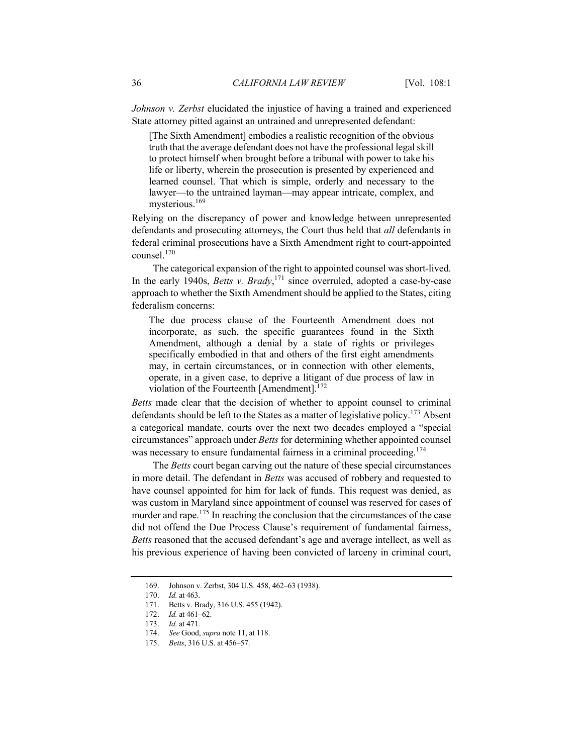*Johnson v. Zerbst* elucidated the injustice of having a trained and experienced State attorney pitted against an untrained and unrepresented defendant:

> [The Sixth Amendment] embodies a realistic recognition of the obvious truth that the average defendant does not have the professional legal skill to protect himself when brought before a tribunal with power to take his life or liberty, wherein the prosecution is presented by experienced and learned counsel. That which is simple, orderly and necessary to the lawyer—to the untrained layman—may appear intricate, complex, and mysterious.[169]

Relying on the discrepancy of power and knowledge between unrepresented defendants and prosecuting attorneys, the Court thus held that *all* defendants in federal criminal prosecutions have a Sixth Amendment right to court-appointed counsel.[170]

The categorical expansion of the right to appointed counsel was short-lived. In the early 1940s, *Betts v. Brady*,[171] since overruled, adopted a case-by-case approach to whether the Sixth Amendment should be applied to the States, citing federalism concerns:

> The due process clause of the Fourteenth Amendment does not incorporate, as such, the specific guarantees found in the Sixth Amendment, although a denial by a state of rights or privileges specifically embodied in that and others of the first eight amendments may, in certain circumstances, or in connection with other elements, operate, in a given case, to deprive a litigant of due process of law in violation of the Fourteenth [Amendment].[172]

*Betts* made clear that the decision of whether to appoint counsel to criminal defendants should be left to the States as a matter of legislative policy.[173] Absent a categorical mandate, courts over the next two decades employed a "special circumstances" approach under *Betts* for determining whether appointed counsel was necessary to ensure fundamental fairness in a criminal proceeding.[174]

The *Betts* court began carving out the nature of these special circumstances in more detail. The defendant in *Betts* was accused of robbery and requested to have counsel appointed for him for lack of funds. This request was denied, as was custom in Maryland since appointment of counsel was reserved for cases of murder and rape.[175] In reaching the conclusion that the circumstances of the case did not offend the Due Process Clause's requirement of fundamental fairness, *Betts* reasoned that the accused defendant's age and average intellect, as well as his previous experience of having been convicted of larceny in criminal court,

---

169. Johnson v. Zerbst, 304 U.S. 458, 462–63 (1938).

170. *Id.* at 463.

171. Betts v. Brady, 316 U.S. 455 (1942).

172. *Id.* at 461–62.

173. *Id.* at 471.

174. *See* Good, *supra* note 11, at 118.

175. *Betts*, 316 U.S. at 456–57.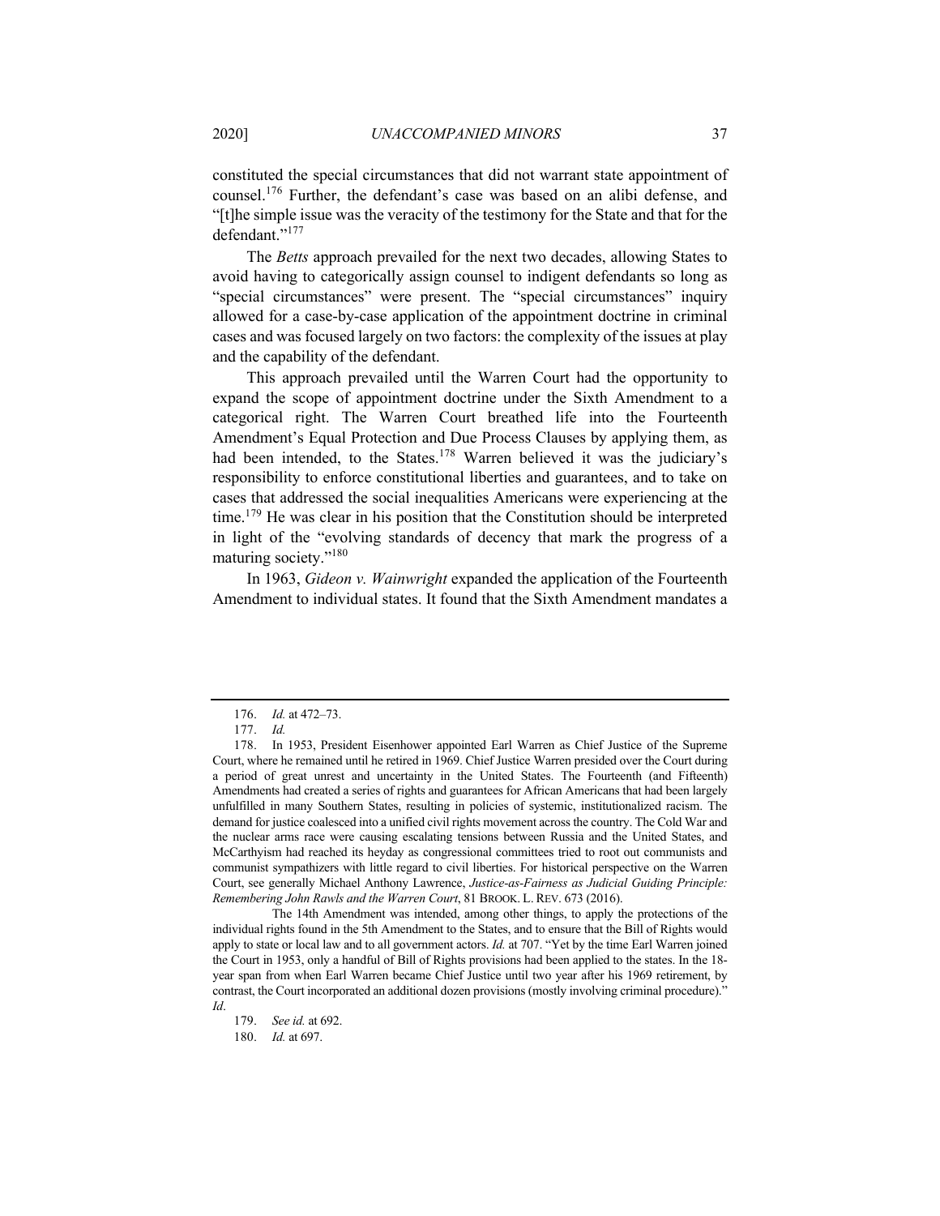constituted the special circumstances that did not warrant state appointment of counsel.[176] Further, the defendant's case was based on an alibi defense, and "[t]he simple issue was the veracity of the testimony for the State and that for the defendant."[177]

The *Betts* approach prevailed for the next two decades, allowing States to avoid having to categorically assign counsel to indigent defendants so long as "special circumstances" were present. The "special circumstances" inquiry allowed for a case-by-case application of the appointment doctrine in criminal cases and was focused largely on two factors: the complexity of the issues at play and the capability of the defendant.

This approach prevailed until the Warren Court had the opportunity to expand the scope of appointment doctrine under the Sixth Amendment to a categorical right. The Warren Court breathed life into the Fourteenth Amendment's Equal Protection and Due Process Clauses by applying them, as had been intended, to the States.[178] Warren believed it was the judiciary's responsibility to enforce constitutional liberties and guarantees, and to take on cases that addressed the social inequalities Americans were experiencing at the time.[179] He was clear in his position that the Constitution should be interpreted in light of the "evolving standards of decency that mark the progress of a maturing society."[180]

In 1963, *Gideon v. Wainwright* expanded the application of the Fourteenth Amendment to individual states. It found that the Sixth Amendment mandates a

---

176. *Id.* at 472–73.

177. *Id.*

178. In 1953, President Eisenhower appointed Earl Warren as Chief Justice of the Supreme Court, where he remained until he retired in 1969. Chief Justice Warren presided over the Court during a period of great unrest and uncertainty in the United States. The Fourteenth (and Fifteenth) Amendments had created a series of rights and guarantees for African Americans that had been largely unfulfilled in many Southern States, resulting in policies of systemic, institutionalized racism. The demand for justice coalesced into a unified civil rights movement across the country. The Cold War and the nuclear arms race were causing escalating tensions between Russia and the United States, and McCarthyism had reached its heyday as congressional committees tried to root out communists and communist sympathizers with little regard to civil liberties. For historical perspective on the Warren Court, see generally Michael Anthony Lawrence, *Justice-as-Fairness as Judicial Guiding Principle: Remembering John Rawls and the Warren Court*, 81 BROOK. L. REV. 673 (2016).

The 14th Amendment was intended, among other things, to apply the protections of the individual rights found in the 5th Amendment to the States, and to ensure that the Bill of Rights would apply to state or local law and to all government actors. *Id.* at 707. "Yet by the time Earl Warren joined the Court in 1953, only a handful of Bill of Rights provisions had been applied to the states. In the 18-year span from when Earl Warren became Chief Justice until two year after his 1969 retirement, by contrast, the Court incorporated an additional dozen provisions (mostly involving criminal procedure)." *Id*.

179. *See id.* at 692.

180. *Id.* at 697.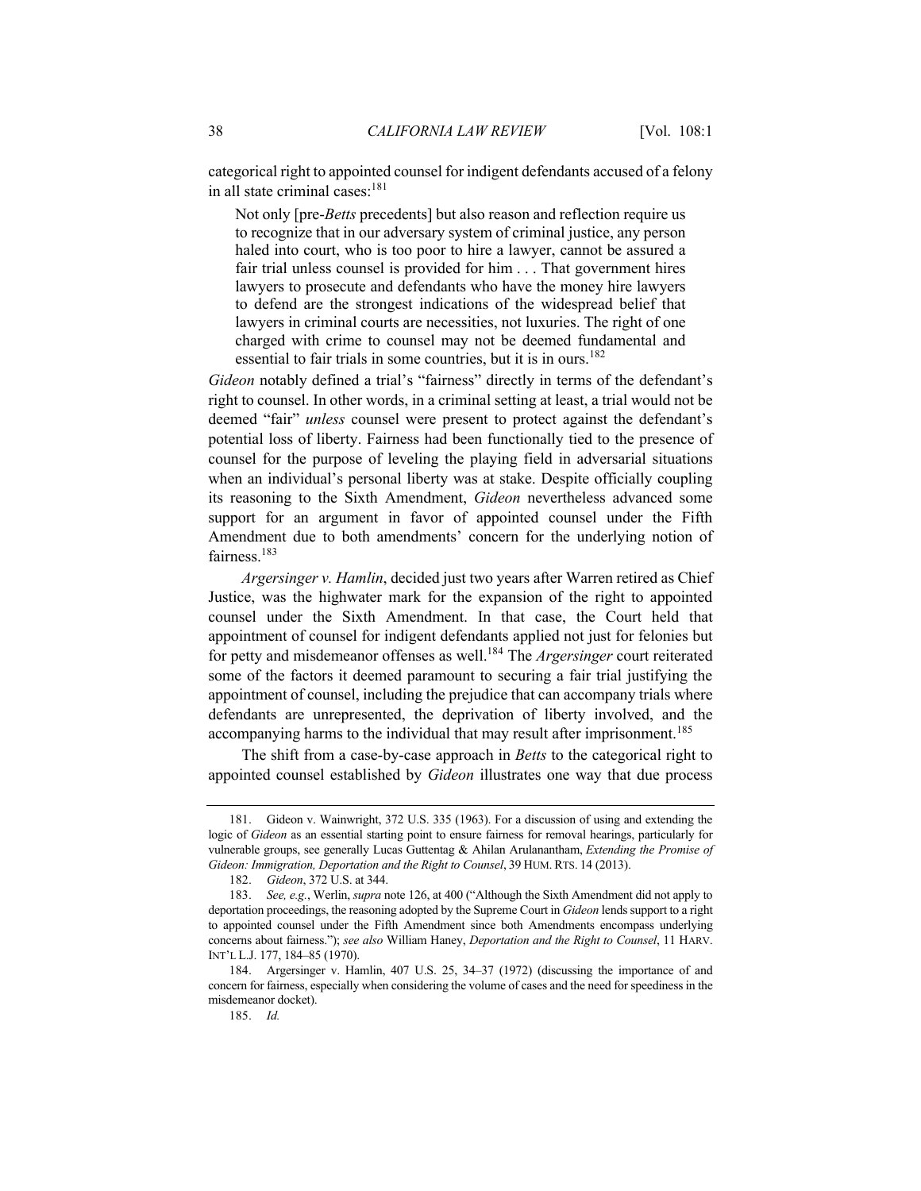categorical right to appointed counsel for indigent defendants accused of a felony in all state criminal cases:[181]

> Not only [pre-*Betts* precedents] but also reason and reflection require us to recognize that in our adversary system of criminal justice, any person haled into court, who is too poor to hire a lawyer, cannot be assured a fair trial unless counsel is provided for him . . . That government hires lawyers to prosecute and defendants who have the money hire lawyers to defend are the strongest indications of the widespread belief that lawyers in criminal courts are necessities, not luxuries. The right of one charged with crime to counsel may not be deemed fundamental and essential to fair trials in some countries, but it is in ours.[182]

*Gideon* notably defined a trial's "fairness" directly in terms of the defendant's right to counsel. In other words, in a criminal setting at least, a trial would not be deemed "fair" *unless* counsel were present to protect against the defendant's potential loss of liberty. Fairness had been functionally tied to the presence of counsel for the purpose of leveling the playing field in adversarial situations when an individual's personal liberty was at stake. Despite officially coupling its reasoning to the Sixth Amendment, *Gideon* nevertheless advanced some support for an argument in favor of appointed counsel under the Fifth Amendment due to both amendments' concern for the underlying notion of fairness.[183]

*Argersinger v. Hamlin*, decided just two years after Warren retired as Chief Justice, was the highwater mark for the expansion of the right to appointed counsel under the Sixth Amendment. In that case, the Court held that appointment of counsel for indigent defendants applied not just for felonies but for petty and misdemeanor offenses as well.[184] The *Argersinger* court reiterated some of the factors it deemed paramount to securing a fair trial justifying the appointment of counsel, including the prejudice that can accompany trials where defendants are unrepresented, the deprivation of liberty involved, and the accompanying harms to the individual that may result after imprisonment.[185]

The shift from a case-by-case approach in *Betts* to the categorical right to appointed counsel established by *Gideon* illustrates one way that due process

---

181. Gideon v. Wainwright, 372 U.S. 335 (1963). For a discussion of using and extending the logic of *Gideon* as an essential starting point to ensure fairness for removal hearings, particularly for vulnerable groups, see generally Lucas Guttentag & Ahilan Arulanantham, *Extending the Promise of Gideon: Immigration, Deportation and the Right to Counsel*, 39 HUM. RTS. 14 (2013).

182. *Gideon*, 372 U.S. at 344.

183. *See, e.g.*, Werlin, *supra* note 126, at 400 ("Although the Sixth Amendment did not apply to deportation proceedings, the reasoning adopted by the Supreme Court in *Gideon* lends support to a right to appointed counsel under the Fifth Amendment since both Amendments encompass underlying concerns about fairness."); *see also* William Haney, *Deportation and the Right to Counsel*, 11 HARV. INT'L L.J. 177, 184–85 (1970).

184. Argersinger v. Hamlin, 407 U.S. 25, 34–37 (1972) (discussing the importance of and concern for fairness, especially when considering the volume of cases and the need for speediness in the misdemeanor docket).

185. *Id.*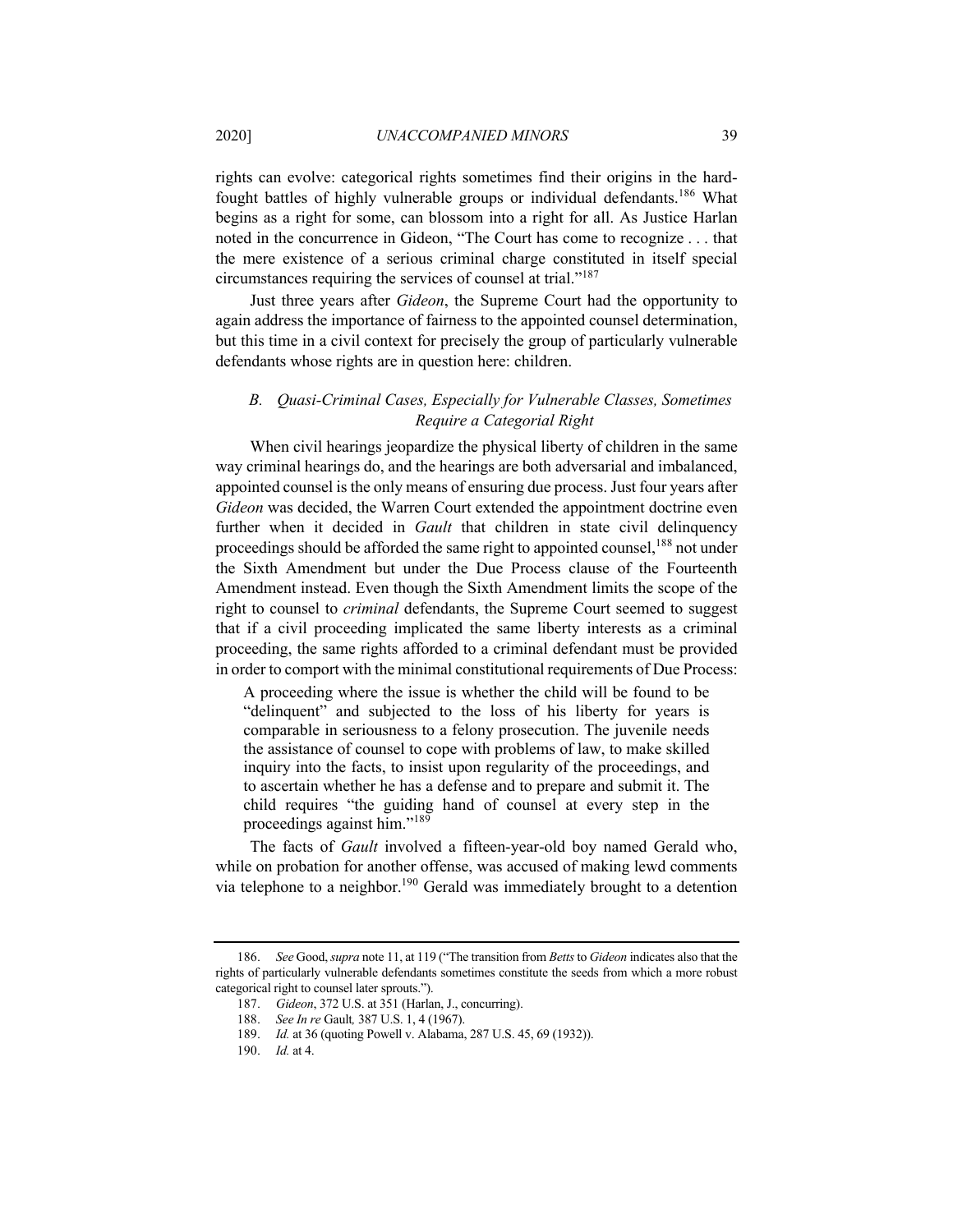rights can evolve: categorical rights sometimes find their origins in the hard-fought battles of highly vulnerable groups or individual defendants.[186] What begins as a right for some, can blossom into a right for all. As Justice Harlan noted in the concurrence in Gideon, "The Court has come to recognize . . . that the mere existence of a serious criminal charge constituted in itself special circumstances requiring the services of counsel at trial."[187]

Just three years after *Gideon*, the Supreme Court had the opportunity to again address the importance of fairness to the appointed counsel determination, but this time in a civil context for precisely the group of particularly vulnerable defendants whose rights are in question here: children.

### *B. Quasi-Criminal Cases, Especially for Vulnerable Classes, Sometimes Require a Categorial Right*

When civil hearings jeopardize the physical liberty of children in the same way criminal hearings do, and the hearings are both adversarial and imbalanced, appointed counsel is the only means of ensuring due process. Just four years after *Gideon* was decided, the Warren Court extended the appointment doctrine even further when it decided in *Gault* that children in state civil delinquency proceedings should be afforded the same right to appointed counsel,[188] not under the Sixth Amendment but under the Due Process clause of the Fourteenth Amendment instead. Even though the Sixth Amendment limits the scope of the right to counsel to *criminal* defendants, the Supreme Court seemed to suggest that if a civil proceeding implicated the same liberty interests as a criminal proceeding, the same rights afforded to a criminal defendant must be provided in order to comport with the minimal constitutional requirements of Due Process:

> A proceeding where the issue is whether the child will be found to be "delinquent" and subjected to the loss of his liberty for years is comparable in seriousness to a felony prosecution. The juvenile needs the assistance of counsel to cope with problems of law, to make skilled inquiry into the facts, to insist upon regularity of the proceedings, and to ascertain whether he has a defense and to prepare and submit it. The child requires "the guiding hand of counsel at every step in the proceedings against him."[189]

The facts of *Gault* involved a fifteen-year-old boy named Gerald who, while on probation for another offense, was accused of making lewd comments via telephone to a neighbor.[190] Gerald was immediately brought to a detention

---

186. *See* Good, *supra* note 11, at 119 ("The transition from *Betts* to *Gideon* indicates also that the rights of particularly vulnerable defendants sometimes constitute the seeds from which a more robust categorical right to counsel later sprouts.").

187. *Gideon*, 372 U.S. at 351 (Harlan, J., concurring).

188. *See In re* Gault*,* 387 U.S. 1, 4 (1967).

189. *Id.* at 36 (quoting Powell v. Alabama, 287 U.S. 45, 69 (1932)).

190. *Id.* at 4.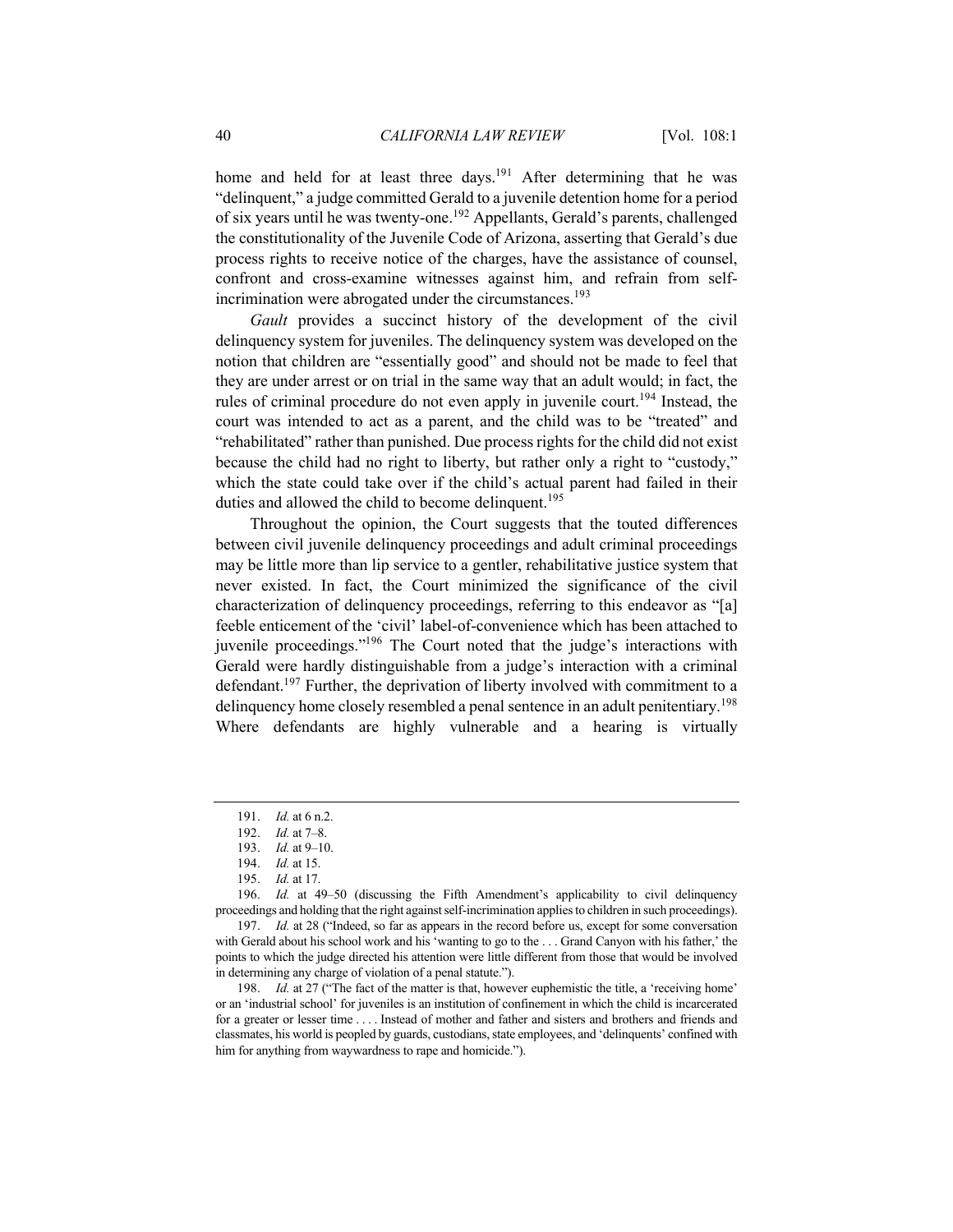home and held for at least three days.[191] After determining that he was "delinquent," a judge committed Gerald to a juvenile detention home for a period of six years until he was twenty-one.[192] Appellants, Gerald's parents, challenged the constitutionality of the Juvenile Code of Arizona, asserting that Gerald's due process rights to receive notice of the charges, have the assistance of counsel, confront and cross-examine witnesses against him, and refrain from self-incrimination were abrogated under the circumstances.[193]

*Gault* provides a succinct history of the development of the civil delinquency system for juveniles. The delinquency system was developed on the notion that children are "essentially good" and should not be made to feel that they are under arrest or on trial in the same way that an adult would; in fact, the rules of criminal procedure do not even apply in juvenile court.[194] Instead, the court was intended to act as a parent, and the child was to be "treated" and "rehabilitated" rather than punished. Due process rights for the child did not exist because the child had no right to liberty, but rather only a right to "custody," which the state could take over if the child's actual parent had failed in their duties and allowed the child to become delinquent.[195]

Throughout the opinion, the Court suggests that the touted differences between civil juvenile delinquency proceedings and adult criminal proceedings may be little more than lip service to a gentler, rehabilitative justice system that never existed. In fact, the Court minimized the significance of the civil characterization of delinquency proceedings, referring to this endeavor as "[a] feeble enticement of the 'civil' label-of-convenience which has been attached to juvenile proceedings."[196] The Court noted that the judge's interactions with Gerald were hardly distinguishable from a judge's interaction with a criminal defendant.[197] Further, the deprivation of liberty involved with commitment to a delinquency home closely resembled a penal sentence in an adult penitentiary.[198] Where defendants are highly vulnerable and a hearing is virtually

---

191. *Id.* at 6 n.2.

192. *Id.* at 7–8.

193. *Id.* at 9–10.

194. *Id.* at 15.

195. *Id.* at 17.

196. *Id.* at 49–50 (discussing the Fifth Amendment's applicability to civil delinquency proceedings and holding that the right against self-incrimination applies to children in such proceedings).

197. *Id.* at 28 ("Indeed, so far as appears in the record before us, except for some conversation with Gerald about his school work and his 'wanting to go to the . . . Grand Canyon with his father,' the points to which the judge directed his attention were little different from those that would be involved in determining any charge of violation of a penal statute.").

198. *Id.* at 27 ("The fact of the matter is that, however euphemistic the title, a 'receiving home' or an 'industrial school' for juveniles is an institution of confinement in which the child is incarcerated for a greater or lesser time . . . . Instead of mother and father and sisters and brothers and friends and classmates, his world is peopled by guards, custodians, state employees, and 'delinquents' confined with him for anything from waywardness to rape and homicide.").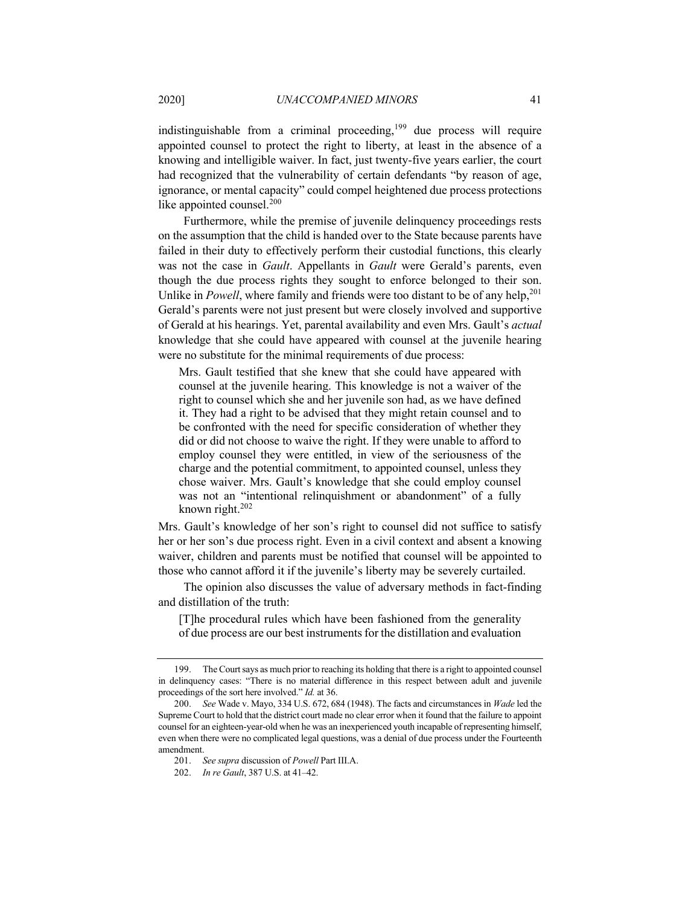indistinguishable from a criminal proceeding,[199] due process will require appointed counsel to protect the right to liberty, at least in the absence of a knowing and intelligible waiver. In fact, just twenty-five years earlier, the court had recognized that the vulnerability of certain defendants "by reason of age, ignorance, or mental capacity" could compel heightened due process protections like appointed counsel.[200]

Furthermore, while the premise of juvenile delinquency proceedings rests on the assumption that the child is handed over to the State because parents have failed in their duty to effectively perform their custodial functions, this clearly was not the case in *Gault*. Appellants in *Gault* were Gerald's parents, even though the due process rights they sought to enforce belonged to their son. Unlike in *Powell*, where family and friends were too distant to be of any help,[201] Gerald's parents were not just present but were closely involved and supportive of Gerald at his hearings. Yet, parental availability and even Mrs. Gault's *actual* knowledge that she could have appeared with counsel at the juvenile hearing were no substitute for the minimal requirements of due process:

> Mrs. Gault testified that she knew that she could have appeared with counsel at the juvenile hearing. This knowledge is not a waiver of the right to counsel which she and her juvenile son had, as we have defined it. They had a right to be advised that they might retain counsel and to be confronted with the need for specific consideration of whether they did or did not choose to waive the right. If they were unable to afford to employ counsel they were entitled, in view of the seriousness of the charge and the potential commitment, to appointed counsel, unless they chose waiver. Mrs. Gault's knowledge that she could employ counsel was not an "intentional relinquishment or abandonment" of a fully known right.[202]

Mrs. Gault's knowledge of her son's right to counsel did not suffice to satisfy her or her son's due process right. Even in a civil context and absent a knowing waiver, children and parents must be notified that counsel will be appointed to those who cannot afford it if the juvenile's liberty may be severely curtailed.

The opinion also discusses the value of adversary methods in fact-finding and distillation of the truth:

> [T]he procedural rules which have been fashioned from the generality of due process are our best instruments for the distillation and evaluation

---

199. The Court says as much prior to reaching its holding that there is a right to appointed counsel in delinquency cases: "There is no material difference in this respect between adult and juvenile proceedings of the sort here involved." *Id.* at 36.

200. *See* Wade v. Mayo, 334 U.S. 672, 684 (1948). The facts and circumstances in *Wade* led the Supreme Court to hold that the district court made no clear error when it found that the failure to appoint counsel for an eighteen-year-old when he was an inexperienced youth incapable of representing himself, even when there were no complicated legal questions, was a denial of due process under the Fourteenth amendment.

201. *See supra* discussion of *Powell* Part III.A.

202. *In re Gault*, 387 U.S. at 41–42.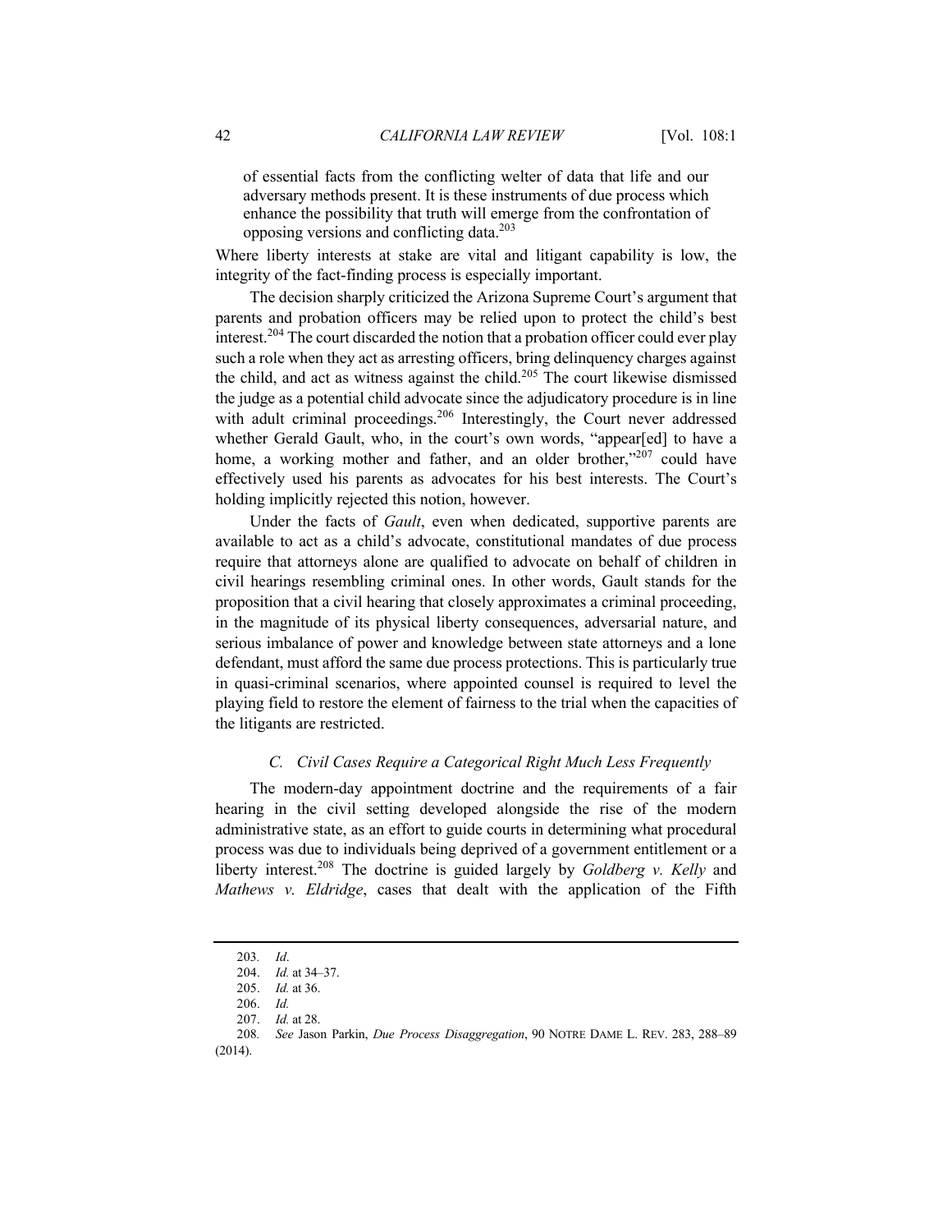> of essential facts from the conflicting welter of data that life and our adversary methods present. It is these instruments of due process which enhance the possibility that truth will emerge from the confrontation of opposing versions and conflicting data.[203]

Where liberty interests at stake are vital and litigant capability is low, the integrity of the fact-finding process is especially important.

The decision sharply criticized the Arizona Supreme Court's argument that parents and probation officers may be relied upon to protect the child's best interest.[204] The court discarded the notion that a probation officer could ever play such a role when they act as arresting officers, bring delinquency charges against the child, and act as witness against the child.[205] The court likewise dismissed the judge as a potential child advocate since the adjudicatory procedure is in line with adult criminal proceedings.[206] Interestingly, the Court never addressed whether Gerald Gault, who, in the court's own words, "appear[ed] to have a home, a working mother and father, and an older brother,"[207] could have effectively used his parents as advocates for his best interests. The Court's holding implicitly rejected this notion, however.

Under the facts of *Gault*, even when dedicated, supportive parents are available to act as a child's advocate, constitutional mandates of due process require that attorneys alone are qualified to advocate on behalf of children in civil hearings resembling criminal ones. In other words, Gault stands for the proposition that a civil hearing that closely approximates a criminal proceeding, in the magnitude of its physical liberty consequences, adversarial nature, and serious imbalance of power and knowledge between state attorneys and a lone defendant, must afford the same due process protections. This is particularly true in quasi-criminal scenarios, where appointed counsel is required to level the playing field to restore the element of fairness to the trial when the capacities of the litigants are restricted.

### *C. Civil Cases Require a Categorical Right Much Less Frequently*

The modern-day appointment doctrine and the requirements of a fair hearing in the civil setting developed alongside the rise of the modern administrative state, as an effort to guide courts in determining what procedural process was due to individuals being deprived of a government entitlement or a liberty interest.[208] The doctrine is guided largely by *Goldberg v. Kelly* and *Mathews v. Eldridge*, cases that dealt with the application of the Fifth

---

203. *Id*.

204. *Id.* at 34–37.

205. *Id.* at 36.

206. *Id.*

207. *Id.* at 28.

208. *See* Jason Parkin, *Due Process Disaggregation*, 90 NOTRE DAME L. REV. 283, 288–89 (2014).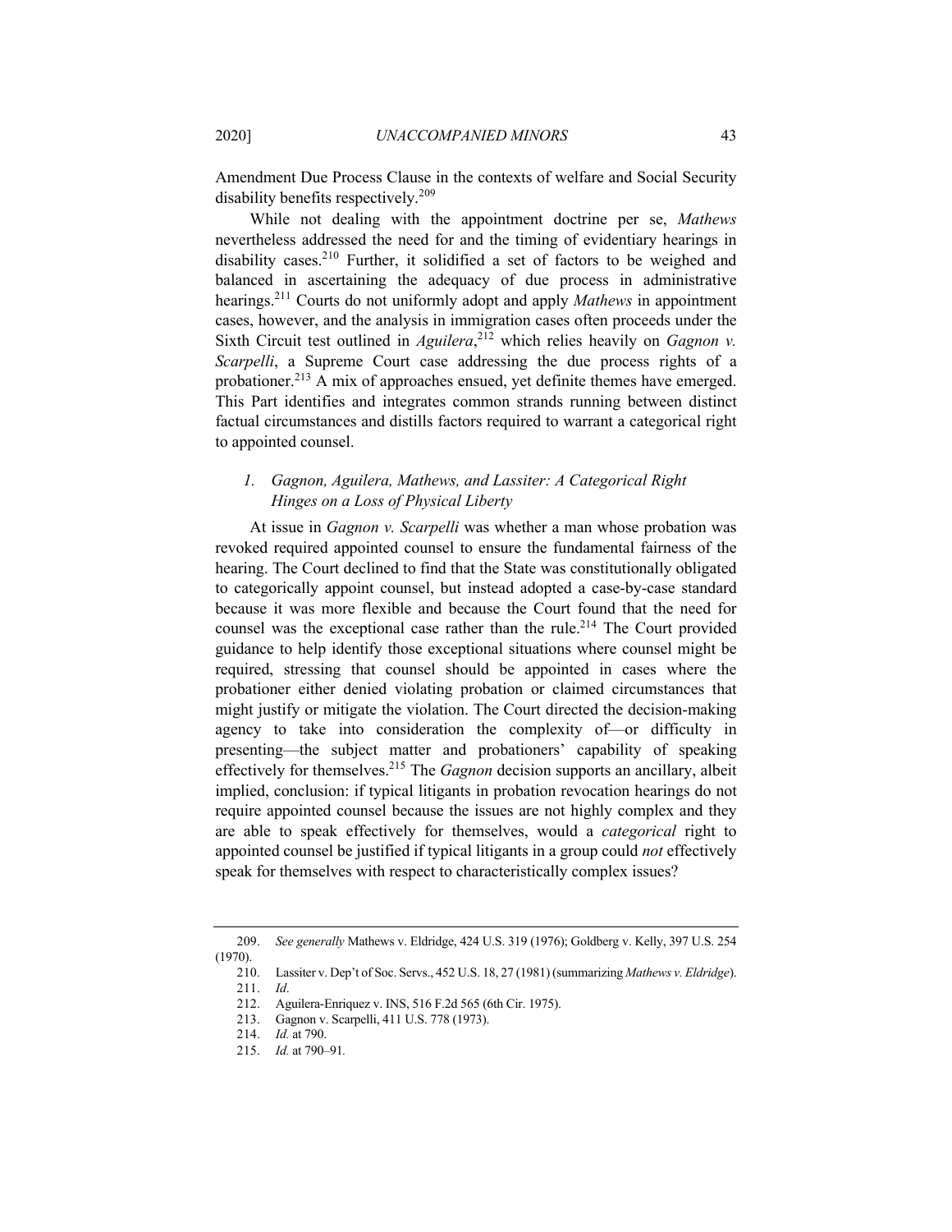Amendment Due Process Clause in the contexts of welfare and Social Security disability benefits respectively.[209]

While not dealing with the appointment doctrine per se, *Mathews* nevertheless addressed the need for and the timing of evidentiary hearings in disability cases.[210] Further, it solidified a set of factors to be weighed and balanced in ascertaining the adequacy of due process in administrative hearings.[211] Courts do not uniformly adopt and apply *Mathews* in appointment cases, however, and the analysis in immigration cases often proceeds under the Sixth Circuit test outlined in *Aguilera*,[212] which relies heavily on *Gagnon v. Scarpelli*, a Supreme Court case addressing the due process rights of a probationer.[213] A mix of approaches ensued, yet definite themes have emerged. This Part identifies and integrates common strands running between distinct factual circumstances and distills factors required to warrant a categorical right to appointed counsel.

### *1. Gagnon, Aguilera, Mathews, and Lassiter: A Categorical Right Hinges on a Loss of Physical Liberty*

At issue in *Gagnon v. Scarpelli* was whether a man whose probation was revoked required appointed counsel to ensure the fundamental fairness of the hearing. The Court declined to find that the State was constitutionally obligated to categorically appoint counsel, but instead adopted a case-by-case standard because it was more flexible and because the Court found that the need for counsel was the exceptional case rather than the rule.[214] The Court provided guidance to help identify those exceptional situations where counsel might be required, stressing that counsel should be appointed in cases where the probationer either denied violating probation or claimed circumstances that might justify or mitigate the violation. The Court directed the decision-making agency to take into consideration the complexity of—or difficulty in presenting—the subject matter and probationers' capability of speaking effectively for themselves.[215] The *Gagnon* decision supports an ancillary, albeit implied, conclusion: if typical litigants in probation revocation hearings do not require appointed counsel because the issues are not highly complex and they are able to speak effectively for themselves, would a *categorical* right to appointed counsel be justified if typical litigants in a group could *not* effectively speak for themselves with respect to characteristically complex issues?

---

209. *See generally* Mathews v. Eldridge, 424 U.S. 319 (1976); Goldberg v. Kelly, 397 U.S. 254 (1970).

210. Lassiter v. Dep't of Soc. Servs., 452 U.S. 18, 27 (1981) (summarizing *Mathews v. Eldridge*).

211. *Id*.

212. Aguilera-Enriquez v. INS, 516 F.2d 565 (6th Cir. 1975).

213. Gagnon v. Scarpelli, 411 U.S. 778 (1973).

214. *Id.* at 790.

215. *Id.* at 790–91.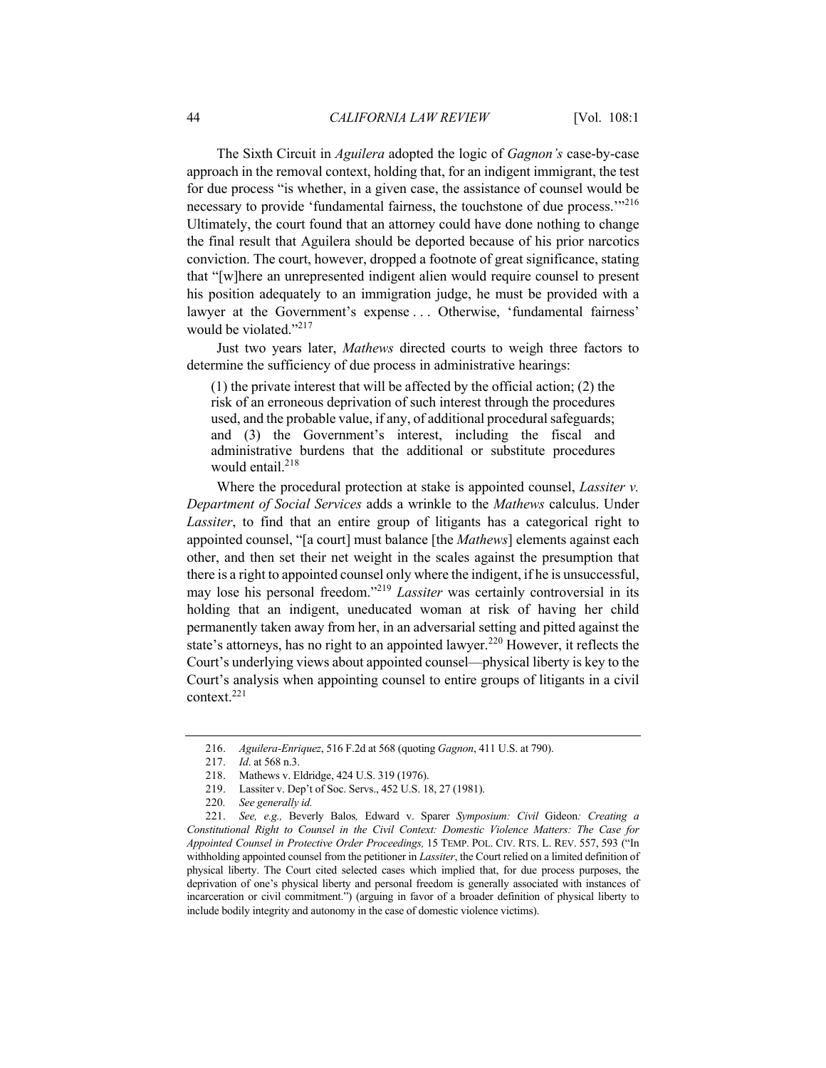The Sixth Circuit in *Aguilera* adopted the logic of *Gagnon's* case-by-case approach in the removal context, holding that, for an indigent immigrant, the test for due process "is whether, in a given case, the assistance of counsel would be necessary to provide 'fundamental fairness, the touchstone of due process.'"[216] Ultimately, the court found that an attorney could have done nothing to change the final result that Aguilera should be deported because of his prior narcotics conviction. The court, however, dropped a footnote of great significance, stating that "[w]here an unrepresented indigent alien would require counsel to present his position adequately to an immigration judge, he must be provided with a lawyer at the Government's expense . . . Otherwise, 'fundamental fairness' would be violated."[217]

Just two years later, *Mathews* directed courts to weigh three factors to determine the sufficiency of due process in administrative hearings:

> (1) the private interest that will be affected by the official action; (2) the risk of an erroneous deprivation of such interest through the procedures used, and the probable value, if any, of additional procedural safeguards; and (3) the Government's interest, including the fiscal and administrative burdens that the additional or substitute procedures would entail.[218]

Where the procedural protection at stake is appointed counsel, *Lassiter v. Department of Social Services* adds a wrinkle to the *Mathews* calculus. Under *Lassiter*, to find that an entire group of litigants has a categorical right to appointed counsel, "[a court] must balance [the *Mathews*] elements against each other, and then set their net weight in the scales against the presumption that there is a right to appointed counsel only where the indigent, if he is unsuccessful, may lose his personal freedom."[219] *Lassiter* was certainly controversial in its holding that an indigent, uneducated woman at risk of having her child permanently taken away from her, in an adversarial setting and pitted against the state's attorneys, has no right to an appointed lawyer.[220] However, it reflects the Court's underlying views about appointed counsel—physical liberty is key to the Court's analysis when appointing counsel to entire groups of litigants in a civil context.[221]

---

216. *Aguilera-Enriquez*, 516 F.2d at 568 (quoting *Gagnon*, 411 U.S. at 790).

217. *Id*. at 568 n.3.

218. Mathews v. Eldridge, 424 U.S. 319 (1976).

219. Lassiter v. Dep't of Soc. Servs., 452 U.S. 18, 27 (1981).

220. *See generally id.*

221. *See, e.g.,* Beverly Balos*,* Edward v. Sparer *Symposium: Civil* Gideon*: Creating a Constitutional Right to Counsel in the Civil Context: Domestic Violence Matters: The Case for Appointed Counsel in Protective Order Proceedings,* 15 TEMP. POL. CIV. RTS. L. REV. 557, 593 ("In withholding appointed counsel from the petitioner in *Lassiter*, the Court relied on a limited definition of physical liberty. The Court cited selected cases which implied that, for due process purposes, the deprivation of one's physical liberty and personal freedom is generally associated with instances of incarceration or civil commitment.") (arguing in favor of a broader definition of physical liberty to include bodily integrity and autonomy in the case of domestic violence victims).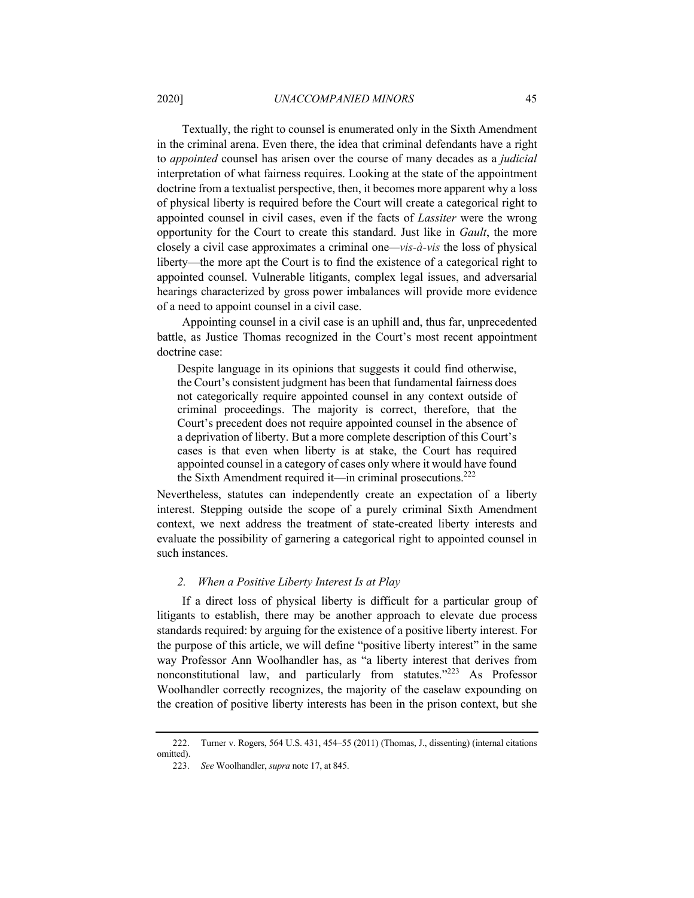Textually, the right to counsel is enumerated only in the Sixth Amendment in the criminal arena. Even there, the idea that criminal defendants have a right to *appointed* counsel has arisen over the course of many decades as a *judicial* interpretation of what fairness requires. Looking at the state of the appointment doctrine from a textualist perspective, then, it becomes more apparent why a loss of physical liberty is required before the Court will create a categorical right to appointed counsel in civil cases, even if the facts of *Lassiter* were the wrong opportunity for the Court to create this standard. Just like in *Gault*, the more closely a civil case approximates a criminal one—*vis-à-vis* the loss of physical liberty—the more apt the Court is to find the existence of a categorical right to appointed counsel. Vulnerable litigants, complex legal issues, and adversarial hearings characterized by gross power imbalances will provide more evidence of a need to appoint counsel in a civil case.

Appointing counsel in a civil case is an uphill and, thus far, unprecedented battle, as Justice Thomas recognized in the Court's most recent appointment doctrine case:

> Despite language in its opinions that suggests it could find otherwise, the Court's consistent judgment has been that fundamental fairness does not categorically require appointed counsel in any context outside of criminal proceedings. The majority is correct, therefore, that the Court's precedent does not require appointed counsel in the absence of a deprivation of liberty. But a more complete description of this Court's cases is that even when liberty is at stake, the Court has required appointed counsel in a category of cases only where it would have found the Sixth Amendment required it—in criminal prosecutions.[222]

Nevertheless, statutes can independently create an expectation of a liberty interest. Stepping outside the scope of a purely criminal Sixth Amendment context, we next address the treatment of state-created liberty interests and evaluate the possibility of garnering a categorical right to appointed counsel in such instances.

#### *2. When a Positive Liberty Interest Is at Play*

If a direct loss of physical liberty is difficult for a particular group of litigants to establish, there may be another approach to elevate due process standards required: by arguing for the existence of a positive liberty interest. For the purpose of this article, we will define "positive liberty interest" in the same way Professor Ann Woolhandler has, as "a liberty interest that derives from nonconstitutional law, and particularly from statutes."[223] As Professor Woolhandler correctly recognizes, the majority of the caselaw expounding on the creation of positive liberty interests has been in the prison context, but she

---

222. Turner v. Rogers, 564 U.S. 431, 454–55 (2011) (Thomas, J., dissenting) (internal citations omitted).

223. *See* Woolhandler, *supra* note 17, at 845.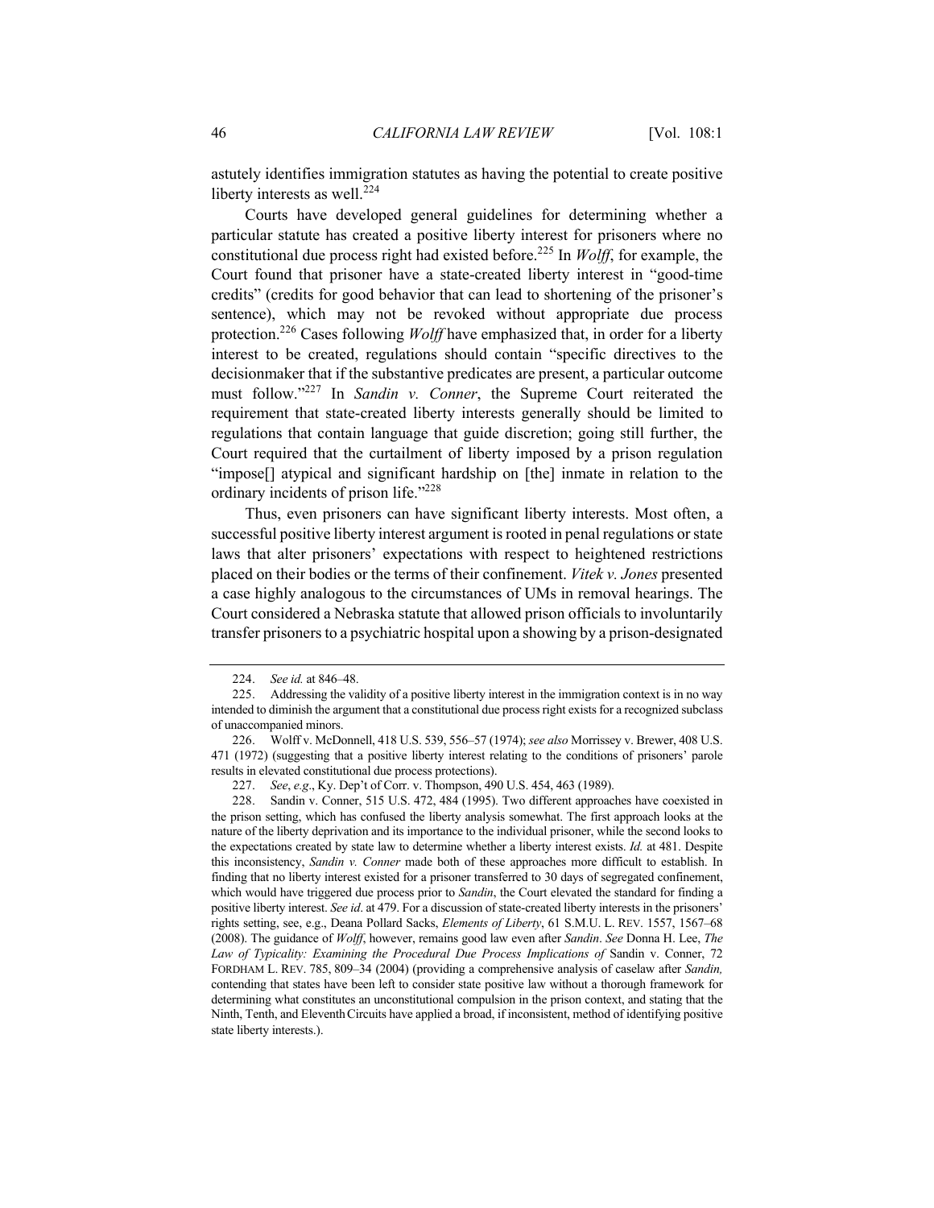astutely identifies immigration statutes as having the potential to create positive liberty interests as well.[224]

Courts have developed general guidelines for determining whether a particular statute has created a positive liberty interest for prisoners where no constitutional due process right had existed before.[225] In *Wolff*, for example, the Court found that prisoner have a state-created liberty interest in "good-time credits" (credits for good behavior that can lead to shortening of the prisoner's sentence), which may not be revoked without appropriate due process protection.[226] Cases following *Wolff* have emphasized that, in order for a liberty interest to be created, regulations should contain "specific directives to the decisionmaker that if the substantive predicates are present, a particular outcome must follow."[227] In *Sandin v. Conner*, the Supreme Court reiterated the requirement that state-created liberty interests generally should be limited to regulations that contain language that guide discretion; going still further, the Court required that the curtailment of liberty imposed by a prison regulation "impose[] atypical and significant hardship on [the] inmate in relation to the ordinary incidents of prison life."[228]

Thus, even prisoners can have significant liberty interests. Most often, a successful positive liberty interest argument is rooted in penal regulations or state laws that alter prisoners' expectations with respect to heightened restrictions placed on their bodies or the terms of their confinement. *Vitek v. Jones* presented a case highly analogous to the circumstances of UMs in removal hearings. The Court considered a Nebraska statute that allowed prison officials to involuntarily transfer prisoners to a psychiatric hospital upon a showing by a prison-designated

---

224. *See id.* at 846–48.

225. Addressing the validity of a positive liberty interest in the immigration context is in no way intended to diminish the argument that a constitutional due process right exists for a recognized subclass of unaccompanied minors.

226. Wolff v. McDonnell, 418 U.S. 539, 556–57 (1974); *see also* Morrissey v. Brewer, 408 U.S. 471 (1972) (suggesting that a positive liberty interest relating to the conditions of prisoners' parole results in elevated constitutional due process protections).

227. *See*, *e.g*., Ky. Dep't of Corr. v. Thompson, 490 U.S. 454, 463 (1989).

228. Sandin v. Conner, 515 U.S. 472, 484 (1995). Two different approaches have coexisted in the prison setting, which has confused the liberty analysis somewhat. The first approach looks at the nature of the liberty deprivation and its importance to the individual prisoner, while the second looks to the expectations created by state law to determine whether a liberty interest exists. *Id.* at 481. Despite this inconsistency, *Sandin v. Conner* made both of these approaches more difficult to establish. In finding that no liberty interest existed for a prisoner transferred to 30 days of segregated confinement, which would have triggered due process prior to *Sandin*, the Court elevated the standard for finding a positive liberty interest. *See id*. at 479. For a discussion of state-created liberty interests in the prisoners' rights setting, see, e.g., Deana Pollard Sacks, *Elements of Liberty*, 61 S.M.U. L. REV. 1557, 1567–68 (2008). The guidance of *Wolff*, however, remains good law even after *Sandin*. *See* Donna H. Lee, *The Law of Typicality: Examining the Procedural Due Process Implications of* Sandin v. Conner, 72 FORDHAM L. REV. 785, 809–34 (2004) (providing a comprehensive analysis of caselaw after *Sandin,* contending that states have been left to consider state positive law without a thorough framework for determining what constitutes an unconstitutional compulsion in the prison context, and stating that the Ninth, Tenth, and Eleventh Circuits have applied a broad, if inconsistent, method of identifying positive state liberty interests.).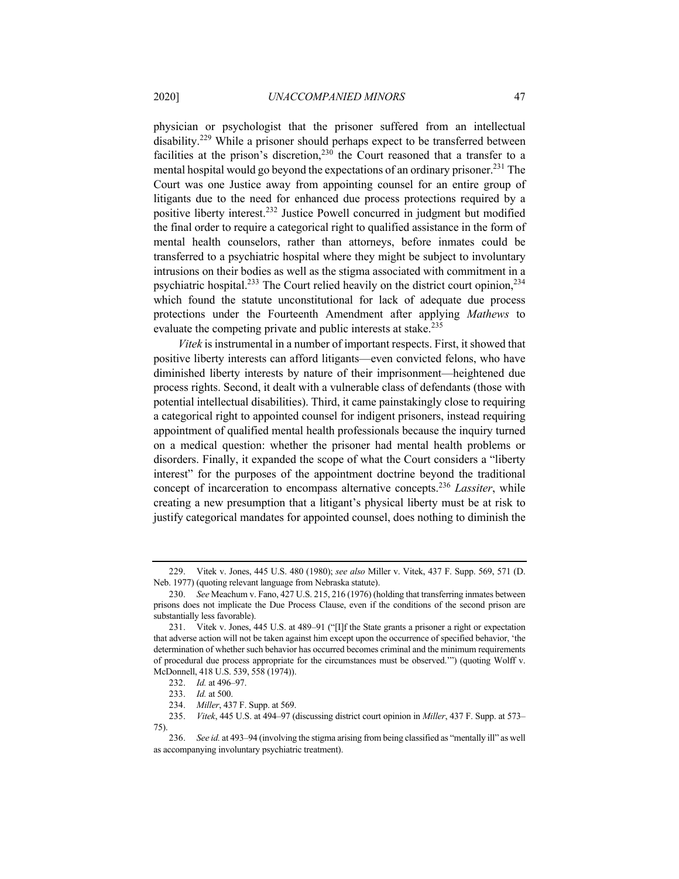physician or psychologist that the prisoner suffered from an intellectual disability.[229] While a prisoner should perhaps expect to be transferred between facilities at the prison's discretion,[230] the Court reasoned that a transfer to a mental hospital would go beyond the expectations of an ordinary prisoner.[231] The Court was one Justice away from appointing counsel for an entire group of litigants due to the need for enhanced due process protections required by a positive liberty interest.[232] Justice Powell concurred in judgment but modified the final order to require a categorical right to qualified assistance in the form of mental health counselors, rather than attorneys, before inmates could be transferred to a psychiatric hospital where they might be subject to involuntary intrusions on their bodies as well as the stigma associated with commitment in a psychiatric hospital.[233] The Court relied heavily on the district court opinion,[234] which found the statute unconstitutional for lack of adequate due process protections under the Fourteenth Amendment after applying *Mathews* to evaluate the competing private and public interests at stake.[235]

*Vitek* is instrumental in a number of important respects. First, it showed that positive liberty interests can afford litigants—even convicted felons, who have diminished liberty interests by nature of their imprisonment—heightened due process rights. Second, it dealt with a vulnerable class of defendants (those with potential intellectual disabilities). Third, it came painstakingly close to requiring a categorical right to appointed counsel for indigent prisoners, instead requiring appointment of qualified mental health professionals because the inquiry turned on a medical question: whether the prisoner had mental health problems or disorders. Finally, it expanded the scope of what the Court considers a "liberty interest" for the purposes of the appointment doctrine beyond the traditional concept of incarceration to encompass alternative concepts.[236] *Lassiter*, while creating a new presumption that a litigant's physical liberty must be at risk to justify categorical mandates for appointed counsel, does nothing to diminish the

---

229. Vitek v. Jones, 445 U.S. 480 (1980); *see also* Miller v. Vitek, 437 F. Supp. 569, 571 (D. Neb. 1977) (quoting relevant language from Nebraska statute).

230. *See* Meachum v. Fano, 427 U.S. 215, 216 (1976) (holding that transferring inmates between prisons does not implicate the Due Process Clause, even if the conditions of the second prison are substantially less favorable).

231. Vitek v. Jones, 445 U.S. at 489–91 ("[I]f the State grants a prisoner a right or expectation that adverse action will not be taken against him except upon the occurrence of specified behavior, 'the determination of whether such behavior has occurred becomes criminal and the minimum requirements of procedural due process appropriate for the circumstances must be observed.'") (quoting Wolff v. McDonnell, 418 U.S. 539, 558 (1974)).

232. *Id.* at 496–97.

233. *Id.* at 500.

234. *Miller*, 437 F. Supp. at 569.

235. *Vitek*, 445 U.S. at 494–97 (discussing district court opinion in *Miller*, 437 F. Supp. at 573–75).

236. *See id.* at 493–94 (involving the stigma arising from being classified as "mentally ill" as well as accompanying involuntary psychiatric treatment).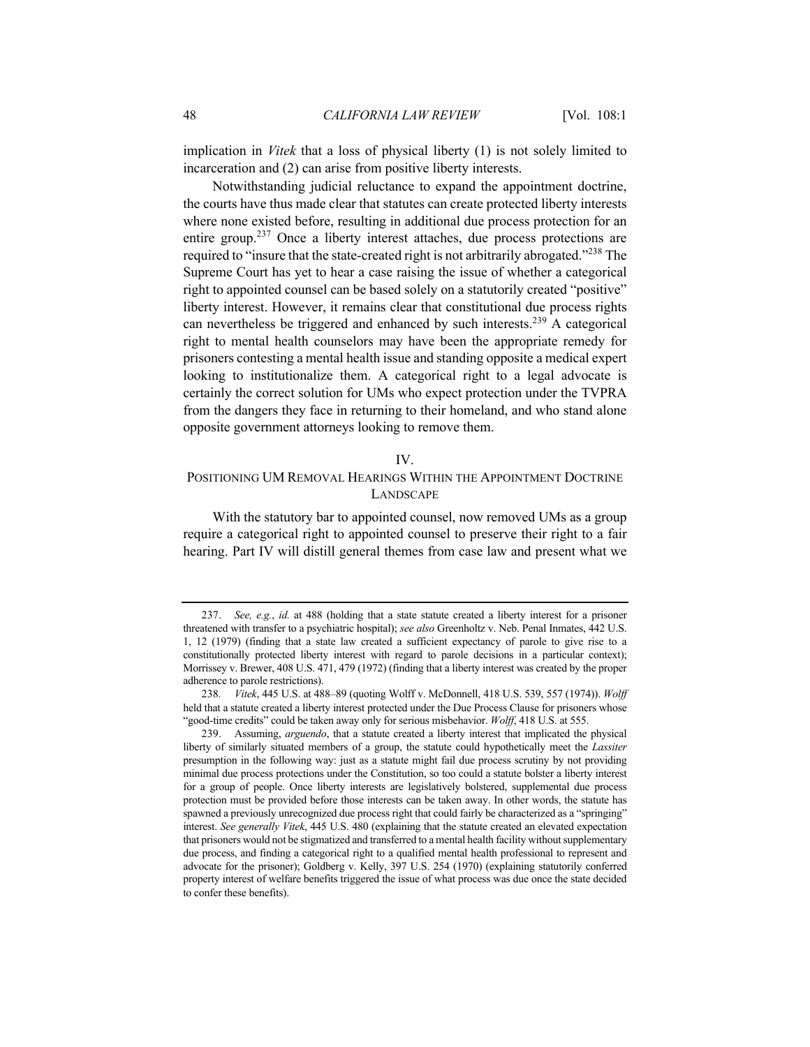implication in *Vitek* that a loss of physical liberty (1) is not solely limited to incarceration and (2) can arise from positive liberty interests.

Notwithstanding judicial reluctance to expand the appointment doctrine, the courts have thus made clear that statutes can create protected liberty interests where none existed before, resulting in additional due process protection for an entire group.[237] Once a liberty interest attaches, due process protections are required to "insure that the state-created right is not arbitrarily abrogated."[238] The Supreme Court has yet to hear a case raising the issue of whether a categorical right to appointed counsel can be based solely on a statutorily created "positive" liberty interest. However, it remains clear that constitutional due process rights can nevertheless be triggered and enhanced by such interests.[239] A categorical right to mental health counselors may have been the appropriate remedy for prisoners contesting a mental health issue and standing opposite a medical expert looking to institutionalize them. A categorical right to a legal advocate is certainly the correct solution for UMs who expect protection under the TVPRA from the dangers they face in returning to their homeland, and who stand alone opposite government attorneys looking to remove them.

## IV.
## POSITIONING UM REMOVAL HEARINGS WITHIN THE APPOINTMENT DOCTRINE LANDSCAPE

With the statutory bar to appointed counsel, now removed UMs as a group require a categorical right to appointed counsel to preserve their right to a fair hearing. Part IV will distill general themes from case law and present what we

---

237. *See, e.g.*, *id.* at 488 (holding that a state statute created a liberty interest for a prisoner threatened with transfer to a psychiatric hospital); *see also* Greenholtz v. Neb. Penal Inmates, 442 U.S. 1, 12 (1979) (finding that a state law created a sufficient expectancy of parole to give rise to a constitutionally protected liberty interest with regard to parole decisions in a particular context); Morrissey v. Brewer, 408 U.S. 471, 479 (1972) (finding that a liberty interest was created by the proper adherence to parole restrictions).

238. *Vitek*, 445 U.S. at 488–89 (quoting Wolff v. McDonnell, 418 U.S. 539, 557 (1974)). *Wolff* held that a statute created a liberty interest protected under the Due Process Clause for prisoners whose "good-time credits" could be taken away only for serious misbehavior. *Wolff*, 418 U.S. at 555.

239. Assuming, *arguendo*, that a statute created a liberty interest that implicated the physical liberty of similarly situated members of a group, the statute could hypothetically meet the *Lassiter* presumption in the following way: just as a statute might fail due process scrutiny by not providing minimal due process protections under the Constitution, so too could a statute bolster a liberty interest for a group of people. Once liberty interests are legislatively bolstered, supplemental due process protection must be provided before those interests can be taken away. In other words, the statute has spawned a previously unrecognized due process right that could fairly be characterized as a "springing" interest. *See generally Vitek*, 445 U.S. 480 (explaining that the statute created an elevated expectation that prisoners would not be stigmatized and transferred to a mental health facility without supplementary due process, and finding a categorical right to a qualified mental health professional to represent and advocate for the prisoner); Goldberg v. Kelly, 397 U.S. 254 (1970) (explaining statutorily conferred property interest of welfare benefits triggered the issue of what process was due once the state decided to confer these benefits).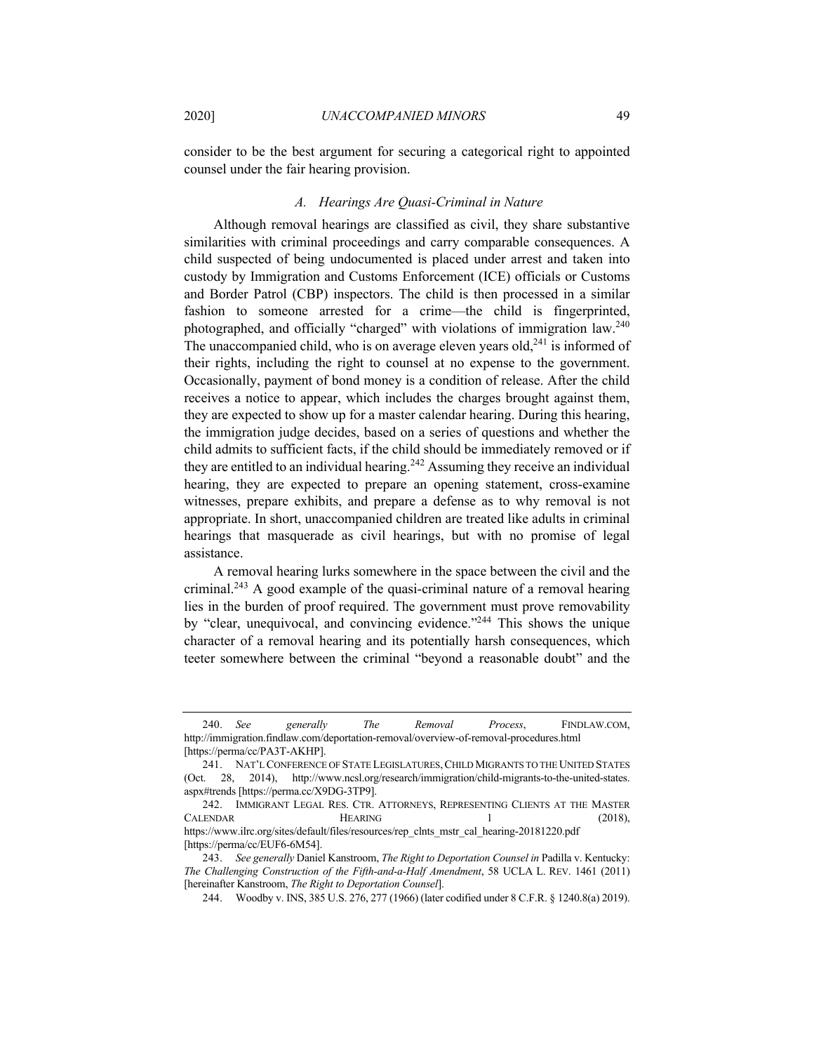consider to be the best argument for securing a categorical right to appointed counsel under the fair hearing provision.

### *A. Hearings Are Quasi-Criminal in Nature*

Although removal hearings are classified as civil, they share substantive similarities with criminal proceedings and carry comparable consequences. A child suspected of being undocumented is placed under arrest and taken into custody by Immigration and Customs Enforcement (ICE) officials or Customs and Border Patrol (CBP) inspectors. The child is then processed in a similar fashion to someone arrested for a crime—the child is fingerprinted, photographed, and officially "charged" with violations of immigration law.[240] The unaccompanied child, who is on average eleven years old,[241] is informed of their rights, including the right to counsel at no expense to the government. Occasionally, payment of bond money is a condition of release. After the child receives a notice to appear, which includes the charges brought against them, they are expected to show up for a master calendar hearing. During this hearing, the immigration judge decides, based on a series of questions and whether the child admits to sufficient facts, if the child should be immediately removed or if they are entitled to an individual hearing.[242] Assuming they receive an individual hearing, they are expected to prepare an opening statement, cross-examine witnesses, prepare exhibits, and prepare a defense as to why removal is not appropriate. In short, unaccompanied children are treated like adults in criminal hearings that masquerade as civil hearings, but with no promise of legal assistance.

A removal hearing lurks somewhere in the space between the civil and the criminal.[243] A good example of the quasi-criminal nature of a removal hearing lies in the burden of proof required. The government must prove removability by "clear, unequivocal, and convincing evidence."[244] This shows the unique character of a removal hearing and its potentially harsh consequences, which teeter somewhere between the criminal "beyond a reasonable doubt" and the

---

240. *See generally The Removal Process*, FINDLAW.COM, http://immigration.findlaw.com/deportation-removal/overview-of-removal-procedures.html [https://perma/cc/PA3T-AKHP].

241. NAT'L CONFERENCE OF STATE LEGISLATURES, CHILD MIGRANTS TO THE UNITED STATES (Oct. 28, 2014), http://www.ncsl.org/research/immigration/child-migrants-to-the-united-states.aspx#trends [https://perma.cc/X9DG-3TP9].

242. IMMIGRANT LEGAL RES. CTR. ATTORNEYS, REPRESENTING CLIENTS AT THE MASTER CALENDAR HEARING 1 (2018), https://www.ilrc.org/sites/default/files/resources/rep_clnts_mstr_cal_hearing-20181220.pdf [https://perma/cc/EUF6-6M54].

243. *See generally* Daniel Kanstroom, *The Right to Deportation Counsel in* Padilla v. Kentucky: *The Challenging Construction of the Fifth-and-a-Half Amendment*, 58 UCLA L. REV. 1461 (2011) [hereinafter Kanstroom, *The Right to Deportation Counsel*].

244. Woodby v. INS, 385 U.S. 276, 277 (1966) (later codified under 8 C.F.R. § 1240.8(a) 2019).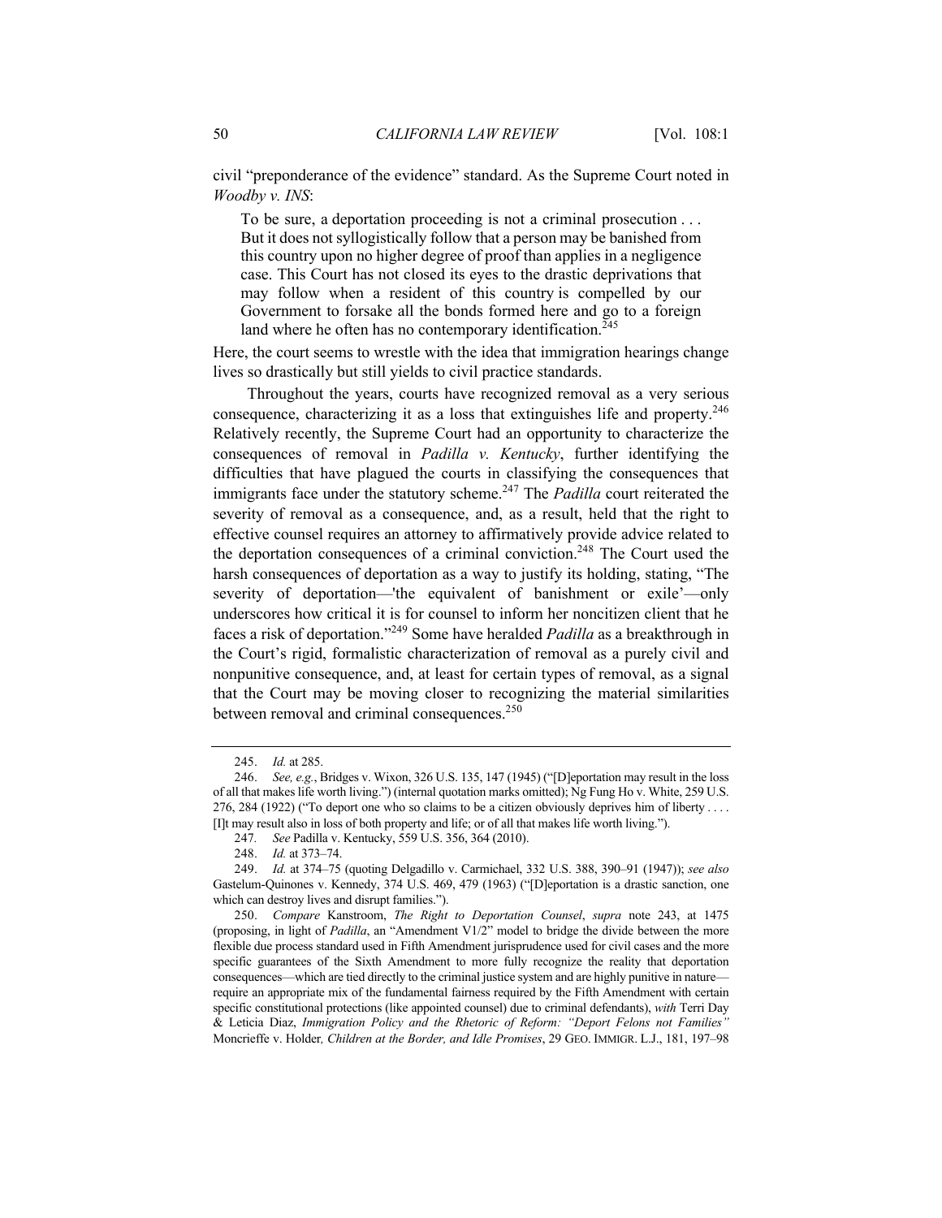civil "preponderance of the evidence" standard. As the Supreme Court noted in *Woodby v. INS*:

> To be sure, a deportation proceeding is not a criminal prosecution . . . But it does not syllogistically follow that a person may be banished from this country upon no higher degree of proof than applies in a negligence case. This Court has not closed its eyes to the drastic deprivations that may follow when a resident of this country is compelled by our Government to forsake all the bonds formed here and go to a foreign land where he often has no contemporary identification.[245]

Here, the court seems to wrestle with the idea that immigration hearings change lives so drastically but still yields to civil practice standards.

Throughout the years, courts have recognized removal as a very serious consequence, characterizing it as a loss that extinguishes life and property.[246] Relatively recently, the Supreme Court had an opportunity to characterize the consequences of removal in *Padilla v. Kentucky*, further identifying the difficulties that have plagued the courts in classifying the consequences that immigrants face under the statutory scheme.[247] The *Padilla* court reiterated the severity of removal as a consequence, and, as a result, held that the right to effective counsel requires an attorney to affirmatively provide advice related to the deportation consequences of a criminal conviction.[248] The Court used the harsh consequences of deportation as a way to justify its holding, stating, "The severity of deportation—'the equivalent of banishment or exile'—only underscores how critical it is for counsel to inform her noncitizen client that he faces a risk of deportation."[249] Some have heralded *Padilla* as a breakthrough in the Court's rigid, formalistic characterization of removal as a purely civil and nonpunitive consequence, and, at least for certain types of removal, as a signal that the Court may be moving closer to recognizing the material similarities between removal and criminal consequences.[250]

---

245. *Id.* at 285.

246. *See, e.g.*, Bridges v. Wixon, 326 U.S. 135, 147 (1945) ("[D]eportation may result in the loss of all that makes life worth living.") (internal quotation marks omitted); Ng Fung Ho v. White, 259 U.S. 276, 284 (1922) ("To deport one who so claims to be a citizen obviously deprives him of liberty . . . . [I]t may result also in loss of both property and life; or of all that makes life worth living.").

247. *See* Padilla v. Kentucky, 559 U.S. 356, 364 (2010).

248. *Id.* at 373–74.

249. *Id.* at 374–75 (quoting Delgadillo v. Carmichael, 332 U.S. 388, 390–91 (1947)); *see also* Gastelum-Quinones v. Kennedy, 374 U.S. 469, 479 (1963) ("[D]eportation is a drastic sanction, one which can destroy lives and disrupt families.").

250. *Compare* Kanstroom, *The Right to Deportation Counsel*, *supra* note 243, at 1475 (proposing, in light of *Padilla*, an "Amendment V1/2" model to bridge the divide between the more flexible due process standard used in Fifth Amendment jurisprudence used for civil cases and the more specific guarantees of the Sixth Amendment to more fully recognize the reality that deportation consequences—which are tied directly to the criminal justice system and are highly punitive in nature—require an appropriate mix of the fundamental fairness required by the Fifth Amendment with certain specific constitutional protections (like appointed counsel) due to criminal defendants), *with* Terri Day & Leticia Diaz, *Immigration Policy and the Rhetoric of Reform: "Deport Felons not Families"* Moncrieffe v. Holder*, Children at the Border, and Idle Promises*, 29 GEO. IMMIGR. L.J., 181, 197–98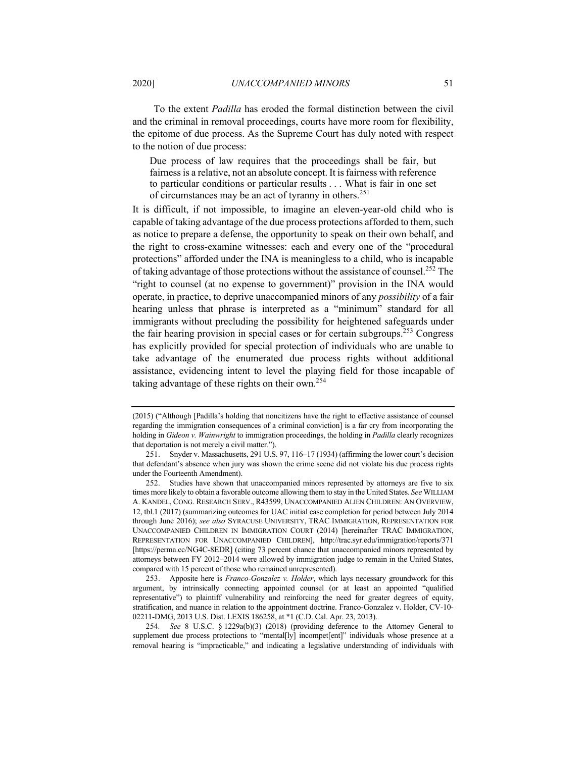To the extent *Padilla* has eroded the formal distinction between the civil and the criminal in removal proceedings, courts have more room for flexibility, the epitome of due process. As the Supreme Court has duly noted with respect to the notion of due process:

> Due process of law requires that the proceedings shall be fair, but fairness is a relative, not an absolute concept. It is fairness with reference to particular conditions or particular results . . . What is fair in one set of circumstances may be an act of tyranny in others.[251]

It is difficult, if not impossible, to imagine an eleven-year-old child who is capable of taking advantage of the due process protections afforded to them, such as notice to prepare a defense, the opportunity to speak on their own behalf, and the right to cross-examine witnesses: each and every one of the "procedural protections" afforded under the INA is meaningless to a child, who is incapable of taking advantage of those protections without the assistance of counsel.[252] The "right to counsel (at no expense to government)" provision in the INA would operate, in practice, to deprive unaccompanied minors of any *possibility* of a fair hearing unless that phrase is interpreted as a "minimum" standard for all immigrants without precluding the possibility for heightened safeguards under the fair hearing provision in special cases or for certain subgroups.[253] Congress has explicitly provided for special protection of individuals who are unable to take advantage of the enumerated due process rights without additional assistance, evidencing intent to level the playing field for those incapable of taking advantage of these rights on their own.[254]

---

(2015) ("Although [Padilla's holding that noncitizens have the right to effective assistance of counsel regarding the immigration consequences of a criminal conviction] is a far cry from incorporating the holding in *Gideon v. Wainwright* to immigration proceedings, the holding in *Padilla* clearly recognizes that deportation is not merely a civil matter.").

251. Snyder v. Massachusetts, 291 U.S. 97, 116–17 (1934) (affirming the lower court's decision that defendant's absence when jury was shown the crime scene did not violate his due process rights under the Fourteenth Amendment).

252. Studies have shown that unaccompanied minors represented by attorneys are five to six times more likely to obtain a favorable outcome allowing them to stay in the United States. *See* WILLIAM A. KANDEL, CONG. RESEARCH SERV., R43599, UNACCOMPANIED ALIEN CHILDREN: AN OVERVIEW, 12, tbl.1 (2017) (summarizing outcomes for UAC initial case completion for period between July 2014 through June 2016); *see also* SYRACUSE UNIVERSITY, TRAC IMMIGRATION, REPRESENTATION FOR UNACCOMPANIED CHILDREN IN IMMIGRATION COURT (2014) [hereinafter TRAC IMMIGRATION, REPRESENTATION FOR UNACCOMPANIED CHILDREN], http://trac.syr.edu/immigration/reports/371 [https://perma.cc/NG4C-8EDR] (citing 73 percent chance that unaccompanied minors represented by attorneys between FY 2012–2014 were allowed by immigration judge to remain in the United States, compared with 15 percent of those who remained unrepresented).

253. Apposite here is *Franco-Gonzalez v. Holder*, which lays necessary groundwork for this argument, by intrinsically connecting appointed counsel (or at least an appointed "qualified representative") to plaintiff vulnerability and reinforcing the need for greater degrees of equity, stratification, and nuance in relation to the appointment doctrine. Franco-Gonzalez v. Holder, CV-10-02211-DMG, 2013 U.S. Dist. LEXIS 186258, at *1 (C.D. Cal. Apr. 23, 2013).

254. *See* 8 U.S.C. § 1229a(b)(3) (2018) (providing deference to the Attorney General to supplement due process protections to "mental[ly] incompet[ent]" individuals whose presence at a removal hearing is "impracticable," and indicating a legislative understanding of individuals with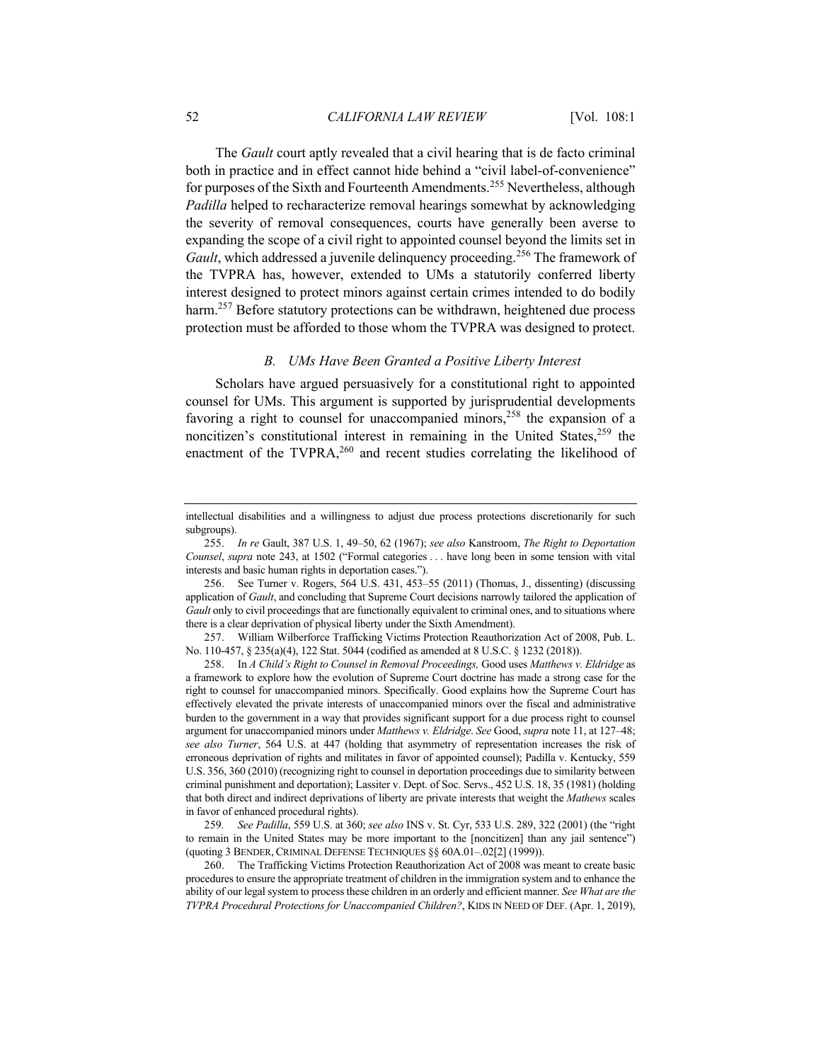The *Gault* court aptly revealed that a civil hearing that is de facto criminal both in practice and in effect cannot hide behind a "civil label-of-convenience" for purposes of the Sixth and Fourteenth Amendments.[255] Nevertheless, although *Padilla* helped to recharacterize removal hearings somewhat by acknowledging the severity of removal consequences, courts have generally been averse to expanding the scope of a civil right to appointed counsel beyond the limits set in *Gault*, which addressed a juvenile delinquency proceeding.[256] The framework of the TVPRA has, however, extended to UMs a statutorily conferred liberty interest designed to protect minors against certain crimes intended to do bodily harm.[257] Before statutory protections can be withdrawn, heightened due process protection must be afforded to those whom the TVPRA was designed to protect.

### *B. UMs Have Been Granted a Positive Liberty Interest*

Scholars have argued persuasively for a constitutional right to appointed counsel for UMs. This argument is supported by jurisprudential developments favoring a right to counsel for unaccompanied minors,[258] the expansion of a noncitizen's constitutional interest in remaining in the United States,[259] the enactment of the TVPRA,[260] and recent studies correlating the likelihood of

---

intellectual disabilities and a willingness to adjust due process protections discretionarily for such subgroups).

255. *In re* Gault, 387 U.S. 1, 49–50, 62 (1967); *see also* Kanstroom, *The Right to Deportation Counsel*, *supra* note 243, at 1502 ("Formal categories . . . have long been in some tension with vital interests and basic human rights in deportation cases.").

256. See Turner v. Rogers, 564 U.S. 431, 453–55 (2011) (Thomas, J., dissenting) (discussing application of *Gault*, and concluding that Supreme Court decisions narrowly tailored the application of *Gault* only to civil proceedings that are functionally equivalent to criminal ones, and to situations where there is a clear deprivation of physical liberty under the Sixth Amendment).

257. William Wilberforce Trafficking Victims Protection Reauthorization Act of 2008, Pub. L. No. 110-457, § 235(a)(4), 122 Stat. 5044 (codified as amended at 8 U.S.C. § 1232 (2018)).

258. In *A Child's Right to Counsel in Removal Proceedings,* Good uses *Matthews v. Eldridge* as a framework to explore how the evolution of Supreme Court doctrine has made a strong case for the right to counsel for unaccompanied minors. Specifically. Good explains how the Supreme Court has effectively elevated the private interests of unaccompanied minors over the fiscal and administrative burden to the government in a way that provides significant support for a due process right to counsel argument for unaccompanied minors under *Matthews v. Eldridge*. *See* Good, *supra* note 11, at 127–48; *see also Turner*, 564 U.S. at 447 (holding that asymmetry of representation increases the risk of erroneous deprivation of rights and militates in favor of appointed counsel); Padilla v. Kentucky, 559 U.S. 356, 360 (2010) (recognizing right to counsel in deportation proceedings due to similarity between criminal punishment and deportation); Lassiter v. Dept. of Soc. Servs., 452 U.S. 18, 35 (1981) (holding that both direct and indirect deprivations of liberty are private interests that weight the *Mathews* scales in favor of enhanced procedural rights).

259. *See Padilla*, 559 U.S. at 360; *see also* INS v. St. Cyr, 533 U.S. 289, 322 (2001) (the "right to remain in the United States may be more important to the [noncitizen] than any jail sentence") (quoting 3 BENDER, CRIMINAL DEFENSE TECHNIQUES §§ 60A.01–.02[2] (1999)).

260. The Trafficking Victims Protection Reauthorization Act of 2008 was meant to create basic procedures to ensure the appropriate treatment of children in the immigration system and to enhance the ability of our legal system to process these children in an orderly and efficient manner. *See What are the TVPRA Procedural Protections for Unaccompanied Children?*, KIDS IN NEED OF DEF. (Apr. 1, 2019),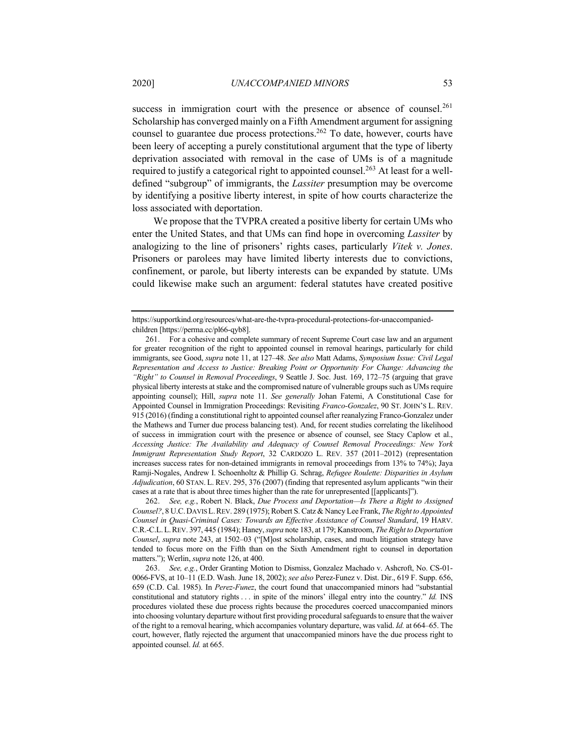success in immigration court with the presence or absence of counsel.[261] Scholarship has converged mainly on a Fifth Amendment argument for assigning counsel to guarantee due process protections.[262] To date, however, courts have been leery of accepting a purely constitutional argument that the type of liberty deprivation associated with removal in the case of UMs is of a magnitude required to justify a categorical right to appointed counsel.[263] At least for a well-defined "subgroup" of immigrants, the *Lassiter* presumption may be overcome by identifying a positive liberty interest, in spite of how courts characterize the loss associated with deportation.

We propose that the TVPRA created a positive liberty for certain UMs who enter the United States, and that UMs can find hope in overcoming *Lassiter* by analogizing to the line of prisoners' rights cases, particularly *Vitek v. Jones*. Prisoners or parolees may have limited liberty interests due to convictions, confinement, or parole, but liberty interests can be expanded by statute. UMs could likewise make such an argument: federal statutes have created positive

---

https://supportkind.org/resources/what-are-the-tvpra-procedural-protections-for-unaccompanied-children [https://perma.cc/pl66-qyb8].

261. For a cohesive and complete summary of recent Supreme Court case law and an argument for greater recognition of the right to appointed counsel in removal hearings, particularly for child immigrants, see Good, *supra* note 11, at 127–48. *See also* Matt Adams, *Symposium Issue: Civil Legal Representation and Access to Justice: Breaking Point or Opportunity For Change: Advancing the "Right" to Counsel in Removal Proceedings*, 9 Seattle J. Soc. Just. 169, 172–75 (arguing that grave physical liberty interests at stake and the compromised nature of vulnerable groups such as UMs require appointing counsel); Hill, *supra* note 11. *See generally* Johan Fatemi, A Constitutional Case for Appointed Counsel in Immigration Proceedings: Revisiting *Franco-Gonzalez*, 90 ST. JOHN'S L. REV. 915 (2016) (finding a constitutional right to appointed counsel after reanalyzing Franco-Gonzalez under the Mathews and Turner due process balancing test). And, for recent studies correlating the likelihood of success in immigration court with the presence or absence of counsel, see Stacy Caplow et al., *Accessing Justice: The Availability and Adequacy of Counsel Removal Proceedings: New York Immigrant Representation Study Report*, 32 CARDOZO L. REV. 357 (2011–2012) (representation increases success rates for non-detained immigrants in removal proceedings from 13% to 74%); Jaya Ramji-Nogales, Andrew I. Schoenholtz & Phillip G. Schrag, *Refugee Roulette: Disparities in Asylum Adjudication*, 60 STAN. L. REV. 295, 376 (2007) (finding that represented asylum applicants "win their cases at a rate that is about three times higher than the rate for unrepresented [[applicants]").

262. *See, e.g.*, Robert N. Black, *Due Process and Deportation—Is There a Right to Assigned Counsel?*, 8 U.C. DAVIS L. REV. 289 (1975); Robert S. Catz & Nancy Lee Frank, *The Right to Appointed Counsel in Quasi-Criminal Cases: Towards an Effective Assistance of Counsel Standard*, 19 HARV. C.R.-C.L. L. REV. 397, 445 (1984); Haney, *supra* note 183, at 179; Kanstroom, *The Right to Deportation Counsel*, *supra* note 243, at 1502–03 ("[M]ost scholarship, cases, and much litigation strategy have tended to focus more on the Fifth than on the Sixth Amendment right to counsel in deportation matters."); Werlin, *supra* note 126, at 400.

263. *See, e.g.*, Order Granting Motion to Dismiss, Gonzalez Machado v. Ashcroft, No. CS-01-0066-FVS, at 10–11 (E.D. Wash. June 18, 2002); *see also* Perez-Funez v. Dist. Dir., 619 F. Supp. 656, 659 (C.D. Cal. 1985). In *Perez-Funez*, the court found that unaccompanied minors had "substantial constitutional and statutory rights . . . in spite of the minors' illegal entry into the country." *Id.* INS procedures violated these due process rights because the procedures coerced unaccompanied minors into choosing voluntary departure without first providing procedural safeguards to ensure that the waiver of the right to a removal hearing, which accompanies voluntary departure, was valid. *Id.* at 664–65. The court, however, flatly rejected the argument that unaccompanied minors have the due process right to appointed counsel. *Id.* at 665.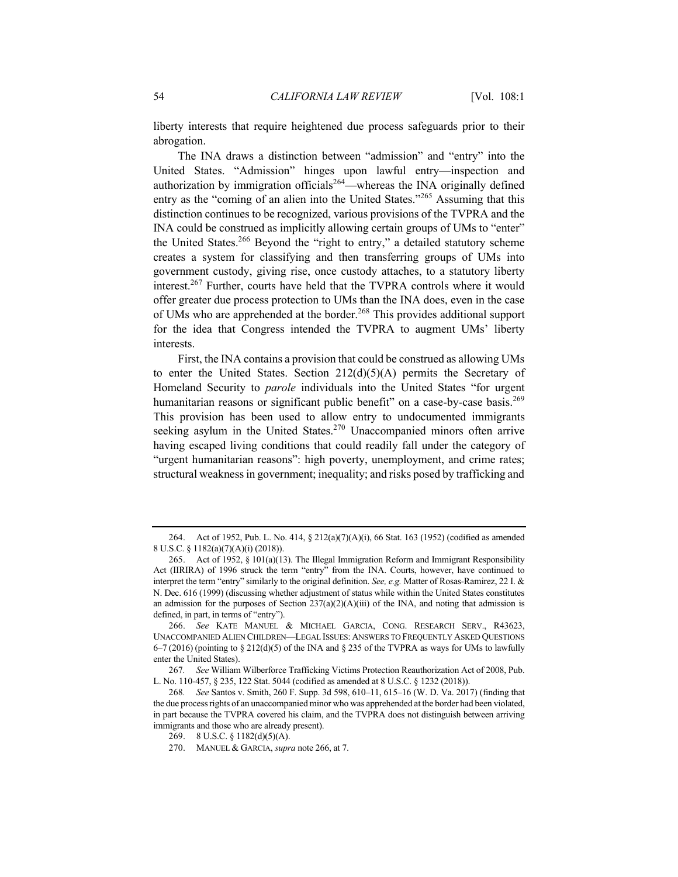liberty interests that require heightened due process safeguards prior to their abrogation.

The INA draws a distinction between "admission" and "entry" into the United States. "Admission" hinges upon lawful entry—inspection and authorization by immigration officials[264]—whereas the INA originally defined entry as the "coming of an alien into the United States."[265] Assuming that this distinction continues to be recognized, various provisions of the TVPRA and the INA could be construed as implicitly allowing certain groups of UMs to "enter" the United States.[266] Beyond the "right to entry," a detailed statutory scheme creates a system for classifying and then transferring groups of UMs into government custody, giving rise, once custody attaches, to a statutory liberty interest.[267] Further, courts have held that the TVPRA controls where it would offer greater due process protection to UMs than the INA does, even in the case of UMs who are apprehended at the border.[268] This provides additional support for the idea that Congress intended the TVPRA to augment UMs' liberty interests.

First, the INA contains a provision that could be construed as allowing UMs to enter the United States. Section 212(d)(5)(A) permits the Secretary of Homeland Security to *parole* individuals into the United States "for urgent humanitarian reasons or significant public benefit" on a case-by-case basis.[269] This provision has been used to allow entry to undocumented immigrants seeking asylum in the United States.[270] Unaccompanied minors often arrive having escaped living conditions that could readily fall under the category of "urgent humanitarian reasons": high poverty, unemployment, and crime rates; structural weakness in government; inequality; and risks posed by trafficking and

---

264. Act of 1952, Pub. L. No. 414, § 212(a)(7)(A)(i), 66 Stat. 163 (1952) (codified as amended 8 U.S.C. § 1182(a)(7)(A)(i) (2018)).

265. Act of 1952, § 101(a)(13). The Illegal Immigration Reform and Immigrant Responsibility Act (IIRIRA) of 1996 struck the term "entry" from the INA. Courts, however, have continued to interpret the term "entry" similarly to the original definition. *See, e.g.* Matter of Rosas-Ramirez, 22 I. & N. Dec. 616 (1999) (discussing whether adjustment of status while within the United States constitutes an admission for the purposes of Section 237(a)(2)(A)(iii) of the INA, and noting that admission is defined, in part, in terms of "entry").

266. *See* KATE MANUEL & MICHAEL GARCIA, CONG. RESEARCH SERV., R43623, UNACCOMPANIED ALIEN CHILDREN—LEGAL ISSUES: ANSWERS TO FREQUENTLY ASKED QUESTIONS 6–7 (2016) (pointing to § 212(d)(5) of the INA and § 235 of the TVPRA as ways for UMs to lawfully enter the United States).

267. *See* William Wilberforce Trafficking Victims Protection Reauthorization Act of 2008, Pub. L. No. 110-457, § 235, 122 Stat. 5044 (codified as amended at 8 U.S.C. § 1232 (2018)).

268. *See* Santos v. Smith, 260 F. Supp. 3d 598, 610–11, 615–16 (W. D. Va. 2017) (finding that the due process rights of an unaccompanied minor who was apprehended at the border had been violated, in part because the TVPRA covered his claim, and the TVPRA does not distinguish between arriving immigrants and those who are already present).

269. 8 U.S.C. § 1182(d)(5)(A).

270. MANUEL & GARCIA, *supra* note 266, at 7.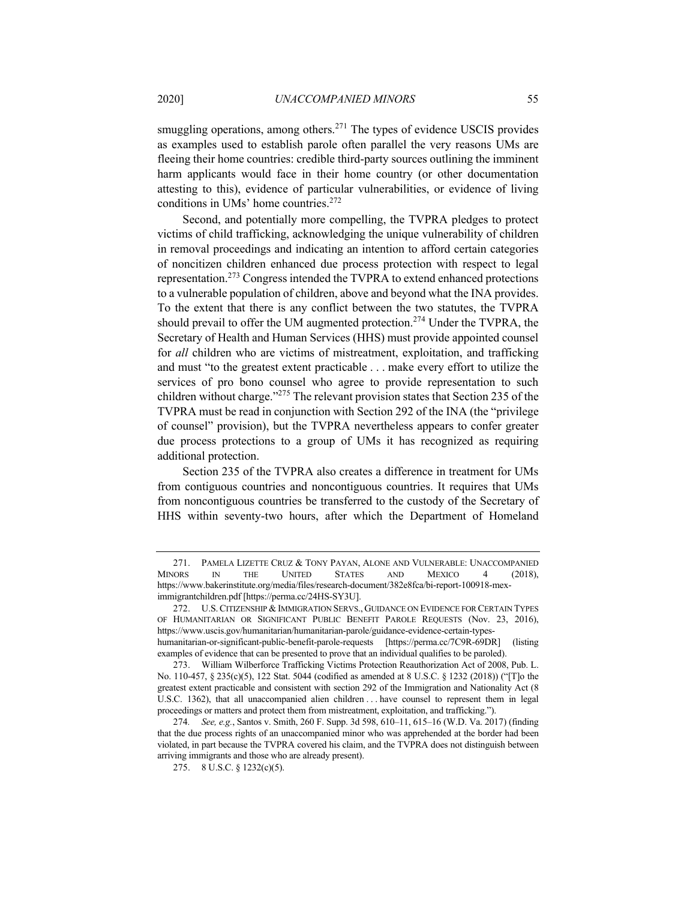smuggling operations, among others.[271] The types of evidence USCIS provides as examples used to establish parole often parallel the very reasons UMs are fleeing their home countries: credible third-party sources outlining the imminent harm applicants would face in their home country (or other documentation attesting to this), evidence of particular vulnerabilities, or evidence of living conditions in UMs' home countries.[272]

Second, and potentially more compelling, the TVPRA pledges to protect victims of child trafficking, acknowledging the unique vulnerability of children in removal proceedings and indicating an intention to afford certain categories of noncitizen children enhanced due process protection with respect to legal representation.[273] Congress intended the TVPRA to extend enhanced protections to a vulnerable population of children, above and beyond what the INA provides. To the extent that there is any conflict between the two statutes, the TVPRA should prevail to offer the UM augmented protection.[274] Under the TVPRA, the Secretary of Health and Human Services (HHS) must provide appointed counsel for *all* children who are victims of mistreatment, exploitation, and trafficking and must "to the greatest extent practicable . . . make every effort to utilize the services of pro bono counsel who agree to provide representation to such children without charge."[275] The relevant provision states that Section 235 of the TVPRA must be read in conjunction with Section 292 of the INA (the "privilege of counsel" provision), but the TVPRA nevertheless appears to confer greater due process protections to a group of UMs it has recognized as requiring additional protection.

Section 235 of the TVPRA also creates a difference in treatment for UMs from contiguous countries and noncontiguous countries. It requires that UMs from noncontiguous countries be transferred to the custody of the Secretary of HHS within seventy-two hours, after which the Department of Homeland

---

271. PAMELA LIZETTE CRUZ & TONY PAYAN, ALONE AND VULNERABLE: UNACCOMPANIED MINORS IN THE UNITED STATES AND MEXICO 4 (2018), https://www.bakerinstitute.org/media/files/research-document/382e8fca/bi-report-100918-mex-immigrantchildren.pdf [https://perma.cc/24HS-SY3U].

272. U.S. CITIZENSHIP & IMMIGRATION SERVS., GUIDANCE ON EVIDENCE FOR CERTAIN TYPES OF HUMANITARIAN OR SIGNIFICANT PUBLIC BENEFIT PAROLE REQUESTS (Nov. 23, 2016), https://www.uscis.gov/humanitarian/humanitarian-parole/guidance-evidence-certain-types-humanitarian-or-significant-public-benefit-parole-requests [https://perma.cc/7C9R-69DR] (listing examples of evidence that can be presented to prove that an individual qualifies to be paroled).

273. William Wilberforce Trafficking Victims Protection Reauthorization Act of 2008, Pub. L. No. 110-457, § 235(c)(5), 122 Stat. 5044 (codified as amended at 8 U.S.C. § 1232 (2018)) ("[T]o the greatest extent practicable and consistent with section 292 of the Immigration and Nationality Act (8 U.S.C. 1362), that all unaccompanied alien children . . . have counsel to represent them in legal proceedings or matters and protect them from mistreatment, exploitation, and trafficking.").

274. *See, e.g.*, Santos v. Smith, 260 F. Supp. 3d 598, 610–11, 615–16 (W.D. Va. 2017) (finding that the due process rights of an unaccompanied minor who was apprehended at the border had been violated, in part because the TVPRA covered his claim, and the TVPRA does not distinguish between arriving immigrants and those who are already present).

275. 8 U.S.C. § 1232(c)(5).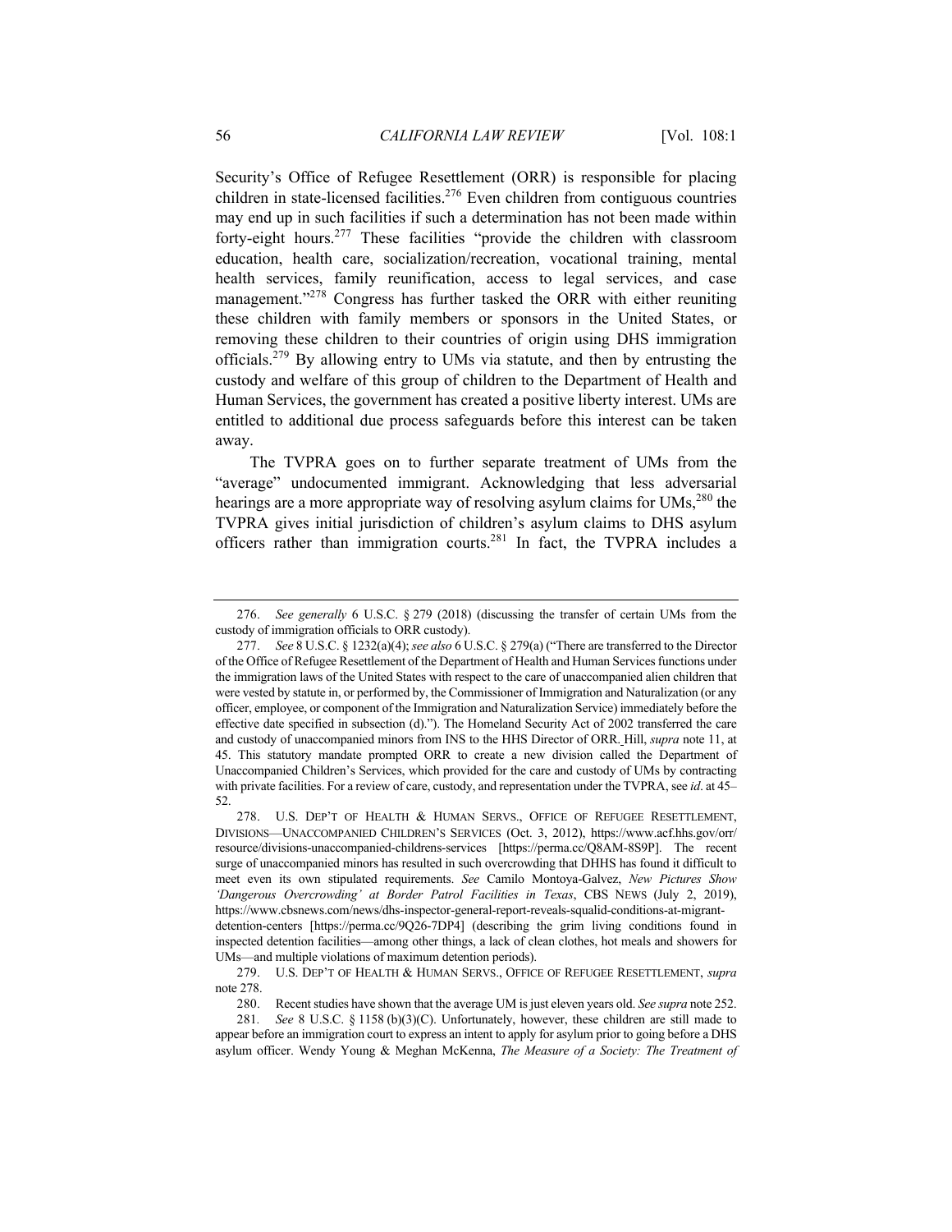Security's Office of Refugee Resettlement (ORR) is responsible for placing children in state-licensed facilities.[276] Even children from contiguous countries may end up in such facilities if such a determination has not been made within forty-eight hours.[277] These facilities "provide the children with classroom education, health care, socialization/recreation, vocational training, mental health services, family reunification, access to legal services, and case management."[278] Congress has further tasked the ORR with either reuniting these children with family members or sponsors in the United States, or removing these children to their countries of origin using DHS immigration officials.[279] By allowing entry to UMs via statute, and then by entrusting the custody and welfare of this group of children to the Department of Health and Human Services, the government has created a positive liberty interest. UMs are entitled to additional due process safeguards before this interest can be taken away.

The TVPRA goes on to further separate treatment of UMs from the "average" undocumented immigrant. Acknowledging that less adversarial hearings are a more appropriate way of resolving asylum claims for UMs,[280] the TVPRA gives initial jurisdiction of children's asylum claims to DHS asylum officers rather than immigration courts.[281] In fact, the TVPRA includes a

---

276. *See generally* 6 U.S.C. § 279 (2018) (discussing the transfer of certain UMs from the custody of immigration officials to ORR custody).

277. *See* 8 U.S.C. § 1232(a)(4); *see also* 6 U.S.C. § 279(a) ("There are transferred to the Director of the Office of Refugee Resettlement of the Department of Health and Human Services functions under the immigration laws of the United States with respect to the care of unaccompanied alien children that were vested by statute in, or performed by, the Commissioner of Immigration and Naturalization (or any officer, employee, or component of the Immigration and Naturalization Service) immediately before the effective date specified in subsection (d)."). The Homeland Security Act of 2002 transferred the care and custody of unaccompanied minors from INS to the HHS Director of ORR. Hill, *supra* note 11, at 45. This statutory mandate prompted ORR to create a new division called the Department of Unaccompanied Children's Services, which provided for the care and custody of UMs by contracting with private facilities. For a review of care, custody, and representation under the TVPRA, see *id*. at 45–52.

278. U.S. DEP'T OF HEALTH & HUMAN SERVS., OFFICE OF REFUGEE RESETTLEMENT, DIVISIONS—UNACCOMPANIED CHILDREN'S SERVICES (Oct. 3, 2012), https://www.acf.hhs.gov/orr/resource/divisions-unaccompanied-childrens-services [https://perma.cc/Q8AM-8S9P]. The recent surge of unaccompanied minors has resulted in such overcrowding that DHHS has found it difficult to meet even its own stipulated requirements. *See* Camilo Montoya-Galvez, *New Pictures Show 'Dangerous Overcrowding' at Border Patrol Facilities in Texas*, CBS NEWS (July 2, 2019), https://www.cbsnews.com/news/dhs-inspector-general-report-reveals-squalid-conditions-at-migrant-detention-centers [https://perma.cc/9Q26-7DP4] (describing the grim living conditions found in inspected detention facilities—among other things, a lack of clean clothes, hot meals and showers for UMs—and multiple violations of maximum detention periods).

279. U.S. DEP'T OF HEALTH & HUMAN SERVS., OFFICE OF REFUGEE RESETTLEMENT, *supra* note 278.

280. Recent studies have shown that the average UM is just eleven years old. *See supra* note 252.

281. *See* 8 U.S.C. § 1158 (b)(3)(C). Unfortunately, however, these children are still made to appear before an immigration court to express an intent to apply for asylum prior to going before a DHS asylum officer. Wendy Young & Meghan McKenna, *The Measure of a Society: The Treatment of*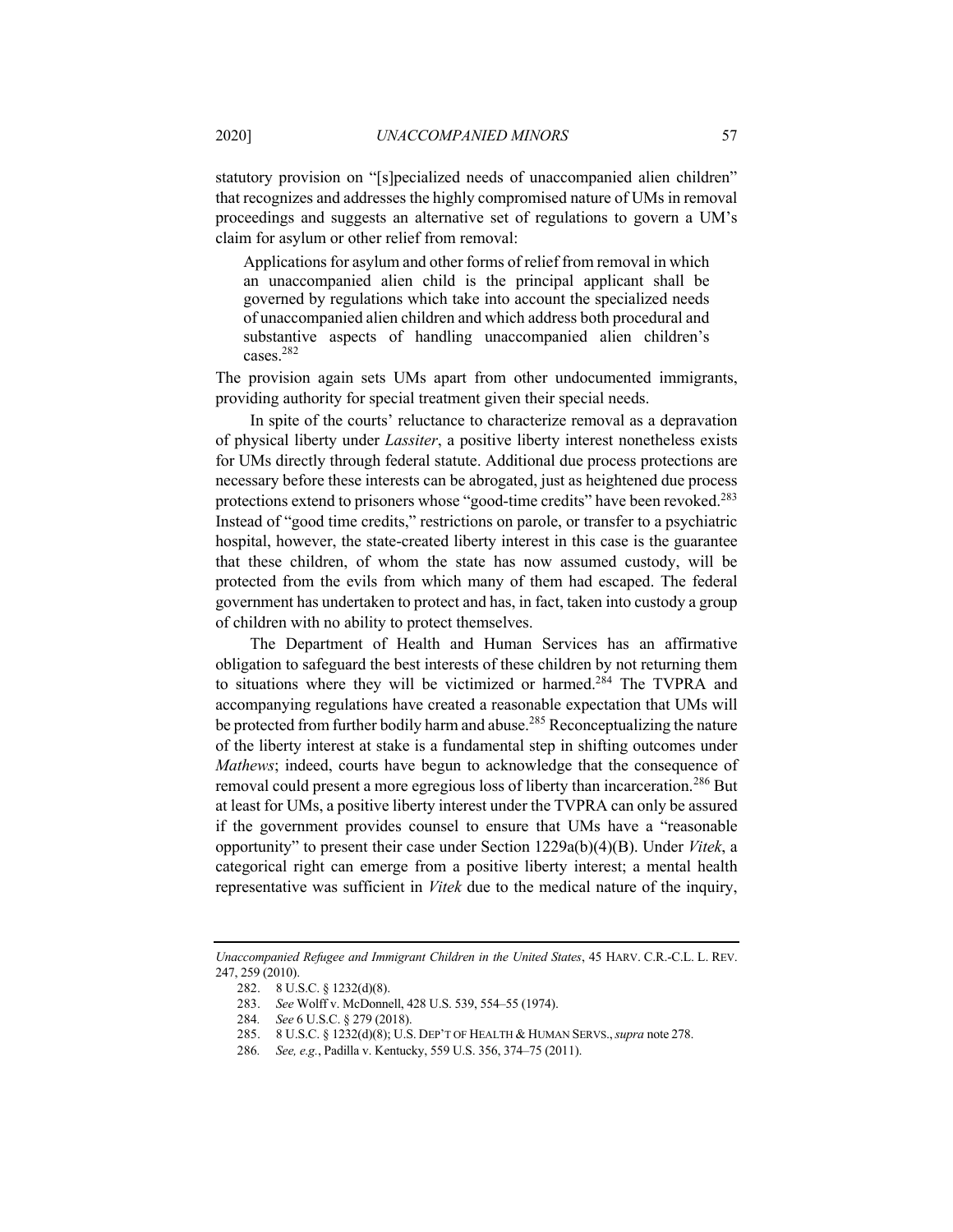statutory provision on "[s]pecialized needs of unaccompanied alien children" that recognizes and addresses the highly compromised nature of UMs in removal proceedings and suggests an alternative set of regulations to govern a UM's claim for asylum or other relief from removal:

> Applications for asylum and other forms of relief from removal in which an unaccompanied alien child is the principal applicant shall be governed by regulations which take into account the specialized needs of unaccompanied alien children and which address both procedural and substantive aspects of handling unaccompanied alien children's cases.[282]

The provision again sets UMs apart from other undocumented immigrants, providing authority for special treatment given their special needs.

In spite of the courts' reluctance to characterize removal as a depravation of physical liberty under *Lassiter*, a positive liberty interest nonetheless exists for UMs directly through federal statute. Additional due process protections are necessary before these interests can be abrogated, just as heightened due process protections extend to prisoners whose "good-time credits" have been revoked.[283] Instead of "good time credits," restrictions on parole, or transfer to a psychiatric hospital, however, the state-created liberty interest in this case is the guarantee that these children, of whom the state has now assumed custody, will be protected from the evils from which many of them had escaped. The federal government has undertaken to protect and has, in fact, taken into custody a group of children with no ability to protect themselves.

The Department of Health and Human Services has an affirmative obligation to safeguard the best interests of these children by not returning them to situations where they will be victimized or harmed.[284] The TVPRA and accompanying regulations have created a reasonable expectation that UMs will be protected from further bodily harm and abuse.[285] Reconceptualizing the nature of the liberty interest at stake is a fundamental step in shifting outcomes under *Mathews*; indeed, courts have begun to acknowledge that the consequence of removal could present a more egregious loss of liberty than incarceration.[286] But at least for UMs, a positive liberty interest under the TVPRA can only be assured if the government provides counsel to ensure that UMs have a "reasonable opportunity" to present their case under Section 1229a(b)(4)(B). Under *Vitek*, a categorical right can emerge from a positive liberty interest; a mental health representative was sufficient in *Vitek* due to the medical nature of the inquiry,

---

*Unaccompanied Refugee and Immigrant Children in the United States*, 45 HARV. C.R.-C.L. L. REV. 247, 259 (2010).

282. 8 U.S.C. § 1232(d)(8).

283. *See* Wolff v. McDonnell, 428 U.S. 539, 554–55 (1974).

284. *See* 6 U.S.C. § 279 (2018).

285. 8 U.S.C. § 1232(d)(8); U.S. DEP'T OF HEALTH & HUMAN SERVS., *supra* note 278.

286. *See, e.g.*, Padilla v. Kentucky, 559 U.S. 356, 374–75 (2011).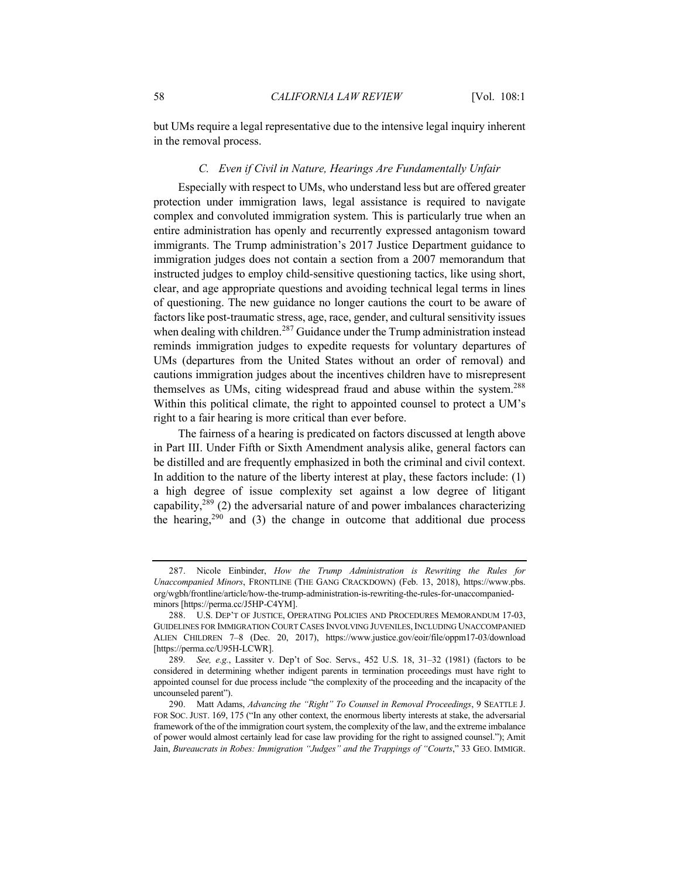but UMs require a legal representative due to the intensive legal inquiry inherent in the removal process.

### *C. Even if Civil in Nature, Hearings Are Fundamentally Unfair*

Especially with respect to UMs, who understand less but are offered greater protection under immigration laws, legal assistance is required to navigate complex and convoluted immigration system. This is particularly true when an entire administration has openly and recurrently expressed antagonism toward immigrants. The Trump administration's 2017 Justice Department guidance to immigration judges does not contain a section from a 2007 memorandum that instructed judges to employ child-sensitive questioning tactics, like using short, clear, and age appropriate questions and avoiding technical legal terms in lines of questioning. The new guidance no longer cautions the court to be aware of factors like post-traumatic stress, age, race, gender, and cultural sensitivity issues when dealing with children.[287] Guidance under the Trump administration instead reminds immigration judges to expedite requests for voluntary departures of UMs (departures from the United States without an order of removal) and cautions immigration judges about the incentives children have to misrepresent themselves as UMs, citing widespread fraud and abuse within the system.[288] Within this political climate, the right to appointed counsel to protect a UM's right to a fair hearing is more critical than ever before.

The fairness of a hearing is predicated on factors discussed at length above in Part III. Under Fifth or Sixth Amendment analysis alike, general factors can be distilled and are frequently emphasized in both the criminal and civil context. In addition to the nature of the liberty interest at play, these factors include: (1) a high degree of issue complexity set against a low degree of litigant capability,[289] (2) the adversarial nature of and power imbalances characterizing the hearing,[290] and (3) the change in outcome that additional due process

---

287. Nicole Einbinder, *How the Trump Administration is Rewriting the Rules for Unaccompanied Minors*, FRONTLINE (THE GANG CRACKDOWN) (Feb. 13, 2018), https://www.pbs.org/wgbh/frontline/article/how-the-trump-administration-is-rewriting-the-rules-for-unaccompanied-minors [https://perma.cc/J5HP-C4YM].

288. U.S. DEP'T OF JUSTICE, OPERATING POLICIES AND PROCEDURES MEMORANDUM 17-03, GUIDELINES FOR IMMIGRATION COURT CASES INVOLVING JUVENILES, INCLUDING UNACCOMPANIED ALIEN CHILDREN 7–8 (Dec. 20, 2017), https://www.justice.gov/eoir/file/oppm17-03/download [https://perma.cc/U95H-LCWR].

289. *See, e.g.*, Lassiter v. Dep't of Soc. Servs., 452 U.S. 18, 31–32 (1981) (factors to be considered in determining whether indigent parents in termination proceedings must have right to appointed counsel for due process include "the complexity of the proceeding and the incapacity of the uncounseled parent").

290. Matt Adams, *Advancing the "Right" To Counsel in Removal Proceedings*, 9 SEATTLE J. FOR SOC. JUST. 169, 175 ("In any other context, the enormous liberty interests at stake, the adversarial framework of the of the immigration court system, the complexity of the law, and the extreme imbalance of power would almost certainly lead for case law providing for the right to assigned counsel."); Amit Jain, *Bureaucrats in Robes: Immigration "Judges" and the Trappings of "Courts*," 33 GEO. IMMIGR.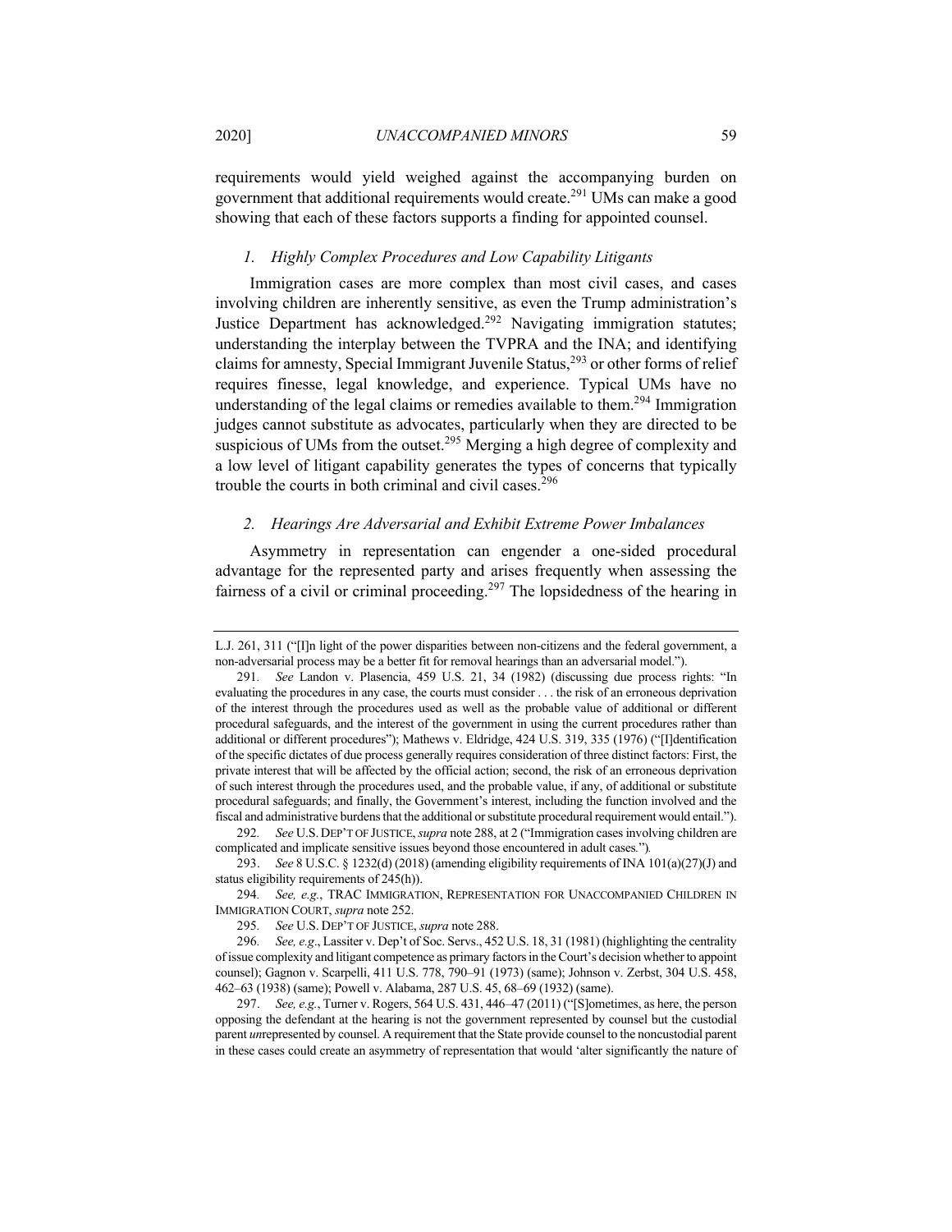requirements would yield weighed against the accompanying burden on government that additional requirements would create.[291] UMs can make a good showing that each of these factors supports a finding for appointed counsel.

### *1. Highly Complex Procedures and Low Capability Litigants*

Immigration cases are more complex than most civil cases, and cases involving children are inherently sensitive, as even the Trump administration's Justice Department has acknowledged.[292] Navigating immigration statutes; understanding the interplay between the TVPRA and the INA; and identifying claims for amnesty, Special Immigrant Juvenile Status,[293] or other forms of relief requires finesse, legal knowledge, and experience. Typical UMs have no understanding of the legal claims or remedies available to them.[294] Immigration judges cannot substitute as advocates, particularly when they are directed to be suspicious of UMs from the outset.[295] Merging a high degree of complexity and a low level of litigant capability generates the types of concerns that typically trouble the courts in both criminal and civil cases.[296]

### *2. Hearings Are Adversarial and Exhibit Extreme Power Imbalances*

Asymmetry in representation can engender a one-sided procedural advantage for the represented party and arises frequently when assessing the fairness of a civil or criminal proceeding.[297] The lopsidedness of the hearing in

---

L.J. 261, 311 ("[I]n light of the power disparities between non-citizens and the federal government, a non-adversarial process may be a better fit for removal hearings than an adversarial model.").

291. *See* Landon v. Plasencia, 459 U.S. 21, 34 (1982) (discussing due process rights: "In evaluating the procedures in any case, the courts must consider . . . the risk of an erroneous deprivation of the interest through the procedures used as well as the probable value of additional or different procedural safeguards, and the interest of the government in using the current procedures rather than additional or different procedures"); Mathews v. Eldridge, 424 U.S. 319, 335 (1976) ("[I]dentification of the specific dictates of due process generally requires consideration of three distinct factors: First, the private interest that will be affected by the official action; second, the risk of an erroneous deprivation of such interest through the procedures used, and the probable value, if any, of additional or substitute procedural safeguards; and finally, the Government's interest, including the function involved and the fiscal and administrative burdens that the additional or substitute procedural requirement would entail.").

292. *See* U.S. DEP'T OF JUSTICE, *supra* note 288, at 2 ("Immigration cases involving children are complicated and implicate sensitive issues beyond those encountered in adult cases.").

293. *See* 8 U.S.C. § 1232(d) (2018) (amending eligibility requirements of INA 101(a)(27)(J) and status eligibility requirements of 245(h)).

294. *See, e.g.*, TRAC IMMIGRATION, REPRESENTATION FOR UNACCOMPANIED CHILDREN IN IMMIGRATION COURT, *supra* note 252.

295. *See* U.S. DEP'T OF JUSTICE, *supra* note 288.

296. *See, e.g*., Lassiter v. Dep't of Soc. Servs., 452 U.S. 18, 31 (1981) (highlighting the centrality of issue complexity and litigant competence as primary factors in the Court's decision whether to appoint counsel); Gagnon v. Scarpelli, 411 U.S. 778, 790–91 (1973) (same); Johnson v. Zerbst, 304 U.S. 458, 462–63 (1938) (same); Powell v. Alabama, 287 U.S. 45, 68–69 (1932) (same).

297. *See, e.g.*, Turner v. Rogers, 564 U.S. 431, 446–47 (2011) ("[S]ometimes, as here, the person opposing the defendant at the hearing is not the government represented by counsel but the custodial parent *un*represented by counsel. A requirement that the State provide counsel to the noncustodial parent in these cases could create an asymmetry of representation that would 'alter significantly the nature of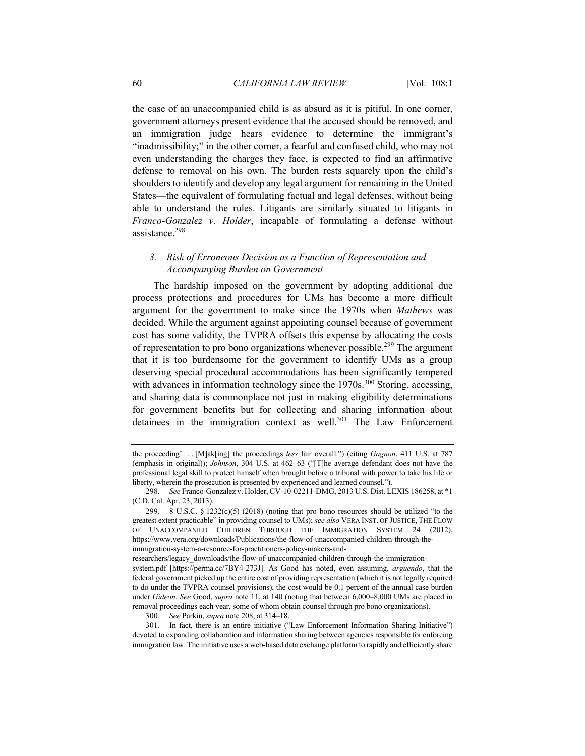the case of an unaccompanied child is as absurd as it is pitiful. In one corner, government attorneys present evidence that the accused should be removed, and an immigration judge hears evidence to determine the immigrant's "inadmissibility;" in the other corner, a fearful and confused child, who may not even understanding the charges they face, is expected to find an affirmative defense to removal on his own. The burden rests squarely upon the child's shoulders to identify and develop any legal argument for remaining in the United States—the equivalent of formulating factual and legal defenses, without being able to understand the rules. Litigants are similarly situated to litigants in *Franco-Gonzalez v. Holder*, incapable of formulating a defense without assistance.[298]

### *3. Risk of Erroneous Decision as a Function of Representation and Accompanying Burden on Government*

The hardship imposed on the government by adopting additional due process protections and procedures for UMs has become a more difficult argument for the government to make since the 1970s when *Mathews* was decided. While the argument against appointing counsel because of government cost has some validity, the TVPRA offsets this expense by allocating the costs of representation to pro bono organizations whenever possible.[299] The argument that it is too burdensome for the government to identify UMs as a group deserving special procedural accommodations has been significantly tempered with advances in information technology since the 1970s.[300] Storing, accessing, and sharing data is commonplace not just in making eligibility determinations for government benefits but for collecting and sharing information about detainees in the immigration context as well.[301] The Law Enforcement

---

the proceeding' . . . [M]ak[ing] the proceedings *less* fair overall.") (citing *Gagnon*, 411 U.S. at 787 (emphasis in original)); *Johnson*, 304 U.S. at 462–63 ("[T]he average defendant does not have the professional legal skill to protect himself when brought before a tribunal with power to take his life or liberty, wherein the prosecution is presented by experienced and learned counsel.").

298. *See* Franco-Gonzalez v. Holder, CV-10-02211-DMG, 2013 U.S. Dist. LEXIS 186258, at *1 (C.D. Cal. Apr. 23, 2013).

299. 8 U.S.C. § 1232(c)(5) (2018) (noting that pro bono resources should be utilized "to the greatest extent practicable" in providing counsel to UMs); *see also* VERA INST. OF JUSTICE, THE FLOW OF UNACCOMPANIED CHILDREN THROUGH THE IMMIGRATION SYSTEM 24 (2012), https://www.vera.org/downloads/Publications/the-flow-of-unaccompanied-children-through-the-immigration-system-a-resource-for-practitioners-policy-makers-and-researchers/legacy_downloads/the-flow-of-unaccompanied-children-through-the-immigration-system.pdf [https://perma.cc/7BY4-273J]. As Good has noted, even assuming, *arguendo*, that the federal government picked up the entire cost of providing representation (which it is not legally required to do under the TVPRA counsel provisions), the cost would be 0.1 percent of the annual case burden under *Gideon*. *See* Good, *supra* note 11, at 140 (noting that between 6,000–8,000 UMs are placed in removal proceedings each year, some of whom obtain counsel through pro bono organizations).

300. *See* Parkin, *supra* note 208, at 314–18.

301. In fact, there is an entire initiative ("Law Enforcement Information Sharing Initiative") devoted to expanding collaboration and information sharing between agencies responsible for enforcing immigration law. The initiative uses a web-based data exchange platform to rapidly and efficiently share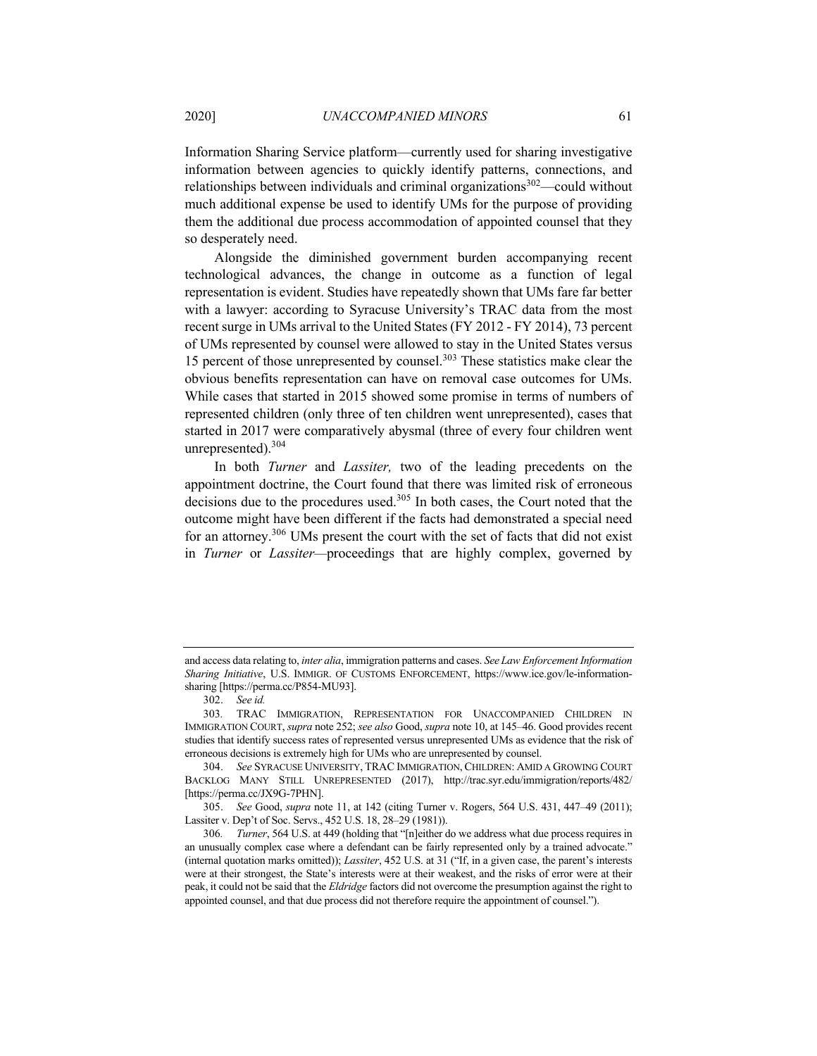Information Sharing Service platform—currently used for sharing investigative information between agencies to quickly identify patterns, connections, and relationships between individuals and criminal organizations[302]—could without much additional expense be used to identify UMs for the purpose of providing them the additional due process accommodation of appointed counsel that they so desperately need.

Alongside the diminished government burden accompanying recent technological advances, the change in outcome as a function of legal representation is evident. Studies have repeatedly shown that UMs fare far better with a lawyer: according to Syracuse University's TRAC data from the most recent surge in UMs arrival to the United States (FY 2012 - FY 2014), 73 percent of UMs represented by counsel were allowed to stay in the United States versus 15 percent of those unrepresented by counsel.[303] These statistics make clear the obvious benefits representation can have on removal case outcomes for UMs. While cases that started in 2015 showed some promise in terms of numbers of represented children (only three of ten children went unrepresented), cases that started in 2017 were comparatively abysmal (three of every four children went unrepresented).[304]

In both *Turner* and *Lassiter,* two of the leading precedents on the appointment doctrine, the Court found that there was limited risk of erroneous decisions due to the procedures used.[305] In both cases, the Court noted that the outcome might have been different if the facts had demonstrated a special need for an attorney.[306] UMs present the court with the set of facts that did not exist in *Turner* or *Lassiter*—proceedings that are highly complex, governed by

---

and access data relating to, *inter alia*, immigration patterns and cases. *See Law Enforcement Information Sharing Initiative*, U.S. IMMIGR. OF CUSTOMS ENFORCEMENT, https://www.ice.gov/le-information-sharing [https://perma.cc/P854-MU93].

302. *See id.*

303. TRAC IMMIGRATION, REPRESENTATION FOR UNACCOMPANIED CHILDREN IN IMMIGRATION COURT, *supra* note 252; *see also* Good, *supra* note 10, at 145–46. Good provides recent studies that identify success rates of represented versus unrepresented UMs as evidence that the risk of erroneous decisions is extremely high for UMs who are unrepresented by counsel.

304. *See* SYRACUSE UNIVERSITY, TRAC IMMIGRATION, CHILDREN: AMID A GROWING COURT BACKLOG MANY STILL UNREPRESENTED (2017), http://trac.syr.edu/immigration/reports/482/ [https://perma.cc/JX9G-7PHN].

305. *See* Good, *supra* note 11, at 142 (citing Turner v. Rogers, 564 U.S. 431, 447–49 (2011); Lassiter v. Dep't of Soc. Servs., 452 U.S. 18, 28–29 (1981)).

306. *Turner*, 564 U.S. at 449 (holding that "[n]either do we address what due process requires in an unusually complex case where a defendant can be fairly represented only by a trained advocate." (internal quotation marks omitted)); *Lassiter*, 452 U.S. at 31 ("If, in a given case, the parent's interests were at their strongest, the State's interests were at their weakest, and the risks of error were at their peak, it could not be said that the *Eldridge* factors did not overcome the presumption against the right to appointed counsel, and that due process did not therefore require the appointment of counsel.").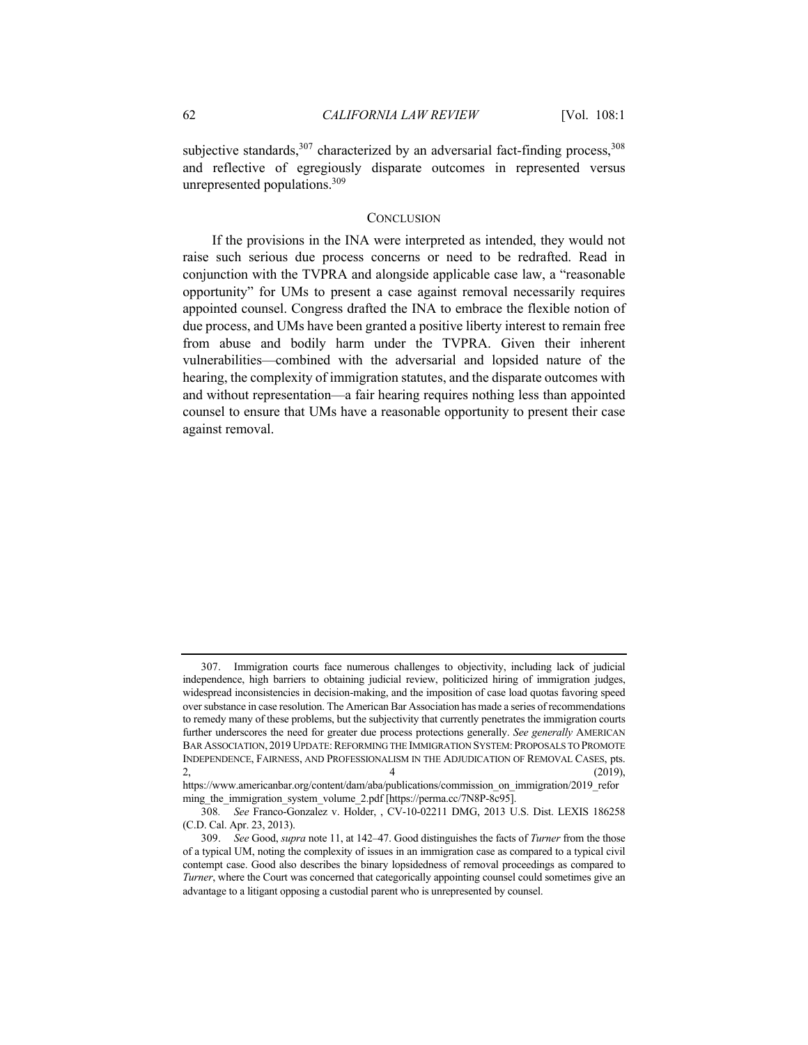subjective standards,[307] characterized by an adversarial fact-finding process,[308] and reflective of egregiously disparate outcomes in represented versus unrepresented populations.[309]

## CONCLUSION

If the provisions in the INA were interpreted as intended, they would not raise such serious due process concerns or need to be redrafted. Read in conjunction with the TVPRA and alongside applicable case law, a "reasonable opportunity" for UMs to present a case against removal necessarily requires appointed counsel. Congress drafted the INA to embrace the flexible notion of due process, and UMs have been granted a positive liberty interest to remain free from abuse and bodily harm under the TVPRA. Given their inherent vulnerabilities—combined with the adversarial and lopsided nature of the hearing, the complexity of immigration statutes, and the disparate outcomes with and without representation—a fair hearing requires nothing less than appointed counsel to ensure that UMs have a reasonable opportunity to present their case against removal.

---

307. Immigration courts face numerous challenges to objectivity, including lack of judicial independence, high barriers to obtaining judicial review, politicized hiring of immigration judges, widespread inconsistencies in decision-making, and the imposition of case load quotas favoring speed over substance in case resolution. The American Bar Association has made a series of recommendations to remedy many of these problems, but the subjectivity that currently penetrates the immigration courts further underscores the need for greater due process protections generally. *See generally* AMERICAN BAR ASSOCIATION, 2019 UPDATE: REFORMING THE IMMIGRATION SYSTEM: PROPOSALS TO PROMOTE INDEPENDENCE, FAIRNESS, AND PROFESSIONALISM IN THE ADJUDICATION OF REMOVAL CASES, pts. 2, 4 (2019), https://www.americanbar.org/content/dam/aba/publications/commission_on_immigration/2019_reforming_the_immigration_system_volume_2.pdf [https://perma.cc/7N8P-8c95].

308. *See* Franco-Gonzalez v. Holder, , CV-10-02211 DMG, 2013 U.S. Dist. LEXIS 186258 (C.D. Cal. Apr. 23, 2013).

309. *See* Good, *supra* note 11, at 142–47. Good distinguishes the facts of *Turner* from the those of a typical UM, noting the complexity of issues in an immigration case as compared to a typical civil contempt case. Good also describes the binary lopsidedness of removal proceedings as compared to *Turner*, where the Court was concerned that categorically appointing counsel could sometimes give an advantage to a litigant opposing a custodial parent who is unrepresented by counsel.